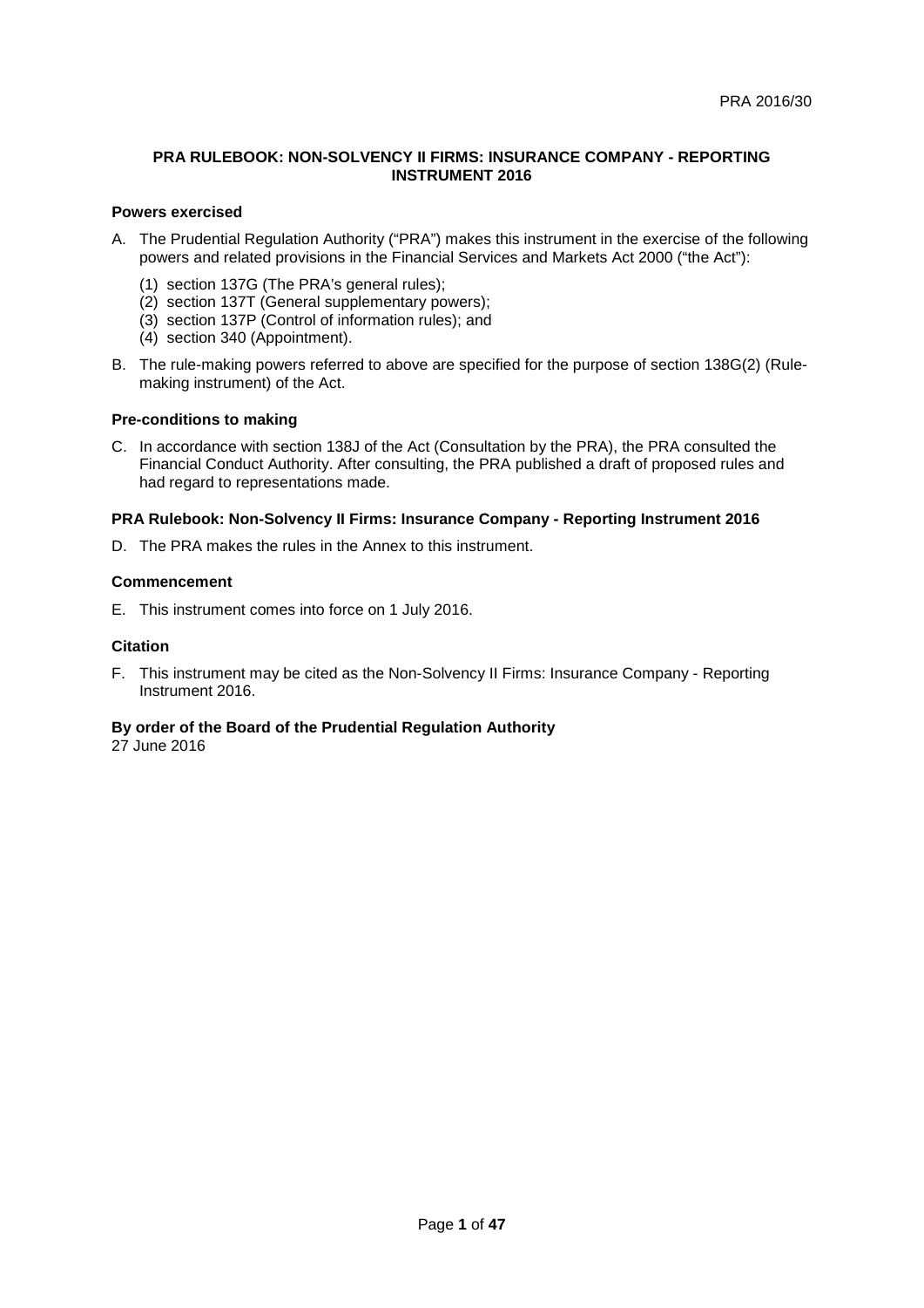PRA 2016/30

# PRA RULEBOOK: NON-SOLVENCY II FIRMS: INSURANCE COMPANY - REPORTING INSTRUMENT 2016

## Powers exercised

A. The Prudential Regulation Authority ("PRA") makes this instrument in the exercise of the following powers and related provisions in the Financial Services and Markets Act 2000 ("the Act"):

   (1) section 137G (The PRA's general rules);
   (2) section 137T (General supplementary powers);
   (3) section 137P (Control of information rules); and
   (4) section 340 (Appointment).

B. The rule-making powers referred to above are specified for the purpose of section 138G(2) (Rule-making instrument) of the Act.

## Pre-conditions to making

C. In accordance with section 138J of the Act (Consultation by the PRA), the PRA consulted the Financial Conduct Authority. After consulting, the PRA published a draft of proposed rules and had regard to representations made.

## PRA Rulebook: Non-Solvency II Firms: Insurance Company - Reporting Instrument 2016

D. The PRA makes the rules in the Annex to this instrument.

## Commencement

E. This instrument comes into force on 1 July 2016.

## Citation

F. This instrument may be cited as the Non-Solvency II Firms: Insurance Company - Reporting Instrument 2016.

**By order of the Board of the Prudential Regulation Authority**
27 June 2016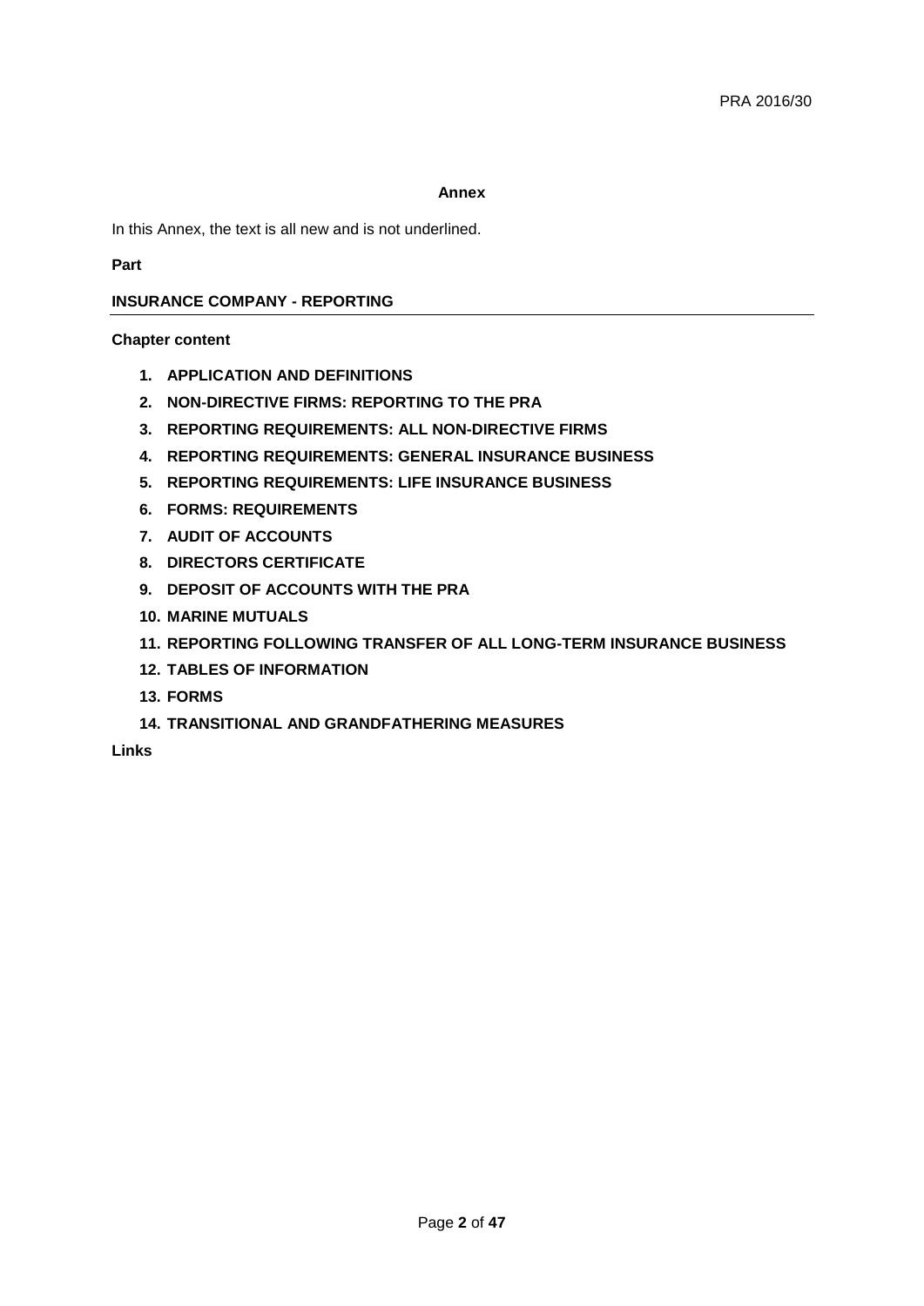## Annex

In this Annex, the text is all new and is not underlined.

**Part**

**INSURANCE COMPANY - REPORTING**

**Chapter content**

1. **APPLICATION AND DEFINITIONS**
2. **NON-DIRECTIVE FIRMS: REPORTING TO THE PRA**
3. **REPORTING REQUIREMENTS: ALL NON-DIRECTIVE FIRMS**
4. **REPORTING REQUIREMENTS: GENERAL INSURANCE BUSINESS**
5. **REPORTING REQUIREMENTS: LIFE INSURANCE BUSINESS**
6. **FORMS: REQUIREMENTS**
7. **AUDIT OF ACCOUNTS**
8. **DIRECTORS CERTIFICATE**
9. **DEPOSIT OF ACCOUNTS WITH THE PRA**
10. **MARINE MUTUALS**
11. **REPORTING FOLLOWING TRANSFER OF ALL LONG-TERM INSURANCE BUSINESS**
12. **TABLES OF INFORMATION**
13. **FORMS**
14. **TRANSITIONAL AND GRANDFATHERING MEASURES**

**Links**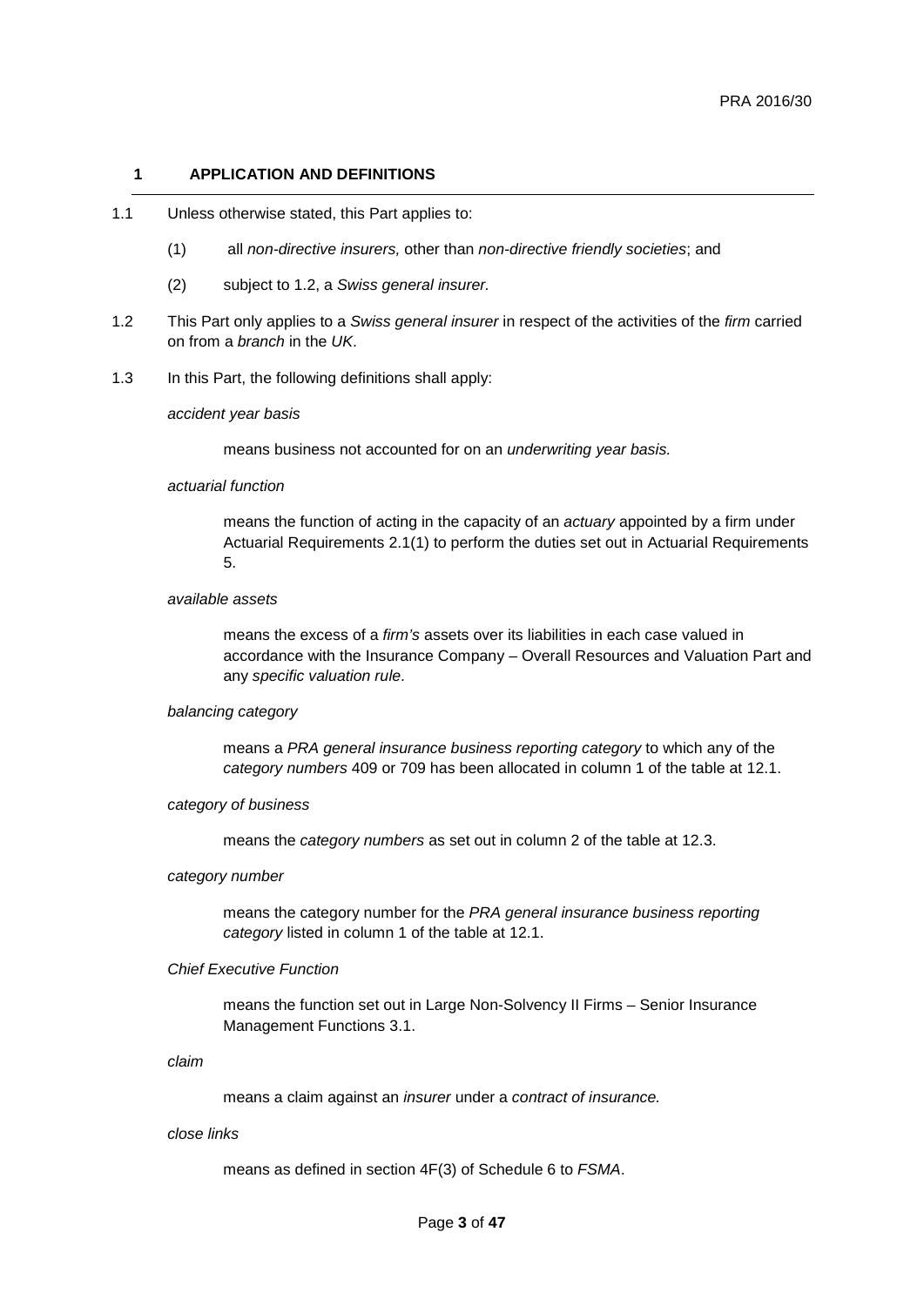## 1 APPLICATION AND DEFINITIONS

1.1 Unless otherwise stated, this Part applies to:

(1) all *non-directive insurers,* other than *non-directive friendly societies*; and

(2) subject to 1.2, a *Swiss general insurer.*

1.2 This Part only applies to a *Swiss general insurer* in respect of the activities of the *firm* carried on from a *branch* in the *UK*.

1.3 In this Part, the following definitions shall apply:

*accident year basis*

means business not accounted for on an *underwriting year basis.*

*actuarial function*

means the function of acting in the capacity of an *actuary* appointed by a firm under Actuarial Requirements 2.1(1) to perform the duties set out in Actuarial Requirements 5.

*available assets*

means the excess of a *firm's* assets over its liabilities in each case valued in accordance with the Insurance Company – Overall Resources and Valuation Part and any *specific valuation rule*.

*balancing category*

means a *PRA general insurance business reporting category* to which any of the *category numbers* 409 or 709 has been allocated in column 1 of the table at 12.1.

*category of business*

means the *category numbers* as set out in column 2 of the table at 12.3.

*category number*

means the category number for the *PRA general insurance business reporting category* listed in column 1 of the table at 12.1.

*Chief Executive Function*

means the function set out in Large Non-Solvency II Firms – Senior Insurance Management Functions 3.1.

*claim*

means a claim against an *insurer* under a *contract of insurance.*

*close links*

means as defined in section 4F(3) of Schedule 6 to *FSMA*.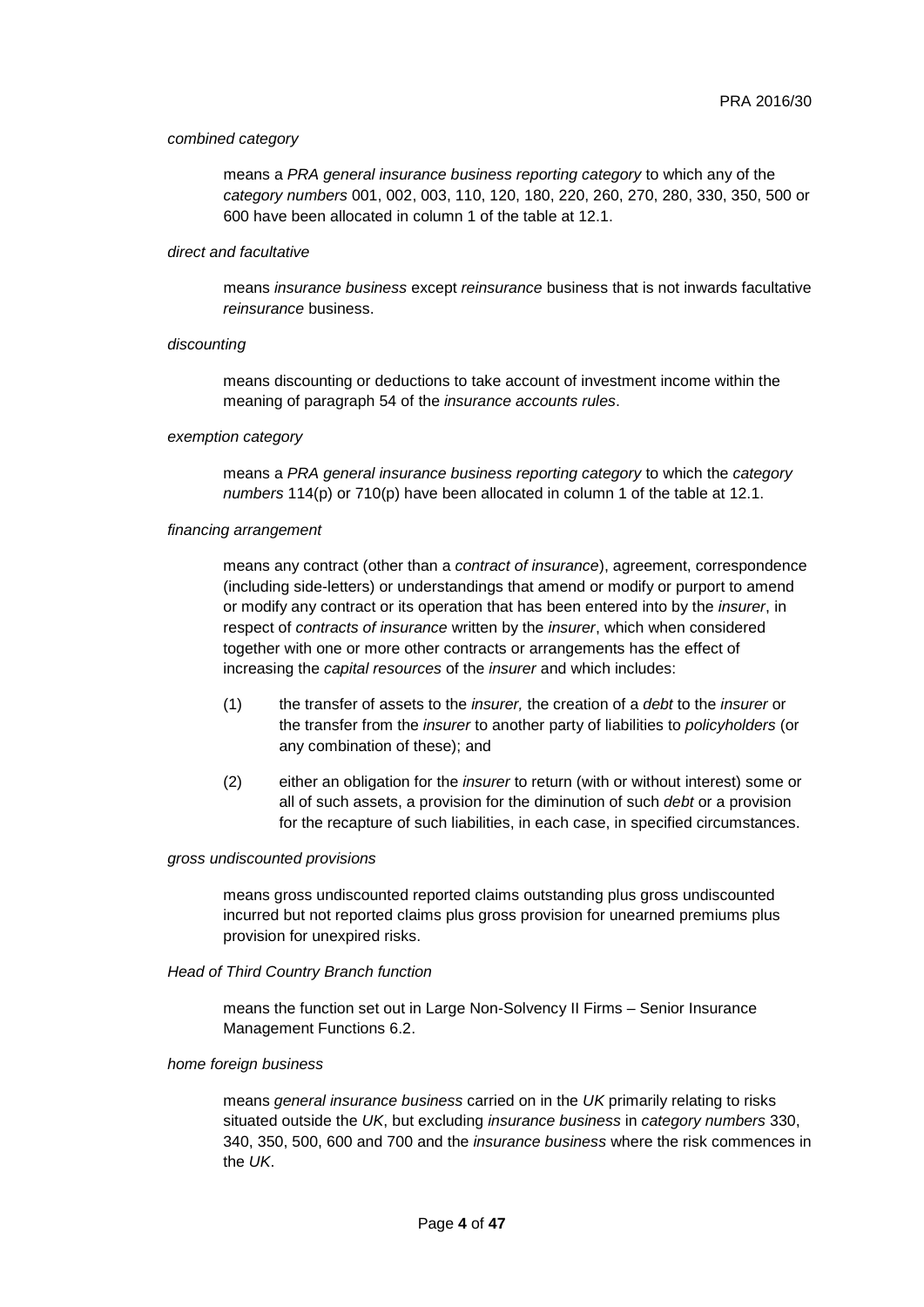*combined category*

means a *PRA general insurance business reporting category* to which any of the *category numbers* 001, 002, 003, 110, 120, 180, 220, 260, 270, 280, 330, 350, 500 or 600 have been allocated in column 1 of the table at 12.1.

*direct and facultative*

means *insurance business* except *reinsurance* business that is not inwards facultative *reinsurance* business.

*discounting*

means discounting or deductions to take account of investment income within the meaning of paragraph 54 of the *insurance accounts rules*.

*exemption category*

means a *PRA general insurance business reporting category* to which the *category numbers* 114(p) or 710(p) have been allocated in column 1 of the table at 12.1.

*financing arrangement*

means any contract (other than a *contract of insurance*), agreement, correspondence (including side-letters) or understandings that amend or modify or purport to amend or modify any contract or its operation that has been entered into by the *insurer*, in respect of *contracts of insurance* written by the *insurer*, which when considered together with one or more other contracts or arrangements has the effect of increasing the *capital resources* of the *insurer* and which includes:

(1) the transfer of assets to the *insurer,* the creation of a *debt* to the *insurer* or the transfer from the *insurer* to another party of liabilities to *policyholders* (or any combination of these); and

(2) either an obligation for the *insurer* to return (with or without interest) some or all of such assets, a provision for the diminution of such *debt* or a provision for the recapture of such liabilities, in each case, in specified circumstances.

*gross undiscounted provisions*

means gross undiscounted reported claims outstanding plus gross undiscounted incurred but not reported claims plus gross provision for unearned premiums plus provision for unexpired risks.

*Head of Third Country Branch function*

means the function set out in Large Non-Solvency II Firms – Senior Insurance Management Functions 6.2.

*home foreign business*

means *general insurance business* carried on in the *UK* primarily relating to risks situated outside the *UK*, but excluding *insurance business* in *category numbers* 330, 340, 350, 500, 600 and 700 and the *insurance business* where the risk commences in the *UK*.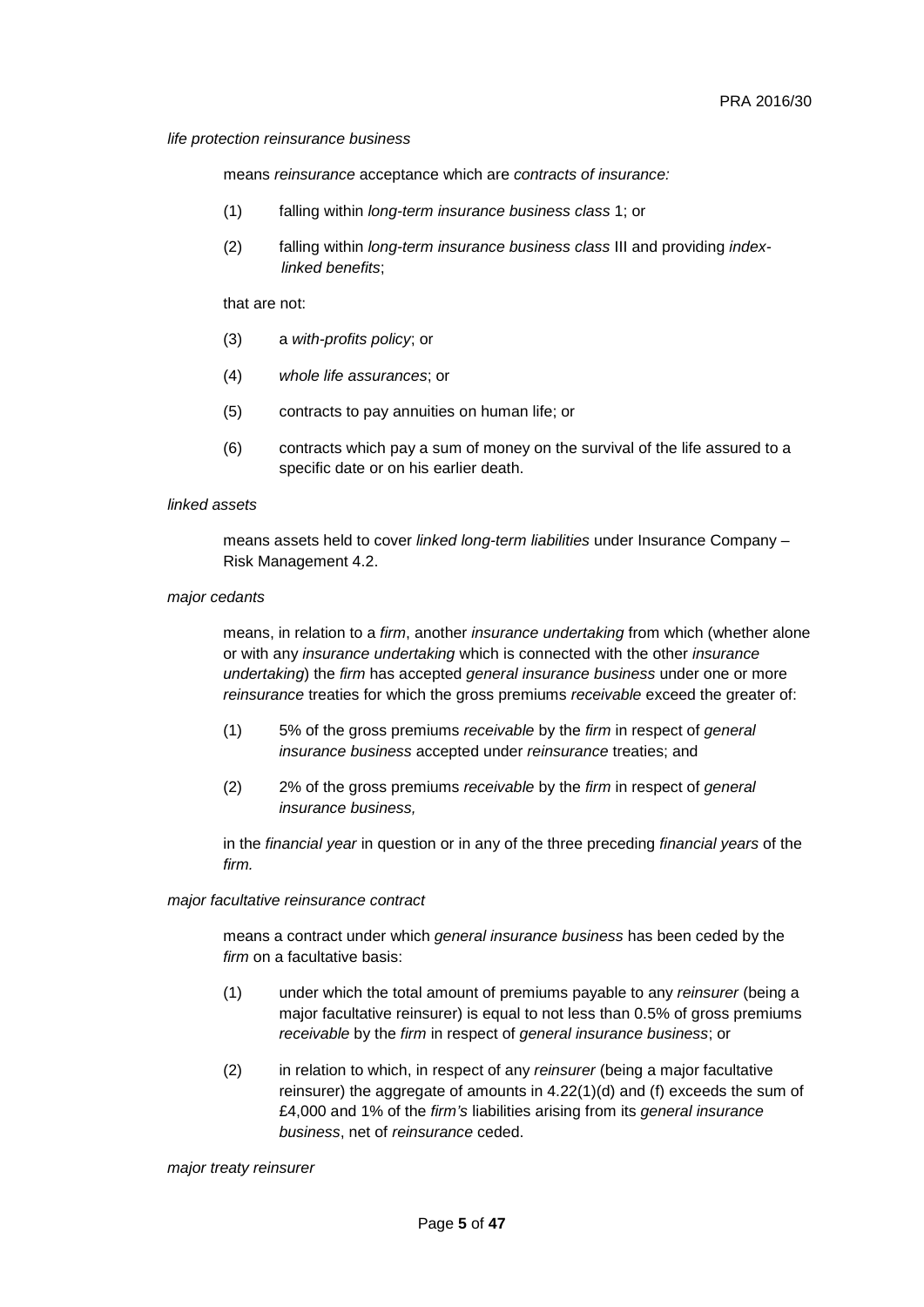*life protection reinsurance business*

means *reinsurance* acceptance which are *contracts of insurance:*

(1) falling within *long-term insurance business class* 1; or

(2) falling within *long-term insurance business class* III and providing *index-linked benefits*;

that are not:

(3) a *with-profits policy*; or

(4) *whole life assurances*; or

(5) contracts to pay annuities on human life; or

(6) contracts which pay a sum of money on the survival of the life assured to a specific date or on his earlier death.

*linked assets*

means assets held to cover *linked long-term liabilities* under Insurance Company – Risk Management 4.2.

*major cedants*

means, in relation to a *firm*, another *insurance undertaking* from which (whether alone or with any *insurance undertaking* which is connected with the other *insurance undertaking*) the *firm* has accepted *general insurance business* under one or more *reinsurance* treaties for which the gross premiums *receivable* exceed the greater of:

(1) 5% of the gross premiums *receivable* by the *firm* in respect of *general insurance business* accepted under *reinsurance* treaties; and

(2) 2% of the gross premiums *receivable* by the *firm* in respect of *general insurance business,*

in the *financial year* in question or in any of the three preceding *financial years* of the *firm.*

*major facultative reinsurance contract*

means a contract under which *general insurance business* has been ceded by the *firm* on a facultative basis:

(1) under which the total amount of premiums payable to any *reinsurer* (being a major facultative reinsurer) is equal to not less than 0.5% of gross premiums *receivable* by the *firm* in respect of *general insurance business*; or

(2) in relation to which, in respect of any *reinsurer* (being a major facultative reinsurer) the aggregate of amounts in 4.22(1)(d) and (f) exceeds the sum of £4,000 and 1% of the *firm's* liabilities arising from its *general insurance business*, net of *reinsurance* ceded.

*major treaty reinsurer*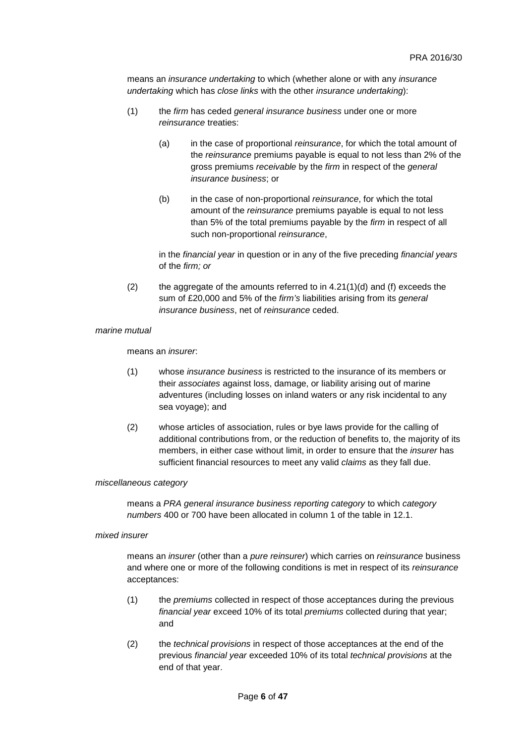means an *insurance undertaking* to which (whether alone or with any *insurance undertaking* which has *close links* with the other *insurance undertaking*):

(1) the *firm* has ceded *general insurance business* under one or more *reinsurance* treaties:

  (a) in the case of proportional *reinsurance*, for which the total amount of the *reinsurance* premiums payable is equal to not less than 2% of the gross premiums *receivable* by the *firm* in respect of the *general insurance business*; or

  (b) in the case of non-proportional *reinsurance*, for which the total amount of the *reinsurance* premiums payable is equal to not less than 5% of the total premiums payable by the *firm* in respect of all such non-proportional *reinsurance*,

  in the *financial year* in question or in any of the five preceding *financial years* of the *firm; or*

(2) the aggregate of the amounts referred to in 4.21(1)(d) and (f) exceeds the sum of £20,000 and 5% of the *firm's* liabilities arising from its *general insurance business*, net of *reinsurance* ceded.

*marine mutual*

means an *insurer*:

(1) whose *insurance business* is restricted to the insurance of its members or their *associates* against loss, damage, or liability arising out of marine adventures (including losses on inland waters or any risk incidental to any sea voyage); and

(2) whose articles of association, rules or bye laws provide for the calling of additional contributions from, or the reduction of benefits to, the majority of its members, in either case without limit, in order to ensure that the *insurer* has sufficient financial resources to meet any valid *claims* as they fall due.

*miscellaneous category*

means a *PRA general insurance business reporting category* to which *category numbers* 400 or 700 have been allocated in column 1 of the table in 12.1.

*mixed insurer*

means an *insurer* (other than a *pure reinsurer*) which carries on *reinsurance* business and where one or more of the following conditions is met in respect of its *reinsurance* acceptances:

(1) the *premiums* collected in respect of those acceptances during the previous *financial year* exceed 10% of its total *premiums* collected during that year; and

(2) the *technical provisions* in respect of those acceptances at the end of the previous *financial year* exceeded 10% of its total *technical provisions* at the end of that year.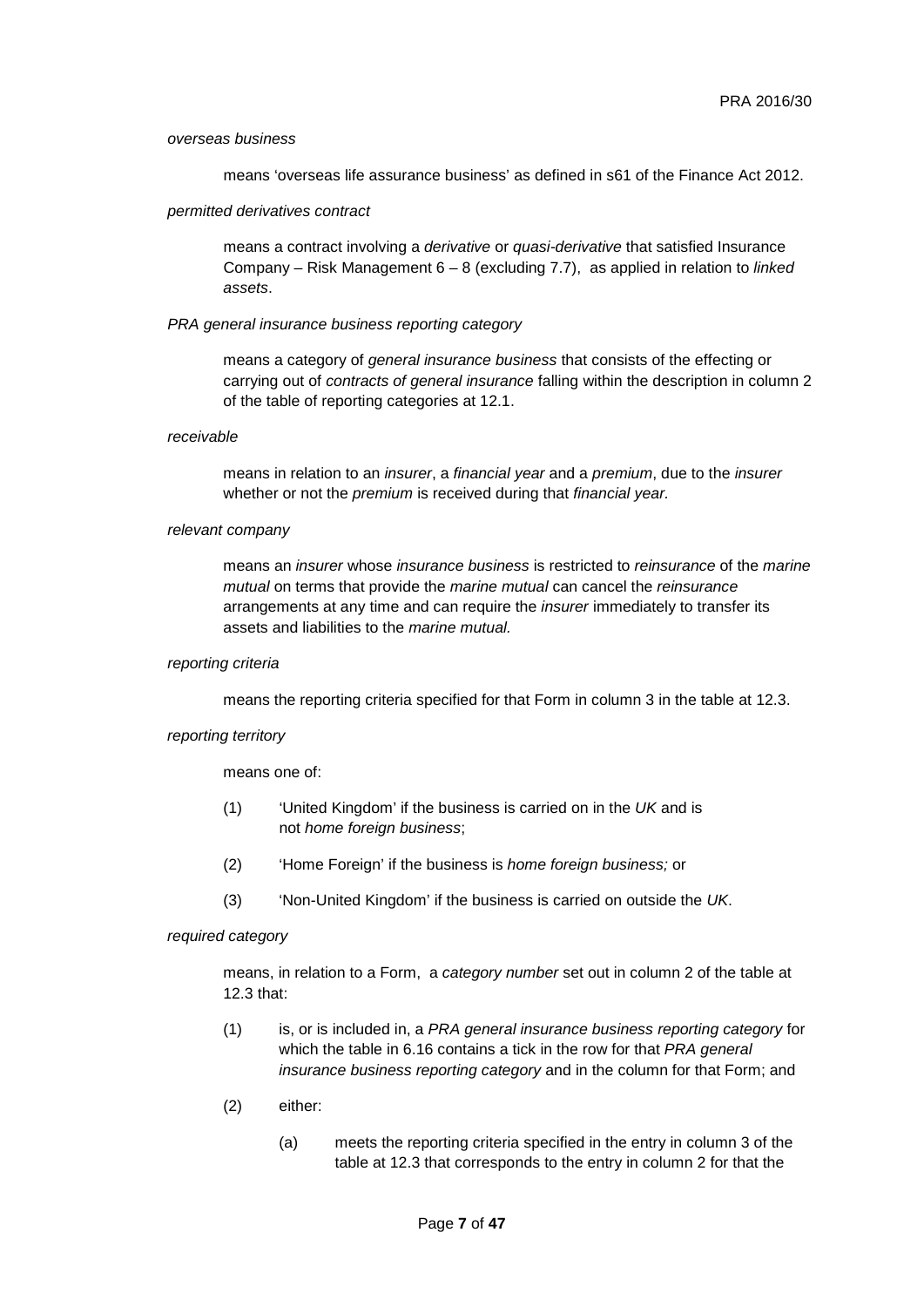*overseas business*

means 'overseas life assurance business' as defined in s61 of the Finance Act 2012.

*permitted derivatives contract*

means a contract involving a *derivative* or *quasi-derivative* that satisfied Insurance Company – Risk Management 6 – 8 (excluding 7.7), as applied in relation to *linked assets*.

*PRA general insurance business reporting category*

means a category of *general insurance business* that consists of the effecting or carrying out of *contracts of general insurance* falling within the description in column 2 of the table of reporting categories at 12.1.

*receivable*

means in relation to an *insurer*, a *financial year* and a *premium*, due to the *insurer* whether or not the *premium* is received during that *financial year*.

*relevant company*

means an *insurer* whose *insurance business* is restricted to *reinsurance* of the *marine mutual* on terms that provide the *marine mutual* can cancel the *reinsurance* arrangements at any time and can require the *insurer* immediately to transfer its assets and liabilities to the *marine mutual.*

*reporting criteria*

means the reporting criteria specified for that Form in column 3 in the table at 12.3.

*reporting territory*

means one of:

(1) 'United Kingdom' if the business is carried on in the *UK* and is not *home foreign business*;

(2) 'Home Foreign' if the business is *home foreign business;* or

(3) 'Non-United Kingdom' if the business is carried on outside the *UK*.

*required category*

means, in relation to a Form, a *category number* set out in column 2 of the table at 12.3 that:

(1) is, or is included in, a *PRA general insurance business reporting category* for which the table in 6.16 contains a tick in the row for that *PRA general insurance business reporting category* and in the column for that Form; and

(2) either:

(a) meets the reporting criteria specified in the entry in column 3 of the table at 12.3 that corresponds to the entry in column 2 for that the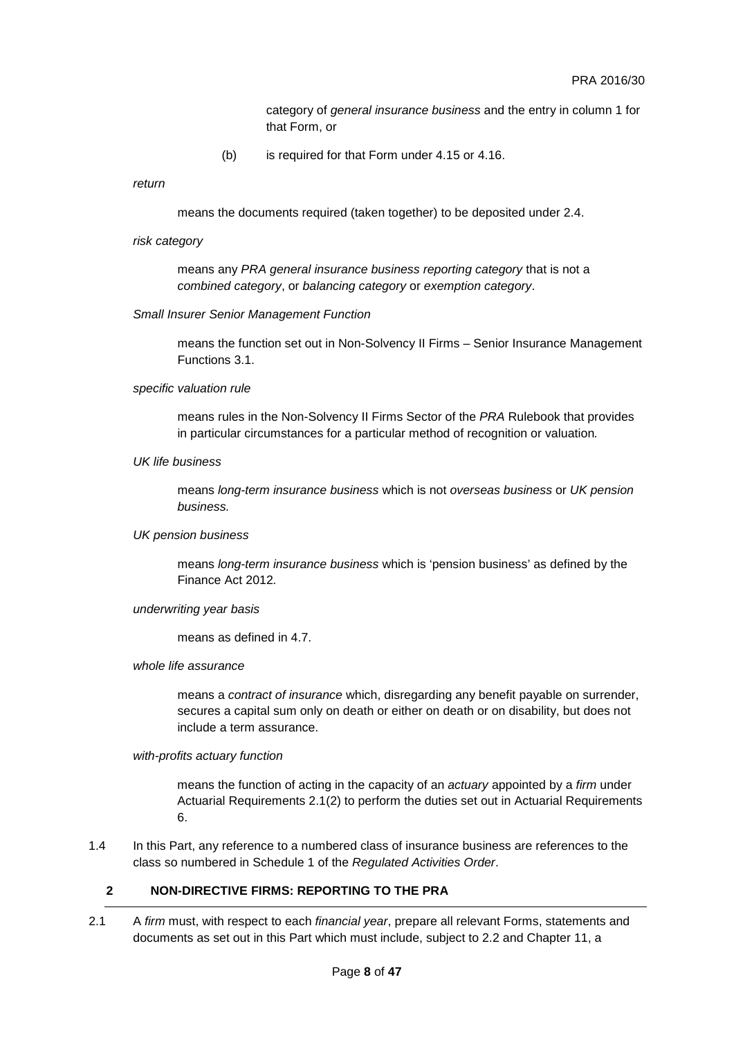category of *general insurance business* and the entry in column 1 for that Form, or

(b) is required for that Form under 4.15 or 4.16.

*return*

means the documents required (taken together) to be deposited under 2.4.

*risk category*

means any *PRA general insurance business reporting category* that is not a *combined category*, or *balancing category* or *exemption category*.

*Small Insurer Senior Management Function*

means the function set out in Non-Solvency II Firms – Senior Insurance Management Functions 3.1.

*specific valuation rule*

means rules in the Non-Solvency II Firms Sector of the *PRA* Rulebook that provides in particular circumstances for a particular method of recognition or valuation*.*

*UK life business*

means *long-term insurance business* which is not *overseas business* or *UK pension business.*

*UK pension business*

means *long-term insurance business* which is 'pension business' as defined by the Finance Act 2012*.*

*underwriting year basis*

means as defined in 4.7.

*whole life assurance*

means a *contract of insurance* which, disregarding any benefit payable on surrender, secures a capital sum only on death or either on death or on disability, but does not include a term assurance.

*with-profits actuary function*

means the function of acting in the capacity of an *actuary* appointed by a *firm* under Actuarial Requirements 2.1(2) to perform the duties set out in Actuarial Requirements 6.

1.4 In this Part, any reference to a numbered class of insurance business are references to the class so numbered in Schedule 1 of the *Regulated Activities Order*.

## 2 NON-DIRECTIVE FIRMS: REPORTING TO THE PRA

2.1 A *firm* must, with respect to each *financial year*, prepare all relevant Forms, statements and documents as set out in this Part which must include, subject to 2.2 and Chapter 11, a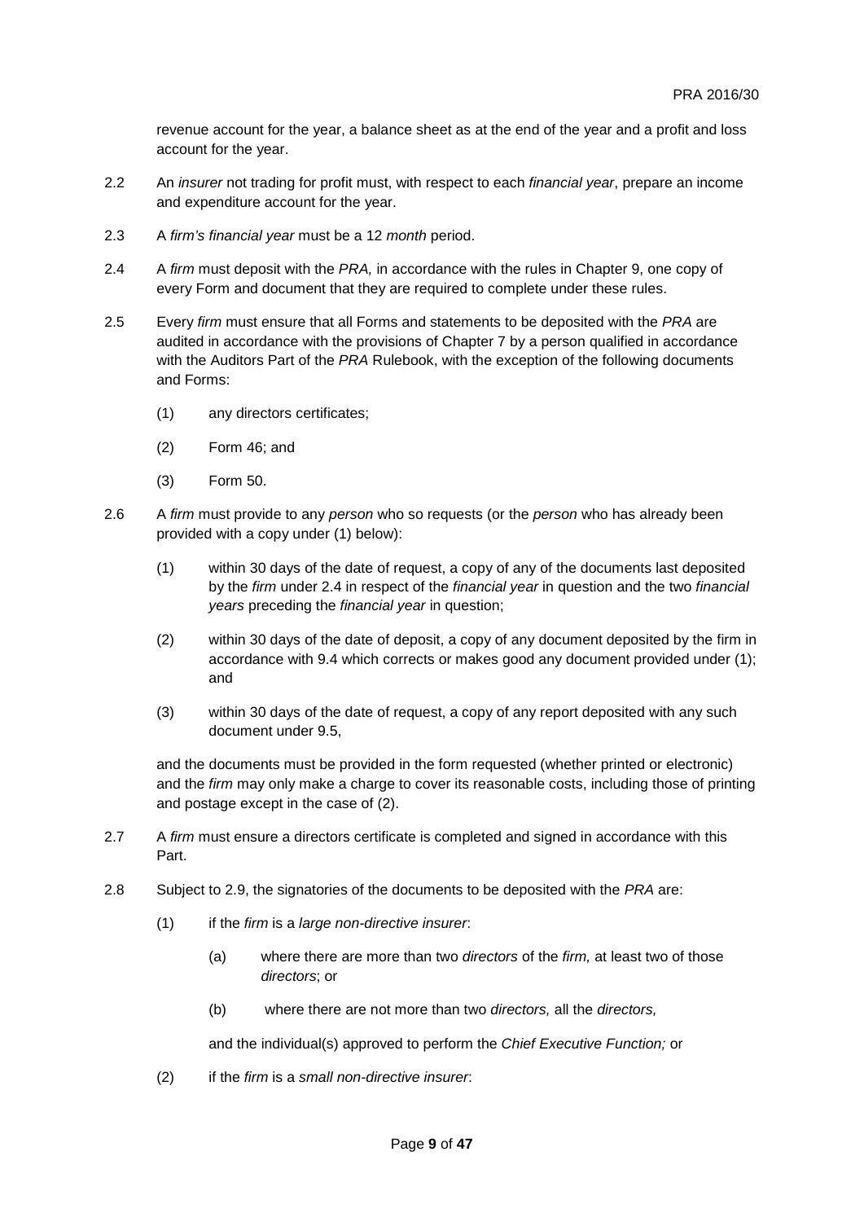revenue account for the year, a balance sheet as at the end of the year and a profit and loss account for the year.

2.2 An *insurer* not trading for profit must, with respect to each *financial year*, prepare an income and expenditure account for the year.

2.3 A *firm's financial year* must be a 12 *month* period.

2.4 A *firm* must deposit with the *PRA,* in accordance with the rules in Chapter 9, one copy of every Form and document that they are required to complete under these rules.

2.5 Every *firm* must ensure that all Forms and statements to be deposited with the *PRA* are audited in accordance with the provisions of Chapter 7 by a person qualified in accordance with the Auditors Part of the *PRA* Rulebook, with the exception of the following documents and Forms:

(1) any directors certificates;

(2) Form 46; and

(3) Form 50.

2.6 A *firm* must provide to any *person* who so requests (or the *person* who has already been provided with a copy under (1) below):

(1) within 30 days of the date of request, a copy of any of the documents last deposited by the *firm* under 2.4 in respect of the *financial year* in question and the two *financial years* preceding the *financial year* in question;

(2) within 30 days of the date of deposit, a copy of any document deposited by the firm in accordance with 9.4 which corrects or makes good any document provided under (1); and

(3) within 30 days of the date of request, a copy of any report deposited with any such document under 9.5,

and the documents must be provided in the form requested (whether printed or electronic) and the *firm* may only make a charge to cover its reasonable costs, including those of printing and postage except in the case of (2).

2.7 A *firm* must ensure a directors certificate is completed and signed in accordance with this Part.

2.8 Subject to 2.9, the signatories of the documents to be deposited with the *PRA* are:

(1) if the *firm* is a *large non-directive insurer*:

(a) where there are more than two *directors* of the *firm,* at least two of those *directors*; or

(b) where there are not more than two *directors,* all the *directors,*

and the individual(s) approved to perform the *Chief Executive Function;* or

(2) if the *firm* is a *small non-directive insurer*: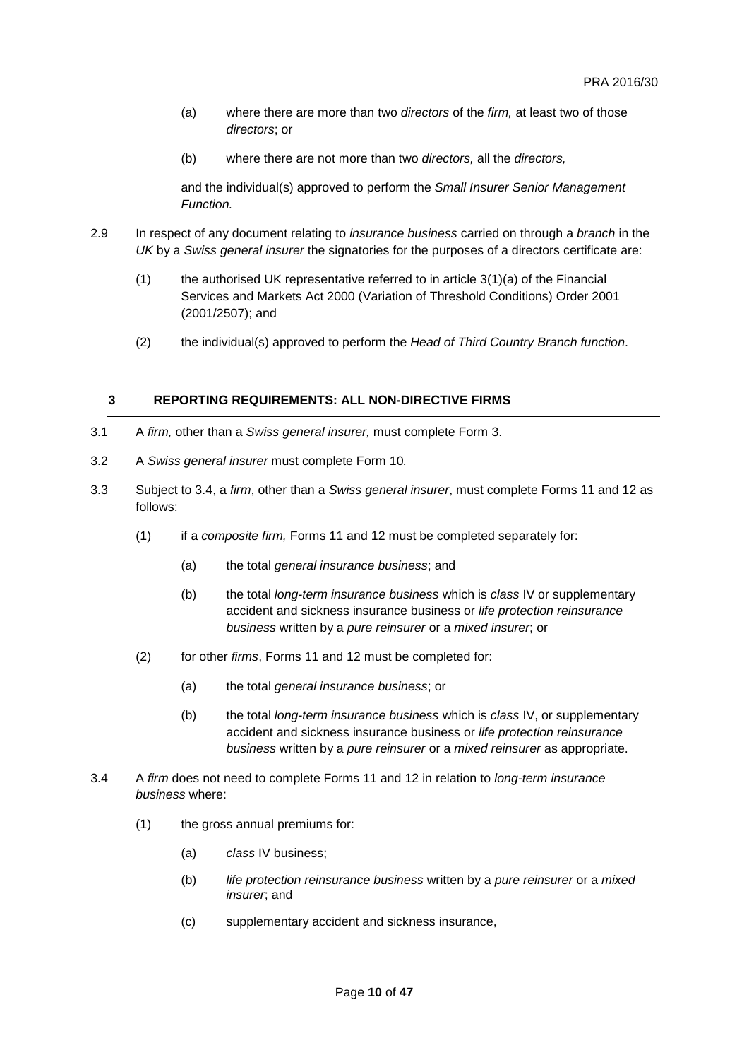(a) where there are more than two *directors* of the *firm,* at least two of those *directors*; or

(b) where there are not more than two *directors,* all the *directors,*

and the individual(s) approved to perform the *Small Insurer Senior Management Function.*

2.9 In respect of any document relating to *insurance business* carried on through a *branch* in the *UK* by a *Swiss general insurer* the signatories for the purposes of a directors certificate are:

(1) the authorised UK representative referred to in article 3(1)(a) of the Financial Services and Markets Act 2000 (Variation of Threshold Conditions) Order 2001 (2001/2507); and

(2) the individual(s) approved to perform the *Head of Third Country Branch function*.

## 3 REPORTING REQUIREMENTS: ALL NON-DIRECTIVE FIRMS

3.1 A *firm,* other than a *Swiss general insurer,* must complete Form 3.

3.2 A *Swiss general insurer* must complete Form 10*.*

3.3 Subject to 3.4, a *firm*, other than a *Swiss general insurer*, must complete Forms 11 and 12 as follows:

(1) if a *composite firm,* Forms 11 and 12 must be completed separately for:

(a) the total *general insurance business*; and

(b) the total *long-term insurance business* which is *class* IV or supplementary accident and sickness insurance business or *life protection reinsurance business* written by a *pure reinsurer* or a *mixed insurer*; or

(2) for other *firms*, Forms 11 and 12 must be completed for:

(a) the total *general insurance business*; or

(b) the total *long-term insurance business* which is *class* IV, or supplementary accident and sickness insurance business or *life protection reinsurance business* written by a *pure reinsurer* or a *mixed reinsurer* as appropriate.

3.4 A *firm* does not need to complete Forms 11 and 12 in relation to *long-term insurance business* where:

(1) the gross annual premiums for:

(a) *class* IV business;

(b) *life protection reinsurance business* written by a *pure reinsurer* or a *mixed insurer*; and

(c) supplementary accident and sickness insurance,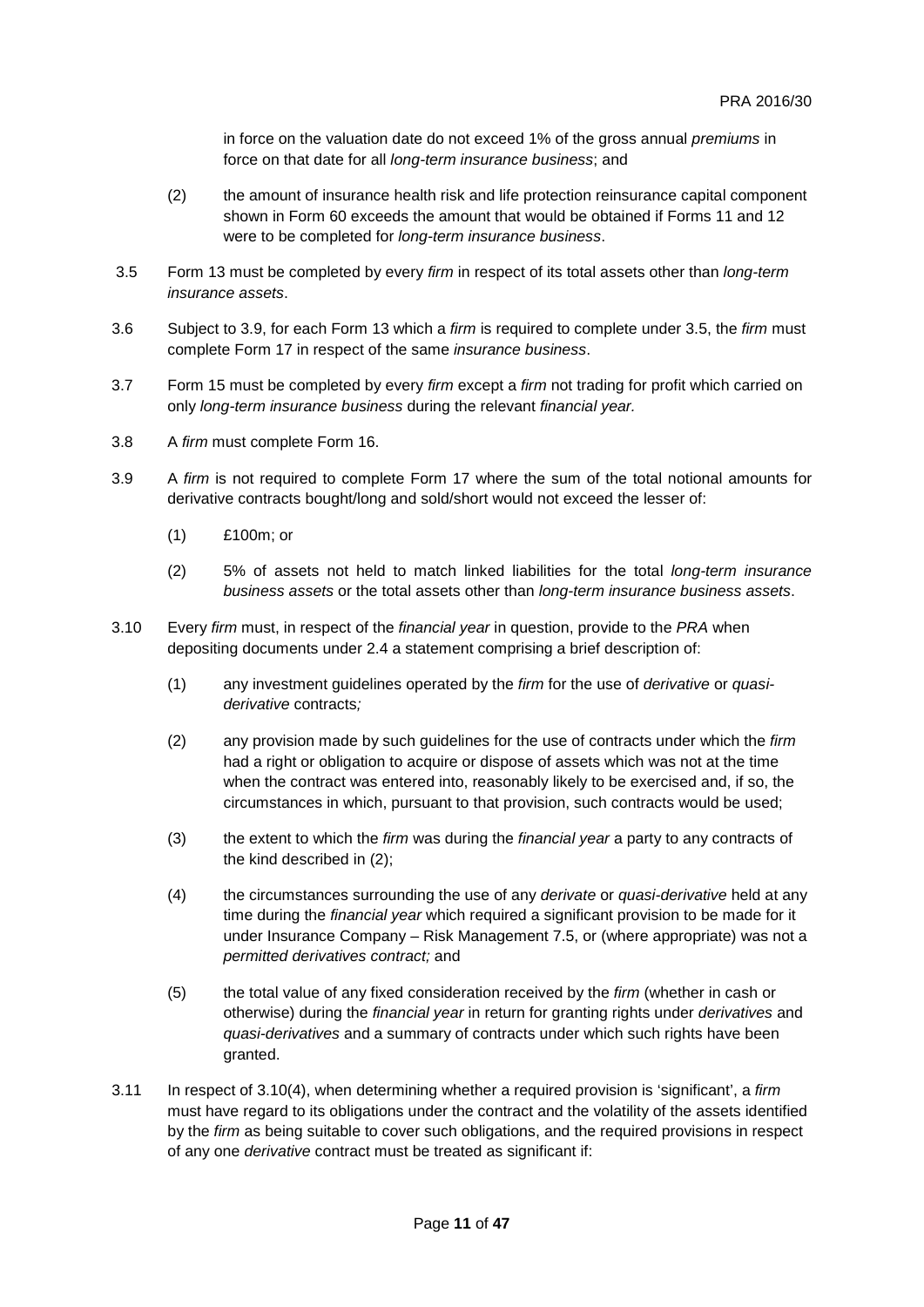in force on the valuation date do not exceed 1% of the gross annual *premiums* in force on that date for all *long-term insurance business*; and

(2) the amount of insurance health risk and life protection reinsurance capital component shown in Form 60 exceeds the amount that would be obtained if Forms 11 and 12 were to be completed for *long-term insurance business*.

3.5 Form 13 must be completed by every *firm* in respect of its total assets other than *long-term insurance assets*.

3.6 Subject to 3.9, for each Form 13 which a *firm* is required to complete under 3.5, the *firm* must complete Form 17 in respect of the same *insurance business*.

3.7 Form 15 must be completed by every *firm* except a *firm* not trading for profit which carried on only *long-term insurance business* during the relevant *financial year.*

3.8 A *firm* must complete Form 16.

3.9 A *firm* is not required to complete Form 17 where the sum of the total notional amounts for derivative contracts bought/long and sold/short would not exceed the lesser of:

(1) £100m; or

(2) 5% of assets not held to match linked liabilities for the total *long-term insurance business assets* or the total assets other than *long-term insurance business assets*.

3.10 Every *firm* must, in respect of the *financial year* in question, provide to the *PRA* when depositing documents under 2.4 a statement comprising a brief description of:

(1) any investment guidelines operated by the *firm* for the use of *derivative* or *quasi-derivative* contracts*;*

(2) any provision made by such guidelines for the use of contracts under which the *firm* had a right or obligation to acquire or dispose of assets which was not at the time when the contract was entered into, reasonably likely to be exercised and, if so, the circumstances in which, pursuant to that provision, such contracts would be used;

(3) the extent to which the *firm* was during the *financial year* a party to any contracts of the kind described in (2);

(4) the circumstances surrounding the use of any *derivate* or *quasi-derivative* held at any time during the *financial year* which required a significant provision to be made for it under Insurance Company – Risk Management 7.5, or (where appropriate) was not a *permitted derivatives contract;* and

(5) the total value of any fixed consideration received by the *firm* (whether in cash or otherwise) during the *financial year* in return for granting rights under *derivatives* and *quasi-derivatives* and a summary of contracts under which such rights have been granted.

3.11 In respect of 3.10(4), when determining whether a required provision is 'significant', a *firm* must have regard to its obligations under the contract and the volatility of the assets identified by the *firm* as being suitable to cover such obligations, and the required provisions in respect of any one *derivative* contract must be treated as significant if: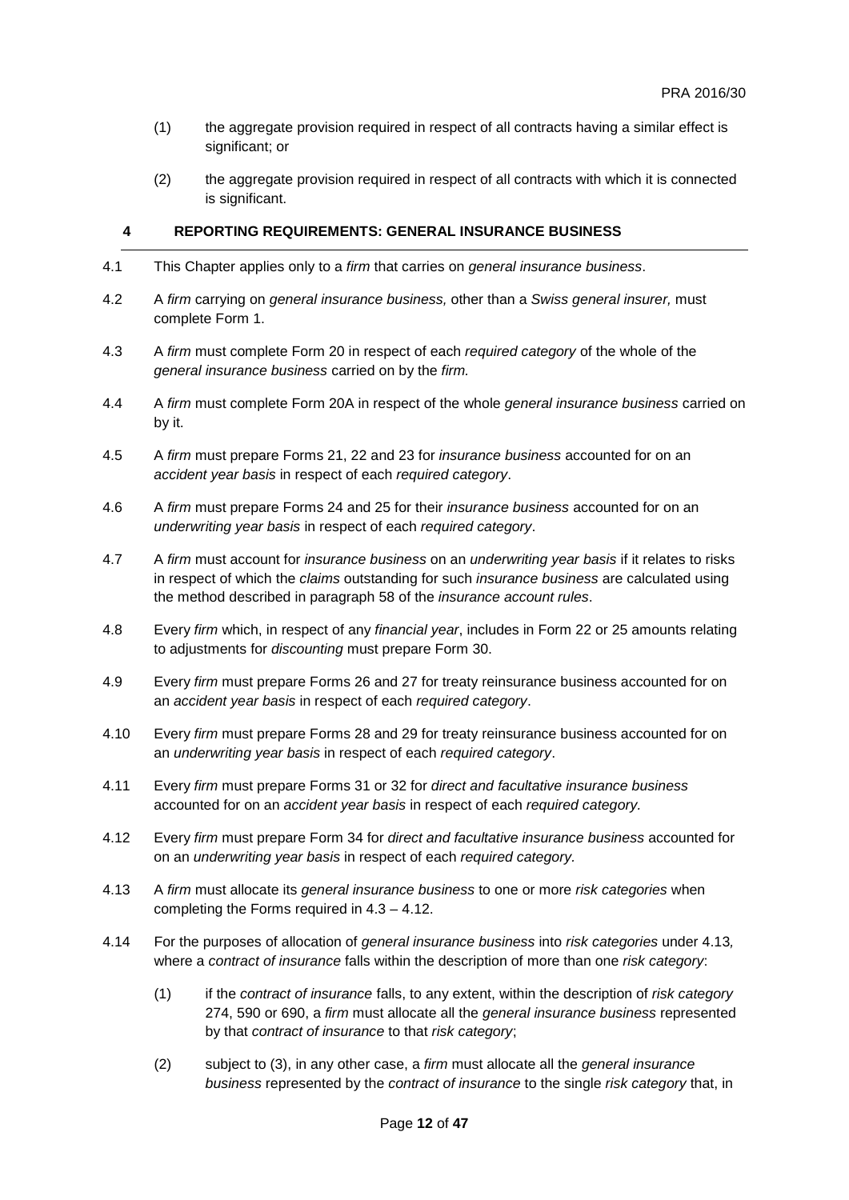(1) the aggregate provision required in respect of all contracts having a similar effect is significant; or

(2) the aggregate provision required in respect of all contracts with which it is connected is significant.

## 4 REPORTING REQUIREMENTS: GENERAL INSURANCE BUSINESS

4.1 This Chapter applies only to a *firm* that carries on *general insurance business*.

4.2 A *firm* carrying on *general insurance business,* other than a *Swiss general insurer,* must complete Form 1.

4.3 A *firm* must complete Form 20 in respect of each *required category* of the whole of the *general insurance business* carried on by the *firm.*

4.4 A *firm* must complete Form 20A in respect of the whole *general insurance business* carried on by it.

4.5 A *firm* must prepare Forms 21, 22 and 23 for *insurance business* accounted for on an *accident year basis* in respect of each *required category*.

4.6 A *firm* must prepare Forms 24 and 25 for their *insurance business* accounted for on an *underwriting year basis* in respect of each *required category*.

4.7 A *firm* must account for *insurance business* on an *underwriting year basis* if it relates to risks in respect of which the *claims* outstanding for such *insurance business* are calculated using the method described in paragraph 58 of the *insurance account rules*.

4.8 Every *firm* which, in respect of any *financial year*, includes in Form 22 or 25 amounts relating to adjustments for *discounting* must prepare Form 30.

4.9 Every *firm* must prepare Forms 26 and 27 for treaty reinsurance business accounted for on an *accident year basis* in respect of each *required category*.

4.10 Every *firm* must prepare Forms 28 and 29 for treaty reinsurance business accounted for on an *underwriting year basis* in respect of each *required category*.

4.11 Every *firm* must prepare Forms 31 or 32 for *direct and facultative insurance business* accounted for on an *accident year basis* in respect of each *required category.*

4.12 Every *firm* must prepare Form 34 for *direct and facultative insurance business* accounted for on an *underwriting year basis* in respect of each *required category.*

4.13 A *firm* must allocate its *general insurance business* to one or more *risk categories* when completing the Forms required in 4.3 – 4.12.

4.14 For the purposes of allocation of *general insurance business* into *risk categories* under 4.13*,* where a *contract of insurance* falls within the description of more than one *risk category*:

(1) if the *contract of insurance* falls, to any extent, within the description of *risk category* 274, 590 or 690, a *firm* must allocate all the *general insurance business* represented by that *contract of insurance* to that *risk category*;

(2) subject to (3), in any other case, a *firm* must allocate all the *general insurance business* represented by the *contract of insurance* to the single *risk category* that, in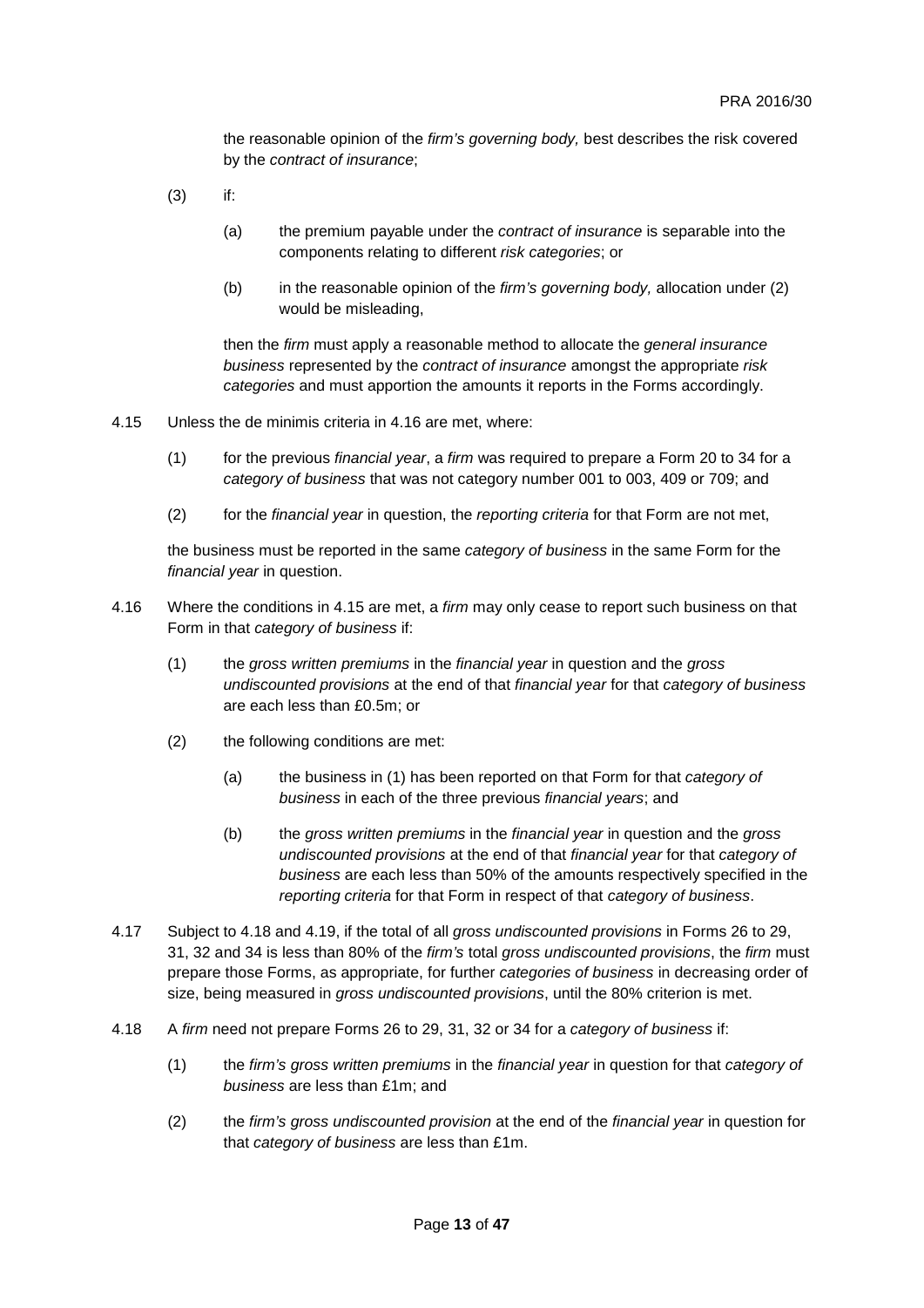the reasonable opinion of the *firm's governing body,* best describes the risk covered by the *contract of insurance*;

(3) if:

 (a) the premium payable under the *contract of insurance* is separable into the components relating to different *risk categories*; or

 (b) in the reasonable opinion of the *firm's governing body,* allocation under (2) would be misleading,

 then the *firm* must apply a reasonable method to allocate the *general insurance business* represented by the *contract of insurance* amongst the appropriate *risk categories* and must apportion the amounts it reports in the Forms accordingly.

4.15 Unless the de minimis criteria in 4.16 are met, where:

 (1) for the previous *financial year*, a *firm* was required to prepare a Form 20 to 34 for a *category of business* that was not category number 001 to 003, 409 or 709; and

 (2) for the *financial year* in question, the *reporting criteria* for that Form are not met,

 the business must be reported in the same *category of business* in the same Form for the *financial year* in question.

4.16 Where the conditions in 4.15 are met, a *firm* may only cease to report such business on that Form in that *category of business* if:

 (1) the *gross written premiums* in the *financial year* in question and the *gross undiscounted provisions* at the end of that *financial year* for that *category of business* are each less than £0.5m; or

 (2) the following conditions are met:

 (a) the business in (1) has been reported on that Form for that *category of business* in each of the three previous *financial years*; and

 (b) the *gross written premiums* in the *financial year* in question and the *gross undiscounted provisions* at the end of that *financial year* for that *category of business* are each less than 50% of the amounts respectively specified in the *reporting criteria* for that Form in respect of that *category of business*.

4.17 Subject to 4.18 and 4.19, if the total of all *gross undiscounted provisions* in Forms 26 to 29, 31, 32 and 34 is less than 80% of the *firm's* total *gross undiscounted provisions*, the *firm* must prepare those Forms, as appropriate, for further *categories of business* in decreasing order of size, being measured in *gross undiscounted provisions*, until the 80% criterion is met.

4.18 A *firm* need not prepare Forms 26 to 29, 31, 32 or 34 for a *category of business* if:

 (1) the *firm's gross written premiums* in the *financial year* in question for that *category of business* are less than £1m; and

 (2) the *firm's gross undiscounted provision* at the end of the *financial year* in question for that *category of business* are less than £1m.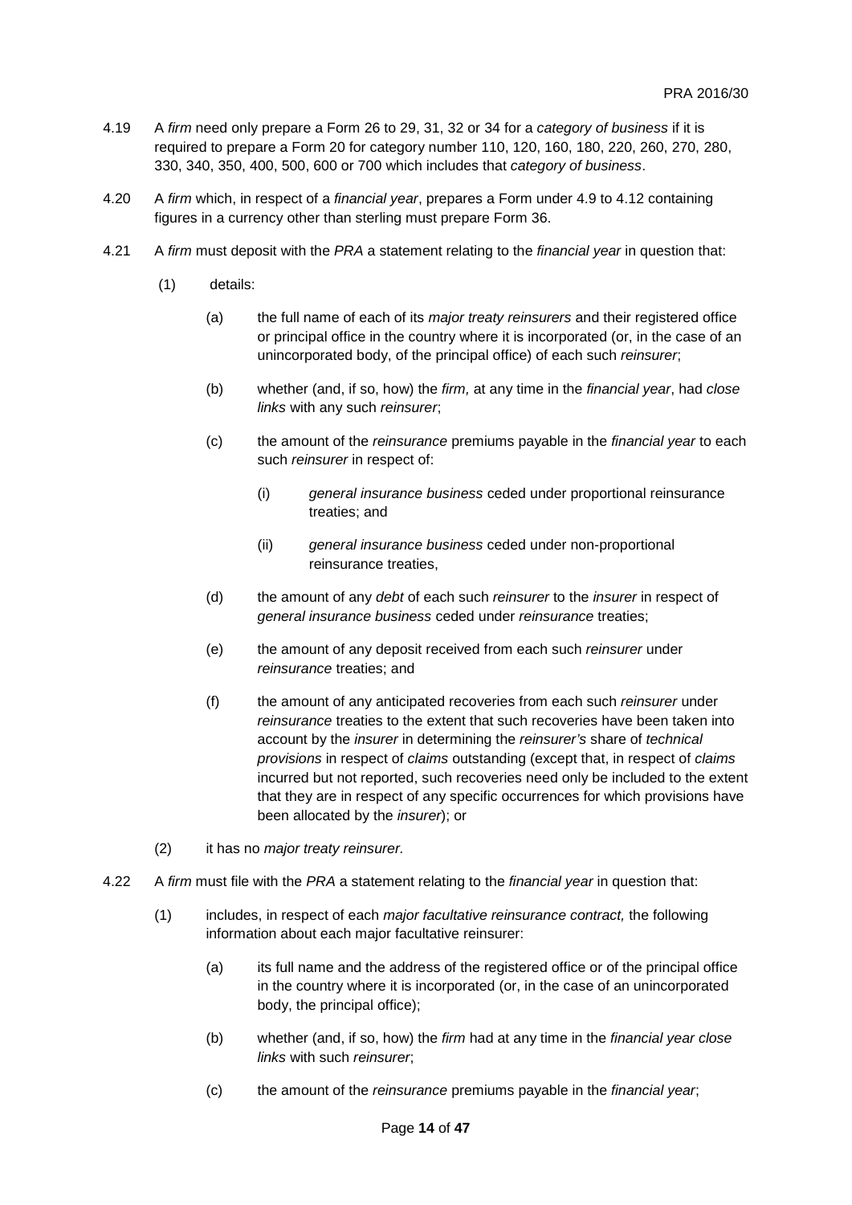4.19 A *firm* need only prepare a Form 26 to 29, 31, 32 or 34 for a *category of business* if it is required to prepare a Form 20 for category number 110, 120, 160, 180, 220, 260, 270, 280, 330, 340, 350, 400, 500, 600 or 700 which includes that *category of business*.

4.20 A *firm* which, in respect of a *financial year*, prepares a Form under 4.9 to 4.12 containing figures in a currency other than sterling must prepare Form 36.

4.21 A *firm* must deposit with the *PRA* a statement relating to the *financial year* in question that:

- (1) details:
  - (a) the full name of each of its *major treaty reinsurers* and their registered office or principal office in the country where it is incorporated (or, in the case of an unincorporated body, of the principal office) of each such *reinsurer*;
  - (b) whether (and, if so, how) the *firm,* at any time in the *financial year*, had *close links* with any such *reinsurer*;
  - (c) the amount of the *reinsurance* premiums payable in the *financial year* to each such *reinsurer* in respect of:
    - (i) *general insurance business* ceded under proportional reinsurance treaties; and
    - (ii) *general insurance business* ceded under non-proportional reinsurance treaties,
  - (d) the amount of any *debt* of each such *reinsurer* to the *insurer* in respect of *general insurance business* ceded under *reinsurance* treaties;
  - (e) the amount of any deposit received from each such *reinsurer* under *reinsurance* treaties; and
  - (f) the amount of any anticipated recoveries from each such *reinsurer* under *reinsurance* treaties to the extent that such recoveries have been taken into account by the *insurer* in determining the *reinsurer's* share of *technical provisions* in respect of *claims* outstanding (except that, in respect of *claims* incurred but not reported, such recoveries need only be included to the extent that they are in respect of any specific occurrences for which provisions have been allocated by the *insurer*); or
- (2) it has no *major treaty reinsurer*.

4.22 A *firm* must file with the *PRA* a statement relating to the *financial year* in question that:

- (1) includes, in respect of each *major facultative reinsurance contract,* the following information about each major facultative reinsurer:
  - (a) its full name and the address of the registered office or of the principal office in the country where it is incorporated (or, in the case of an unincorporated body, the principal office);
  - (b) whether (and, if so, how) the *firm* had at any time in the *financial year close links* with such *reinsurer*;
  - (c) the amount of the *reinsurance* premiums payable in the *financial year*;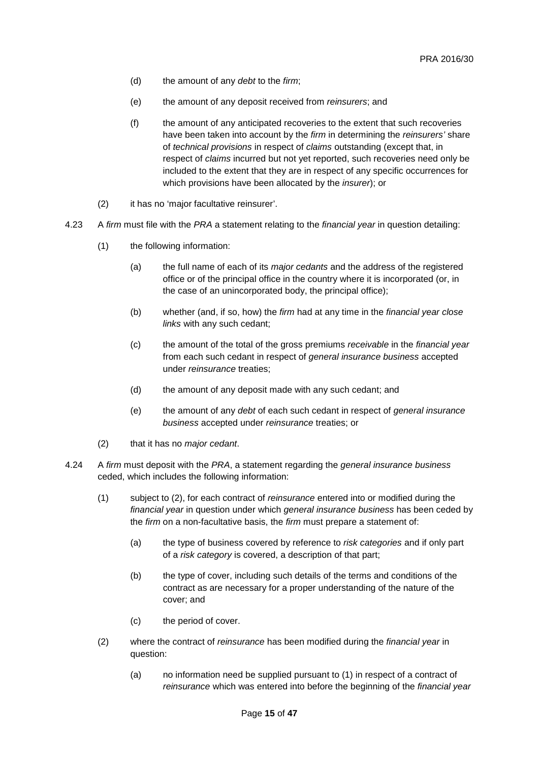(d) the amount of any *debt* to the *firm*;

(e) the amount of any deposit received from *reinsurers*; and

(f) the amount of any anticipated recoveries to the extent that such recoveries have been taken into account by the *firm* in determining the *reinsurers'* share of *technical provisions* in respect of *claims* outstanding (except that, in respect of *claims* incurred but not yet reported, such recoveries need only be included to the extent that they are in respect of any specific occurrences for which provisions have been allocated by the *insurer*); or

(2) it has no 'major facultative reinsurer'.

4.23 A *firm* must file with the *PRA* a statement relating to the *financial year* in question detailing:

(1) the following information:

(a) the full name of each of its *major cedants* and the address of the registered office or of the principal office in the country where it is incorporated (or, in the case of an unincorporated body, the principal office);

(b) whether (and, if so, how) the *firm* had at any time in the *financial year close links* with any such cedant;

(c) the amount of the total of the gross premiums *receivable* in the *financial year* from each such cedant in respect of *general insurance business* accepted under *reinsurance* treaties;

(d) the amount of any deposit made with any such cedant; and

(e) the amount of any *debt* of each such cedant in respect of *general insurance business* accepted under *reinsurance* treaties; or

(2) that it has no *major cedant*.

4.24 A *firm* must deposit with the *PRA*, a statement regarding the *general insurance business* ceded, which includes the following information:

(1) subject to (2), for each contract of *reinsurance* entered into or modified during the *financial year* in question under which *general insurance business* has been ceded by the *firm* on a non-facultative basis, the *firm* must prepare a statement of:

(a) the type of business covered by reference to *risk categories* and if only part of a *risk category* is covered, a description of that part;

(b) the type of cover, including such details of the terms and conditions of the contract as are necessary for a proper understanding of the nature of the cover; and

(c) the period of cover.

(2) where the contract of *reinsurance* has been modified during the *financial year* in question:

(a) no information need be supplied pursuant to (1) in respect of a contract of *reinsurance* which was entered into before the beginning of the *financial year*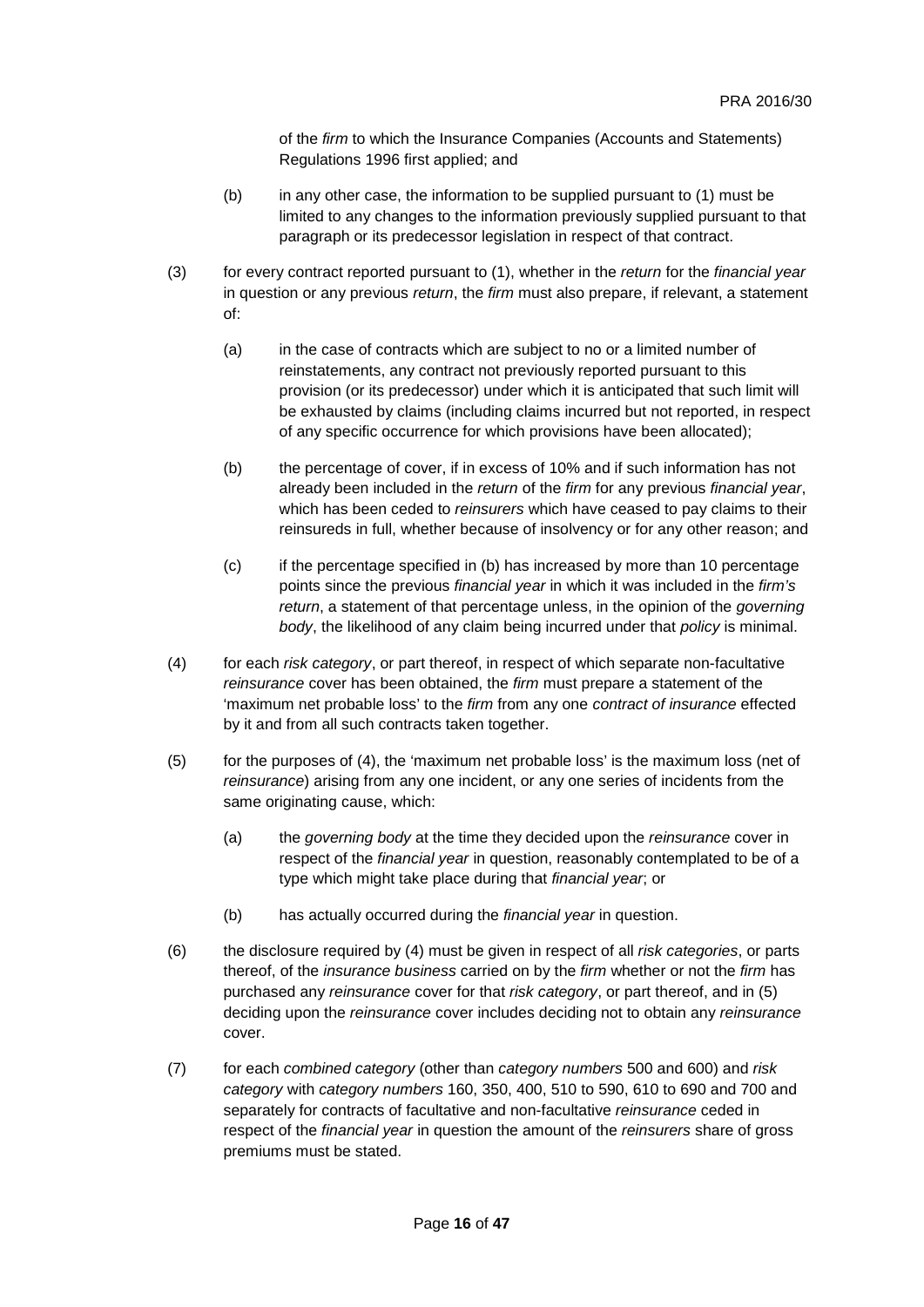of the *firm* to which the Insurance Companies (Accounts and Statements) Regulations 1996 first applied; and

(b) in any other case, the information to be supplied pursuant to (1) must be limited to any changes to the information previously supplied pursuant to that paragraph or its predecessor legislation in respect of that contract.

(3) for every contract reported pursuant to (1), whether in the *return* for the *financial year* in question or any previous *return*, the *firm* must also prepare, if relevant, a statement of:

(a) in the case of contracts which are subject to no or a limited number of reinstatements, any contract not previously reported pursuant to this provision (or its predecessor) under which it is anticipated that such limit will be exhausted by claims (including claims incurred but not reported, in respect of any specific occurrence for which provisions have been allocated);

(b) the percentage of cover, if in excess of 10% and if such information has not already been included in the *return* of the *firm* for any previous *financial year*, which has been ceded to *reinsurers* which have ceased to pay claims to their reinsureds in full, whether because of insolvency or for any other reason; and

(c) if the percentage specified in (b) has increased by more than 10 percentage points since the previous *financial year* in which it was included in the *firm's return*, a statement of that percentage unless, in the opinion of the *governing body*, the likelihood of any claim being incurred under that *policy* is minimal.

(4) for each *risk category*, or part thereof, in respect of which separate non-facultative *reinsurance* cover has been obtained, the *firm* must prepare a statement of the 'maximum net probable loss' to the *firm* from any one *contract of insurance* effected by it and from all such contracts taken together.

(5) for the purposes of (4), the 'maximum net probable loss' is the maximum loss (net of *reinsurance*) arising from any one incident, or any one series of incidents from the same originating cause, which:

(a) the *governing body* at the time they decided upon the *reinsurance* cover in respect of the *financial year* in question, reasonably contemplated to be of a type which might take place during that *financial year*; or

(b) has actually occurred during the *financial year* in question.

(6) the disclosure required by (4) must be given in respect of all *risk categories*, or parts thereof, of the *insurance business* carried on by the *firm* whether or not the *firm* has purchased any *reinsurance* cover for that *risk category*, or part thereof, and in (5) deciding upon the *reinsurance* cover includes deciding not to obtain any *reinsurance* cover.

(7) for each *combined category* (other than *category numbers* 500 and 600) and *risk category* with *category numbers* 160, 350, 400, 510 to 590, 610 to 690 and 700 and separately for contracts of facultative and non-facultative *reinsurance* ceded in respect of the *financial year* in question the amount of the *reinsurers* share of gross premiums must be stated.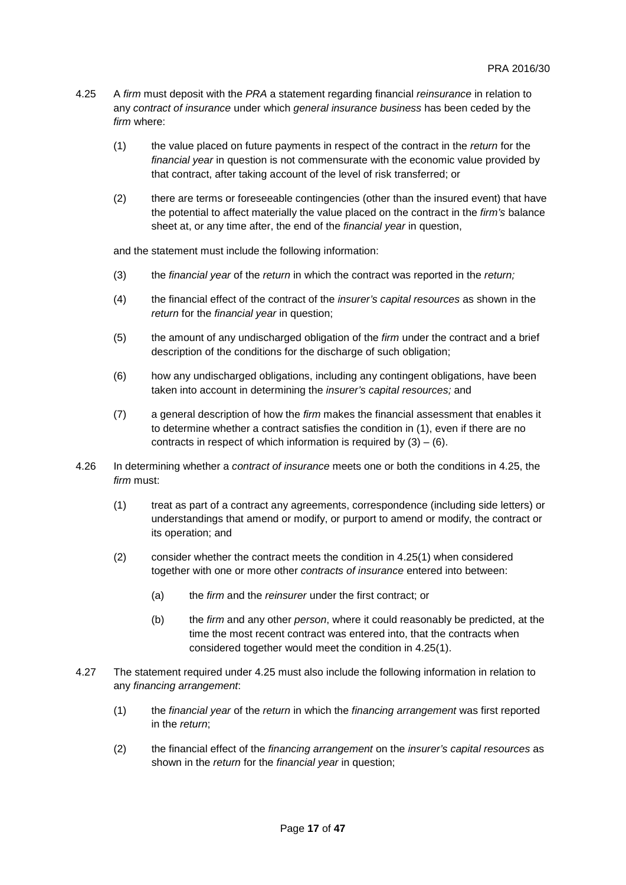4.25 A *firm* must deposit with the *PRA* a statement regarding financial *reinsurance* in relation to any *contract of insurance* under which *general insurance business* has been ceded by the *firm* where:

(1) the value placed on future payments in respect of the contract in the *return* for the *financial year* in question is not commensurate with the economic value provided by that contract, after taking account of the level of risk transferred; or

(2) there are terms or foreseeable contingencies (other than the insured event) that have the potential to affect materially the value placed on the contract in the *firm's* balance sheet at, or any time after, the end of the *financial year* in question,

and the statement must include the following information:

(3) the *financial year* of the *return* in which the contract was reported in the *return;*

(4) the financial effect of the contract of the *insurer's capital resources* as shown in the *return* for the *financial year* in question;

(5) the amount of any undischarged obligation of the *firm* under the contract and a brief description of the conditions for the discharge of such obligation;

(6) how any undischarged obligations, including any contingent obligations, have been taken into account in determining the *insurer's capital resources;* and

(7) a general description of how the *firm* makes the financial assessment that enables it to determine whether a contract satisfies the condition in (1), even if there are no contracts in respect of which information is required by (3) – (6).

4.26 In determining whether a *contract of insurance* meets one or both the conditions in 4.25, the *firm* must:

(1) treat as part of a contract any agreements, correspondence (including side letters) or understandings that amend or modify, or purport to amend or modify, the contract or its operation; and

(2) consider whether the contract meets the condition in 4.25(1) when considered together with one or more other *contracts of insurance* entered into between:

(a) the *firm* and the *reinsurer* under the first contract; or

(b) the *firm* and any other *person*, where it could reasonably be predicted, at the time the most recent contract was entered into, that the contracts when considered together would meet the condition in 4.25(1).

4.27 The statement required under 4.25 must also include the following information in relation to any *financing arrangement*:

(1) the *financial year* of the *return* in which the *financing arrangement* was first reported in the *return*;

(2) the financial effect of the *financing arrangement* on the *insurer's capital resources* as shown in the *return* for the *financial year* in question;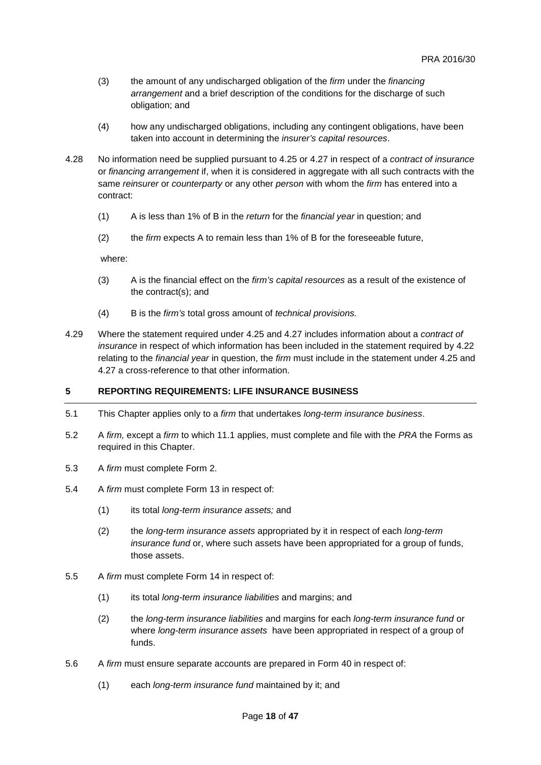(3) the amount of any undischarged obligation of the *firm* under the *financing arrangement* and a brief description of the conditions for the discharge of such obligation; and

(4) how any undischarged obligations, including any contingent obligations, have been taken into account in determining the *insurer's capital resources*.

4.28 No information need be supplied pursuant to 4.25 or 4.27 in respect of a *contract of insurance* or *financing arrangement* if, when it is considered in aggregate with all such contracts with the same *reinsurer* or *counterparty* or any other *person* with whom the *firm* has entered into a contract:

(1) A is less than 1% of B in the *return* for the *financial year* in question; and

(2) the *firm* expects A to remain less than 1% of B for the foreseeable future,

where:

(3) A is the financial effect on the *firm's capital resources* as a result of the existence of the contract(s); and

(4) B is the *firm's* total gross amount of *technical provisions.*

4.29 Where the statement required under 4.25 and 4.27 includes information about a *contract of insurance* in respect of which information has been included in the statement required by 4.22 relating to the *financial year* in question, the *firm* must include in the statement under 4.25 and 4.27 a cross-reference to that other information.

## 5 REPORTING REQUIREMENTS: LIFE INSURANCE BUSINESS

5.1 This Chapter applies only to a *firm* that undertakes *long-term insurance business*.

5.2 A *firm,* except a *firm* to which 11.1 applies, must complete and file with the *PRA* the Forms as required in this Chapter.

5.3 A *firm* must complete Form 2.

5.4 A *firm* must complete Form 13 in respect of:

(1) its total *long-term insurance assets;* and

(2) the *long-term insurance assets* appropriated by it in respect of each *long-term insurance fund* or, where such assets have been appropriated for a group of funds, those assets.

5.5 A *firm* must complete Form 14 in respect of:

(1) its total *long-term insurance liabilities* and margins; and

(2) the *long-term insurance liabilities* and margins for each *long-term insurance fund* or where *long-term insurance assets* have been appropriated in respect of a group of funds.

5.6 A *firm* must ensure separate accounts are prepared in Form 40 in respect of:

(1) each *long-term insurance fund* maintained by it; and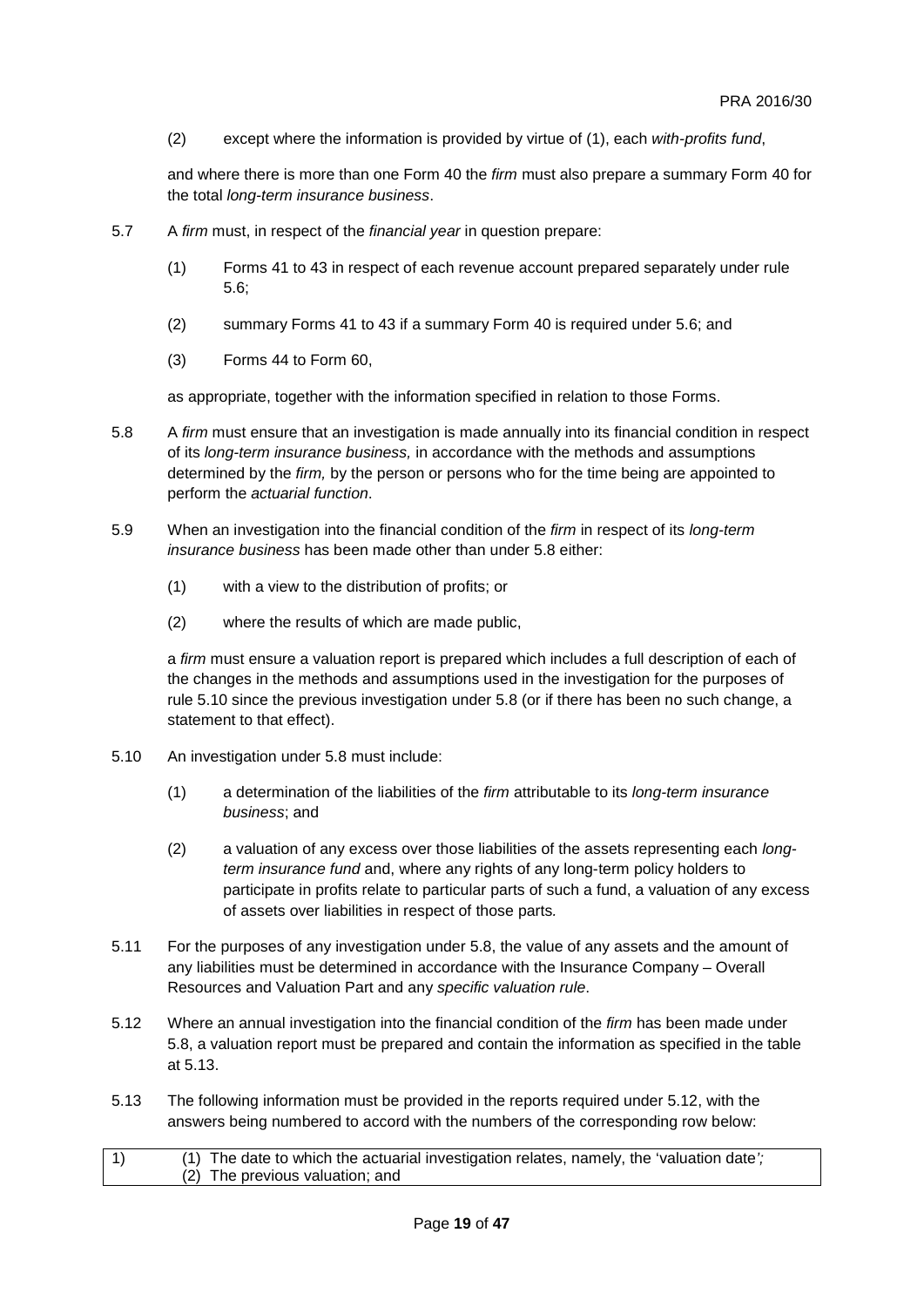(2) except where the information is provided by virtue of (1), each *with-profits fund*,

and where there is more than one Form 40 the *firm* must also prepare a summary Form 40 for the total *long-term insurance business*.

5.7 A *firm* must, in respect of the *financial year* in question prepare:

(1) Forms 41 to 43 in respect of each revenue account prepared separately under rule 5.6;

(2) summary Forms 41 to 43 if a summary Form 40 is required under 5.6; and

(3) Forms 44 to Form 60,

as appropriate, together with the information specified in relation to those Forms.

5.8 A *firm* must ensure that an investigation is made annually into its financial condition in respect of its *long-term insurance business,* in accordance with the methods and assumptions determined by the *firm,* by the person or persons who for the time being are appointed to perform the *actuarial function*.

5.9 When an investigation into the financial condition of the *firm* in respect of its *long-term insurance business* has been made other than under 5.8 either:

(1) with a view to the distribution of profits; or

(2) where the results of which are made public,

a *firm* must ensure a valuation report is prepared which includes a full description of each of the changes in the methods and assumptions used in the investigation for the purposes of rule 5.10 since the previous investigation under 5.8 (or if there has been no such change, a statement to that effect).

5.10 An investigation under 5.8 must include:

(1) a determination of the liabilities of the *firm* attributable to its *long-term insurance business*; and

(2) a valuation of any excess over those liabilities of the assets representing each *long-term insurance fund* and, where any rights of any long-term policy holders to participate in profits relate to particular parts of such a fund, a valuation of any excess of assets over liabilities in respect of those parts*.*

5.11 For the purposes of any investigation under 5.8, the value of any assets and the amount of any liabilities must be determined in accordance with the Insurance Company – Overall Resources and Valuation Part and any *specific valuation rule*.

5.12 Where an annual investigation into the financial condition of the *firm* has been made under 5.8, a valuation report must be prepared and contain the information as specified in the table at 5.13.

5.13 The following information must be provided in the reports required under 5.12, with the answers being numbered to accord with the numbers of the corresponding row below:

| | |
|---|---|
| 1) | (1) The date to which the actuarial investigation relates, namely, the 'valuation date*';* <br> (2) The previous valuation; and |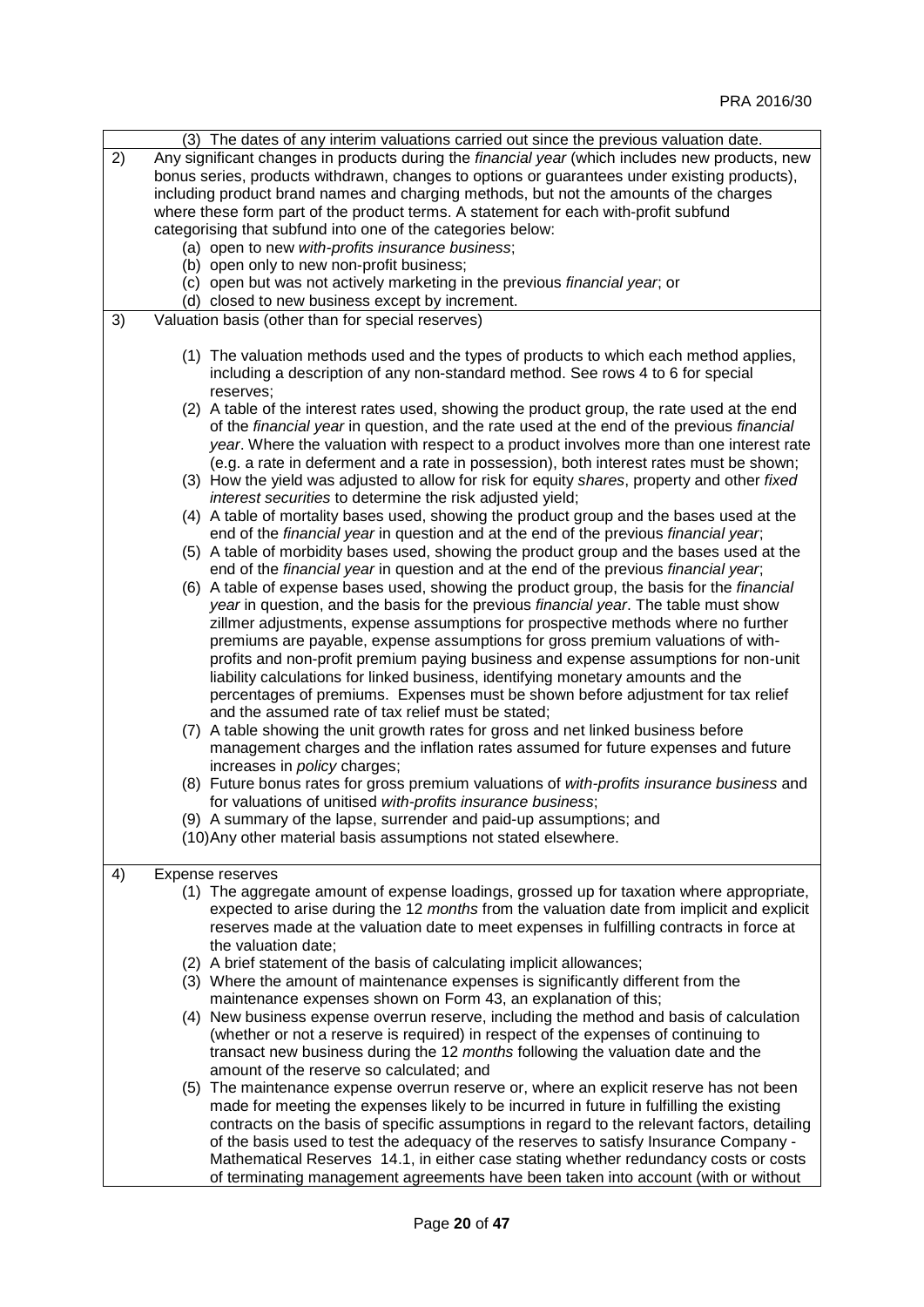| | |
|---|---|
| | (3) The dates of any interim valuations carried out since the previous valuation date. |
| 2) | Any significant changes in products during the *financial year* (which includes new products, new bonus series, products withdrawn, changes to options or guarantees under existing products), including product brand names and charging methods, but not the amounts of the charges where these form part of the product terms. A statement for each with-profit subfund categorising that subfund into one of the categories below:<br>(a) open to new *with-profits insurance business*;<br>(b) open only to new non-profit business;<br>(c) open but was not actively marketing in the previous *financial year*; or<br>(d) closed to new business except by increment. |
| 3) | Valuation basis (other than for special reserves)<br><br>(1) The valuation methods used and the types of products to which each method applies, including a description of any non-standard method. See rows 4 to 6 for special reserves;<br>(2) A table of the interest rates used, showing the product group, the rate used at the end of the *financial year* in question, and the rate used at the end of the previous *financial year*. Where the valuation with respect to a product involves more than one interest rate (e.g. a rate in deferment and a rate in possession), both interest rates must be shown;<br>(3) How the yield was adjusted to allow for risk for equity *shares*, property and other *fixed interest securities* to determine the risk adjusted yield;<br>(4) A table of mortality bases used, showing the product group and the bases used at the end of the *financial year* in question and at the end of the previous *financial year*;<br>(5) A table of morbidity bases used, showing the product group and the bases used at the end of the *financial year* in question and at the end of the previous *financial year*;<br>(6) A table of expense bases used, showing the product group, the basis for the *financial year* in question, and the basis for the previous *financial year*. The table must show zillmer adjustments, expense assumptions for prospective methods where no further premiums are payable, expense assumptions for gross premium valuations of with-profits and non-profit premium paying business and expense assumptions for non-unit liability calculations for linked business, identifying monetary amounts and the percentages of premiums. Expenses must be shown before adjustment for tax relief and the assumed rate of tax relief must be stated;<br>(7) A table showing the unit growth rates for gross and net linked business before management charges and the inflation rates assumed for future expenses and future increases in *policy* charges;<br>(8) Future bonus rates for gross premium valuations of *with-profits insurance business* and for valuations of unitised *with-profits insurance business*;<br>(9) A summary of the lapse, surrender and paid-up assumptions; and<br>(10) Any other material basis assumptions not stated elsewhere. |
| 4) | Expense reserves<br>(1) The aggregate amount of expense loadings, grossed up for taxation where appropriate, expected to arise during the 12 *months* from the valuation date from implicit and explicit reserves made at the valuation date to meet expenses in fulfilling contracts in force at the valuation date;<br>(2) A brief statement of the basis of calculating implicit allowances;<br>(3) Where the amount of maintenance expenses is significantly different from the maintenance expenses shown on Form 43, an explanation of this;<br>(4) New business expense overrun reserve, including the method and basis of calculation (whether or not a reserve is required) in respect of the expenses of continuing to transact new business during the 12 *months* following the valuation date and the amount of the reserve so calculated; and<br>(5) The maintenance expense overrun reserve or, where an explicit reserve has not been made for meeting the expenses likely to be incurred in future in fulfilling the existing contracts on the basis of specific assumptions in regard to the relevant factors, detailing of the basis used to test the adequacy of the reserves to satisfy Insurance Company - Mathematical Reserves 14.1, in either case stating whether redundancy costs or costs of terminating management agreements have been taken into account (with or without |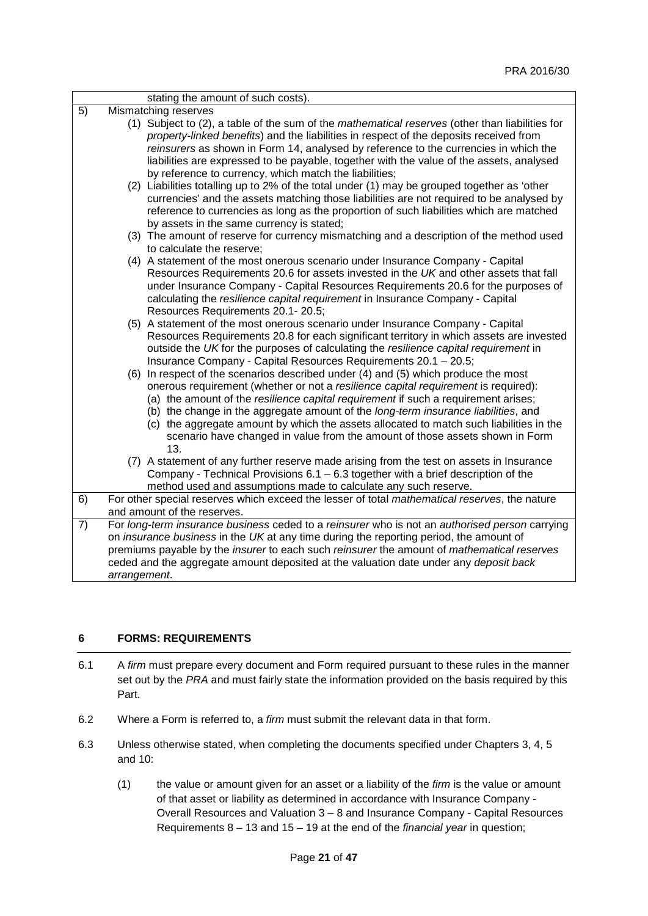| | |
|---|---|
| | stating the amount of such costs). |
| 5) | Mismatching reserves<br>(1) Subject to (2), a table of the sum of the *mathematical reserves* (other than liabilities for *property-linked benefits*) and the liabilities in respect of the deposits received from *reinsurers* as shown in Form 14, analysed by reference to the currencies in which the liabilities are expressed to be payable, together with the value of the assets, analysed by reference to currency, which match the liabilities;<br>(2) Liabilities totalling up to 2% of the total under (1) may be grouped together as 'other currencies' and the assets matching those liabilities are not required to be analysed by reference to currencies as long as the proportion of such liabilities which are matched by assets in the same currency is stated;<br>(3) The amount of reserve for currency mismatching and a description of the method used to calculate the reserve;<br>(4) A statement of the most onerous scenario under Insurance Company - Capital Resources Requirements 20.6 for assets invested in the *UK* and other assets that fall under Insurance Company - Capital Resources Requirements 20.6 for the purposes of calculating the *resilience capital requirement* in Insurance Company - Capital Resources Requirements 20.1- 20.5;<br>(5) A statement of the most onerous scenario under Insurance Company - Capital Resources Requirements 20.8 for each significant territory in which assets are invested outside the *UK* for the purposes of calculating the *resilience capital requirement* in Insurance Company - Capital Resources Requirements 20.1 – 20.5;<br>(6) In respect of the scenarios described under (4) and (5) which produce the most onerous requirement (whether or not a *resilience capital requirement* is required):<br>(a) the amount of the *resilience capital requirement* if such a requirement arises;<br>(b) the change in the aggregate amount of the *long-term insurance liabilities*, and<br>(c) the aggregate amount by which the assets allocated to match such liabilities in the scenario have changed in value from the amount of those assets shown in Form 13.<br>(7) A statement of any further reserve made arising from the test on assets in Insurance Company - Technical Provisions 6.1 – 6.3 together with a brief description of the method used and assumptions made to calculate any such reserve. |
| 6) | For other special reserves which exceed the lesser of total *mathematical reserves*, the nature and amount of the reserves. |
| 7) | For *long-term insurance business* ceded to a *reinsurer* who is not an *authorised person* carrying on *insurance business* in the *UK* at any time during the reporting period, the amount of premiums payable by the *insurer* to each such *reinsurer* the amount of *mathematical reserves* ceded and the aggregate amount deposited at the valuation date under any *deposit back arrangement*. |

## 6 FORMS: REQUIREMENTS

6.1 A *firm* must prepare every document and Form required pursuant to these rules in the manner set out by the *PRA* and must fairly state the information provided on the basis required by this Part.

6.2 Where a Form is referred to, a *firm* must submit the relevant data in that form.

6.3 Unless otherwise stated, when completing the documents specified under Chapters 3, 4, 5 and 10:

(1) the value or amount given for an asset or a liability of the *firm* is the value or amount of that asset or liability as determined in accordance with Insurance Company - Overall Resources and Valuation 3 – 8 and Insurance Company - Capital Resources Requirements 8 – 13 and 15 – 19 at the end of the *financial year* in question;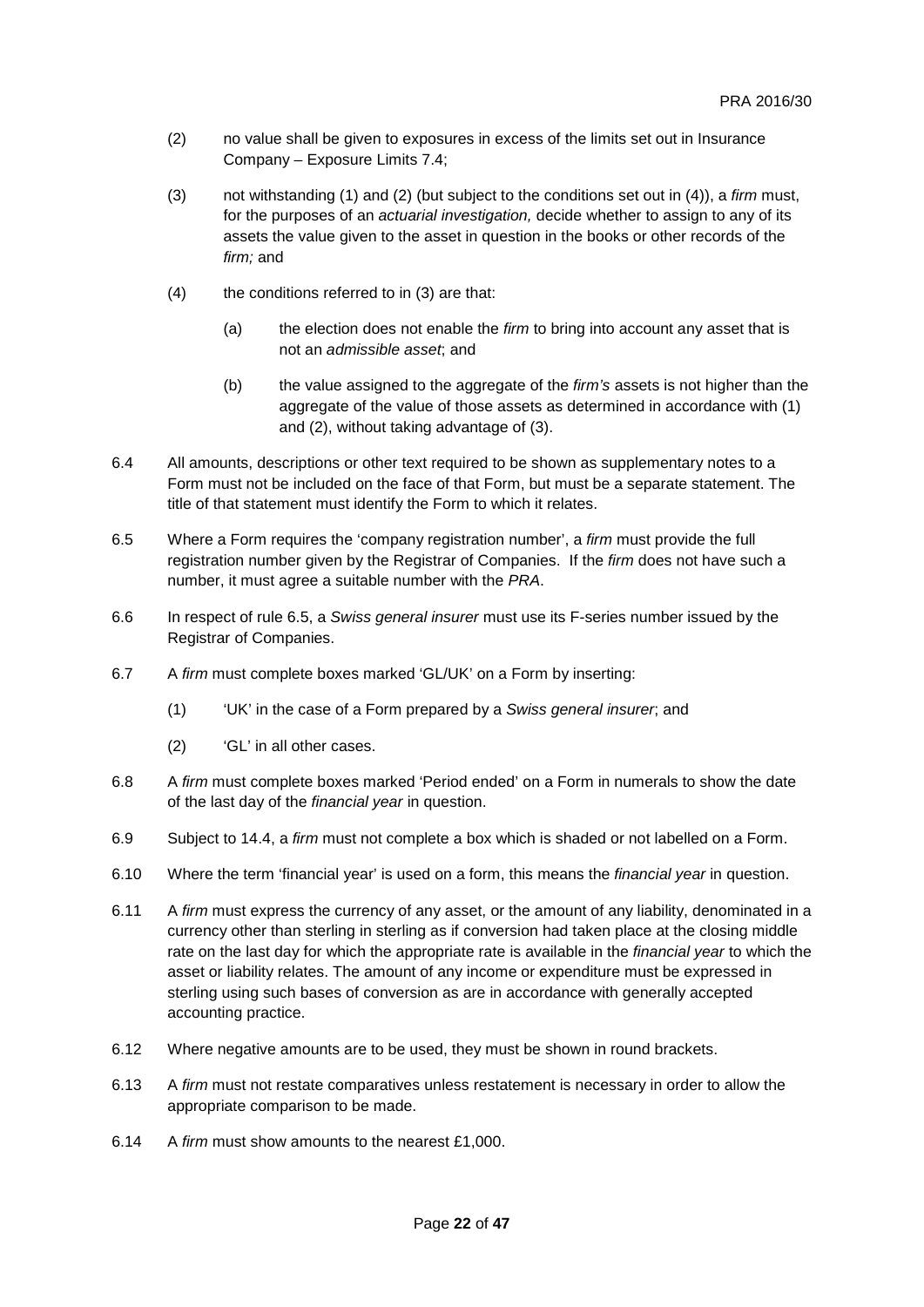(2) no value shall be given to exposures in excess of the limits set out in Insurance Company – Exposure Limits 7.4;

(3) not withstanding (1) and (2) (but subject to the conditions set out in (4)), a *firm* must, for the purposes of an *actuarial investigation,* decide whether to assign to any of its assets the value given to the asset in question in the books or other records of the *firm;* and

(4) the conditions referred to in (3) are that:

(a) the election does not enable the *firm* to bring into account any asset that is not an *admissible asset*; and

(b) the value assigned to the aggregate of the *firm's* assets is not higher than the aggregate of the value of those assets as determined in accordance with (1) and (2), without taking advantage of (3).

6.4 All amounts, descriptions or other text required to be shown as supplementary notes to a Form must not be included on the face of that Form, but must be a separate statement. The title of that statement must identify the Form to which it relates.

6.5 Where a Form requires the 'company registration number', a *firm* must provide the full registration number given by the Registrar of Companies. If the *firm* does not have such a number, it must agree a suitable number with the *PRA*.

6.6 In respect of rule 6.5, a *Swiss general insurer* must use its F-series number issued by the Registrar of Companies.

6.7 A *firm* must complete boxes marked 'GL/UK' on a Form by inserting:

(1) 'UK' in the case of a Form prepared by a *Swiss general insurer*; and

(2) 'GL' in all other cases.

6.8 A *firm* must complete boxes marked 'Period ended' on a Form in numerals to show the date of the last day of the *financial year* in question.

6.9 Subject to 14.4, a *firm* must not complete a box which is shaded or not labelled on a Form.

6.10 Where the term 'financial year' is used on a form, this means the *financial year* in question.

6.11 A *firm* must express the currency of any asset, or the amount of any liability, denominated in a currency other than sterling in sterling as if conversion had taken place at the closing middle rate on the last day for which the appropriate rate is available in the *financial year* to which the asset or liability relates. The amount of any income or expenditure must be expressed in sterling using such bases of conversion as are in accordance with generally accepted accounting practice.

6.12 Where negative amounts are to be used, they must be shown in round brackets.

6.13 A *firm* must not restate comparatives unless restatement is necessary in order to allow the appropriate comparison to be made.

6.14 A *firm* must show amounts to the nearest £1,000.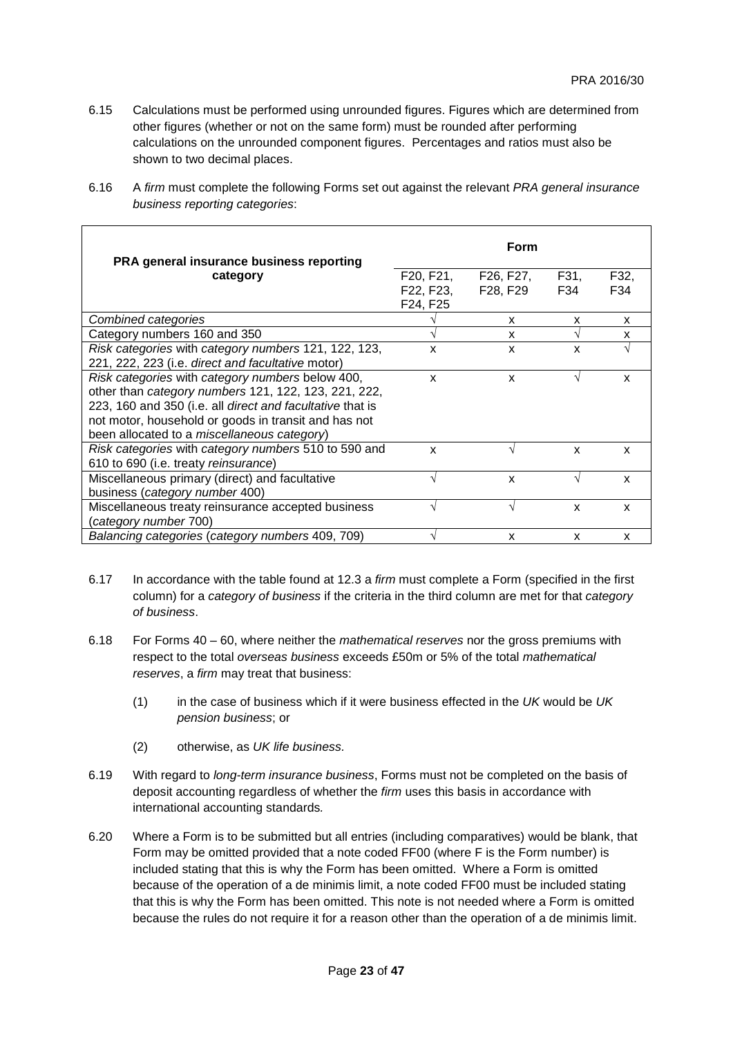6.15 Calculations must be performed using unrounded figures. Figures which are determined from other figures (whether or not on the same form) must be rounded after performing calculations on the unrounded component figures. Percentages and ratios must also be shown to two decimal places.

6.16 A *firm* must complete the following Forms set out against the relevant *PRA general insurance business reporting categories*:

| PRA general insurance business reporting category | Form | | | |
|---|---|---|---|---|
| | F20, F21, F22, F23, F24, F25 | F26, F27, F28, F29 | F31, F34 | F32, F34 |
| *Combined categories* | √ | x | x | x |
| Category numbers 160 and 350 | √ | x | √ | x |
| *Risk categories* with *category numbers* 121, 122, 123, 221, 222, 223 (i.e. *direct and facultative* motor) | x | x | x | √ |
| *Risk categories* with *category numbers* below 400, other than *category numbers* 121, 122, 123, 221, 222, 223, 160 and 350 (i.e. all *direct and facultative* that is not motor, household or goods in transit and has not been allocated to a *miscellaneous category*) | x | x | √ | x |
| *Risk categories* with *category numbers* 510 to 590 and 610 to 690 (i.e. treaty *reinsurance*) | x | √ | x | x |
| Miscellaneous primary (direct) and facultative business (*category number* 400) | √ | x | √ | x |
| Miscellaneous treaty reinsurance accepted business (*category number* 700) | √ | √ | x | x |
| *Balancing categories* (*category numbers* 409, 709) | √ | x | x | x |

6.17 In accordance with the table found at 12.3 a *firm* must complete a Form (specified in the first column) for a *category of business* if the criteria in the third column are met for that *category of business*.

6.18 For Forms 40 – 60, where neither the *mathematical reserves* nor the gross premiums with respect to the total *overseas business* exceeds £50m or 5% of the total *mathematical reserves*, a *firm* may treat that business:

(1) in the case of business which if it were business effected in the *UK* would be *UK pension business*; or

(2) otherwise, as *UK life business.*

6.19 With regard to *long-term insurance business*, Forms must not be completed on the basis of deposit accounting regardless of whether the *firm* uses this basis in accordance with international accounting standards*.*

6.20 Where a Form is to be submitted but all entries (including comparatives) would be blank, that Form may be omitted provided that a note coded FF00 (where F is the Form number) is included stating that this is why the Form has been omitted. Where a Form is omitted because of the operation of a de minimis limit, a note coded FF00 must be included stating that this is why the Form has been omitted. This note is not needed where a Form is omitted because the rules do not require it for a reason other than the operation of a de minimis limit.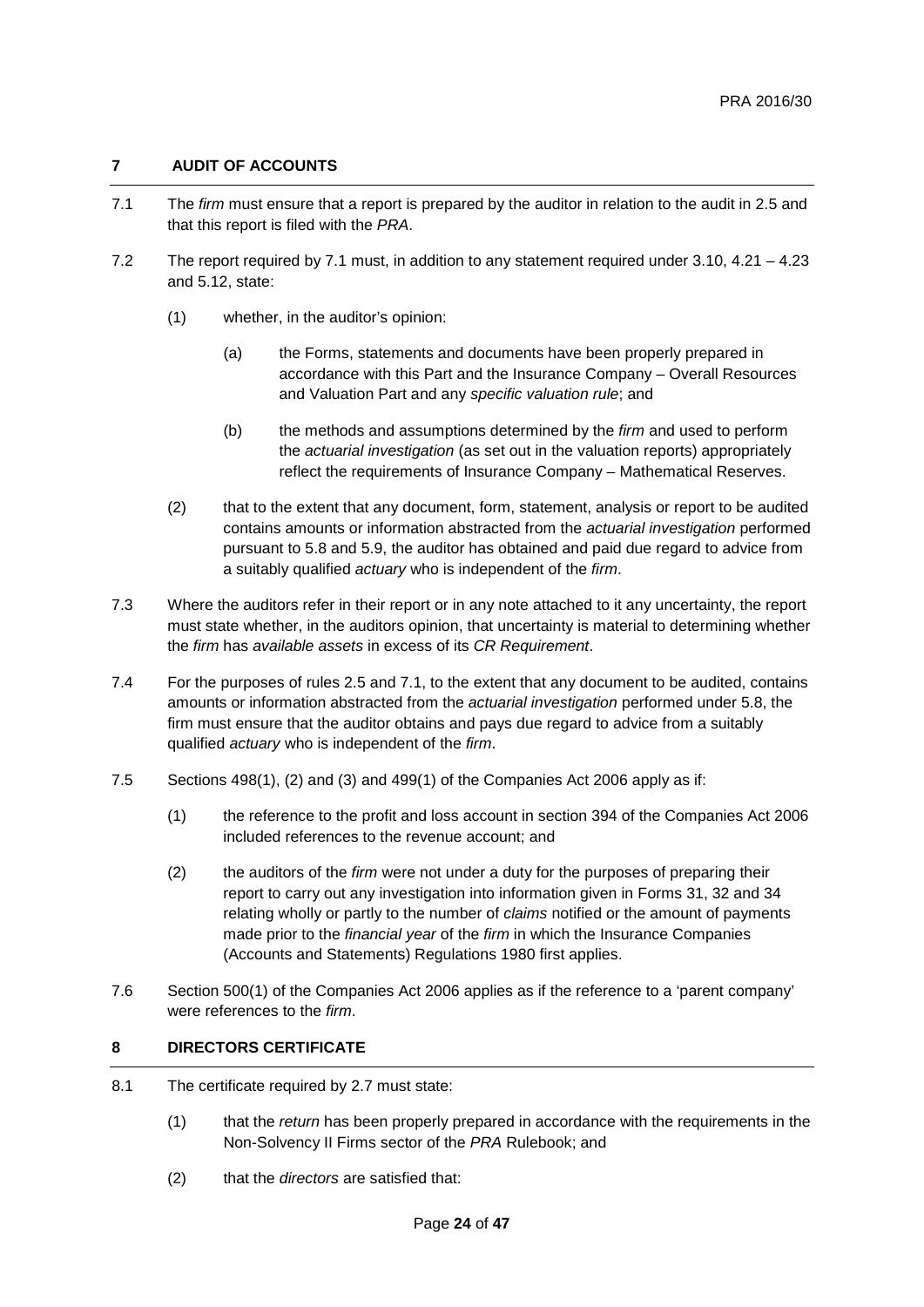## 7 AUDIT OF ACCOUNTS

7.1 The *firm* must ensure that a report is prepared by the auditor in relation to the audit in 2.5 and that this report is filed with the *PRA*.

7.2 The report required by 7.1 must, in addition to any statement required under 3.10, 4.21 – 4.23 and 5.12, state:

(1) whether, in the auditor's opinion:

(a) the Forms, statements and documents have been properly prepared in accordance with this Part and the Insurance Company – Overall Resources and Valuation Part and any *specific valuation rule*; and

(b) the methods and assumptions determined by the *firm* and used to perform the *actuarial investigation* (as set out in the valuation reports) appropriately reflect the requirements of Insurance Company – Mathematical Reserves.

(2) that to the extent that any document, form, statement, analysis or report to be audited contains amounts or information abstracted from the *actuarial investigation* performed pursuant to 5.8 and 5.9, the auditor has obtained and paid due regard to advice from a suitably qualified *actuary* who is independent of the *firm*.

7.3 Where the auditors refer in their report or in any note attached to it any uncertainty, the report must state whether, in the auditors opinion, that uncertainty is material to determining whether the *firm* has *available assets* in excess of its *CR Requirement*.

7.4 For the purposes of rules 2.5 and 7.1, to the extent that any document to be audited, contains amounts or information abstracted from the *actuarial investigation* performed under 5.8, the firm must ensure that the auditor obtains and pays due regard to advice from a suitably qualified *actuary* who is independent of the *firm*.

7.5 Sections 498(1), (2) and (3) and 499(1) of the Companies Act 2006 apply as if:

(1) the reference to the profit and loss account in section 394 of the Companies Act 2006 included references to the revenue account; and

(2) the auditors of the *firm* were not under a duty for the purposes of preparing their report to carry out any investigation into information given in Forms 31, 32 and 34 relating wholly or partly to the number of *claims* notified or the amount of payments made prior to the *financial year* of the *firm* in which the Insurance Companies (Accounts and Statements) Regulations 1980 first applies.

7.6 Section 500(1) of the Companies Act 2006 applies as if the reference to a 'parent company' were references to the *firm*.

## 8 DIRECTORS CERTIFICATE

8.1 The certificate required by 2.7 must state:

(1) that the *return* has been properly prepared in accordance with the requirements in the Non-Solvency II Firms sector of the *PRA* Rulebook; and

(2) that the *directors* are satisfied that: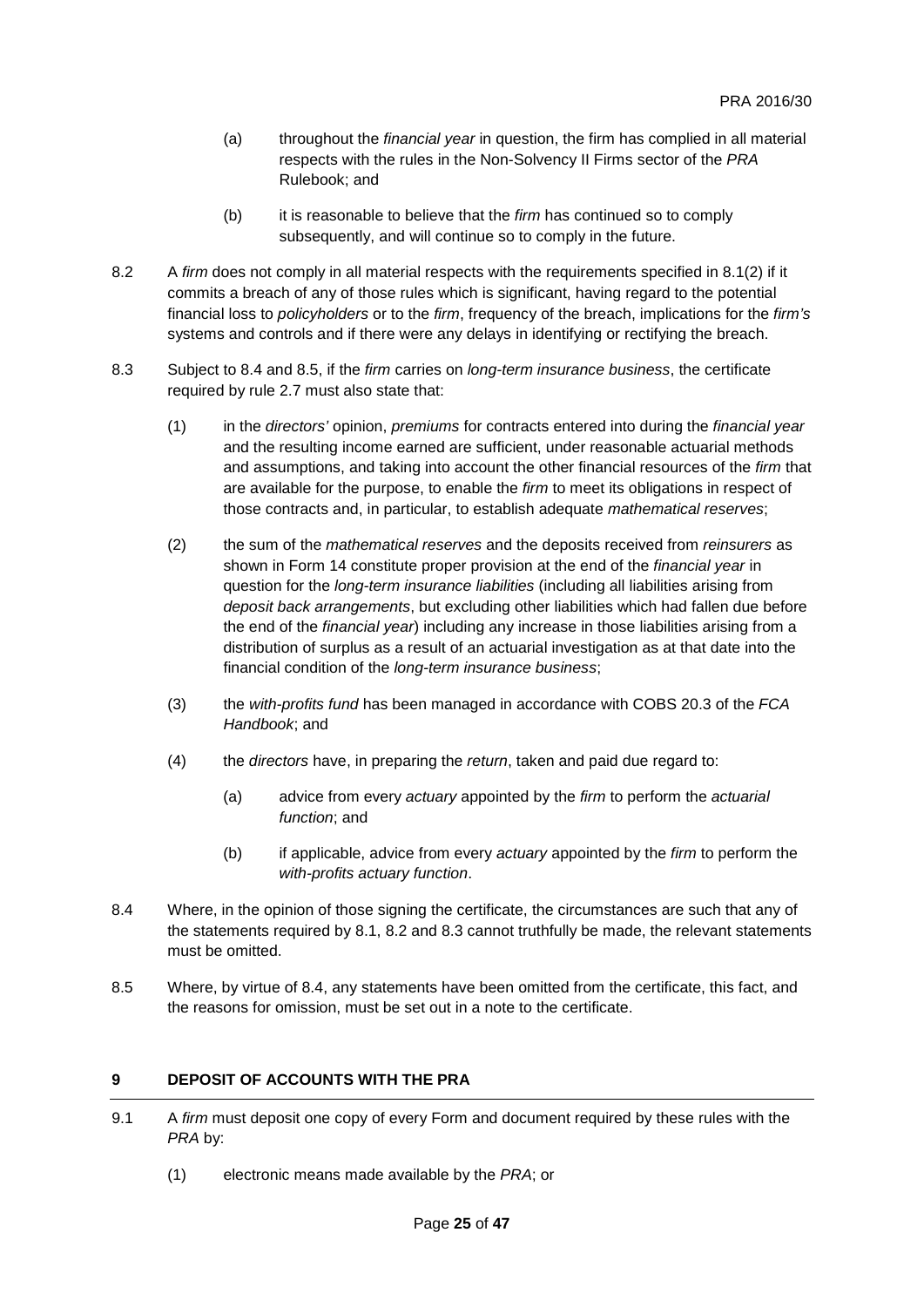(a) throughout the *financial year* in question, the firm has complied in all material respects with the rules in the Non-Solvency II Firms sector of the *PRA* Rulebook; and

(b) it is reasonable to believe that the *firm* has continued so to comply subsequently, and will continue so to comply in the future.

8.2 A *firm* does not comply in all material respects with the requirements specified in 8.1(2) if it commits a breach of any of those rules which is significant, having regard to the potential financial loss to *policyholders* or to the *firm*, frequency of the breach, implications for the *firm's* systems and controls and if there were any delays in identifying or rectifying the breach.

8.3 Subject to 8.4 and 8.5, if the *firm* carries on *long-term insurance business*, the certificate required by rule 2.7 must also state that:

(1) in the *directors'* opinion, *premiums* for contracts entered into during the *financial year* and the resulting income earned are sufficient, under reasonable actuarial methods and assumptions, and taking into account the other financial resources of the *firm* that are available for the purpose, to enable the *firm* to meet its obligations in respect of those contracts and, in particular, to establish adequate *mathematical reserves*;

(2) the sum of the *mathematical reserves* and the deposits received from *reinsurers* as shown in Form 14 constitute proper provision at the end of the *financial year* in question for the *long-term insurance liabilities* (including all liabilities arising from *deposit back arrangements*, but excluding other liabilities which had fallen due before the end of the *financial year*) including any increase in those liabilities arising from a distribution of surplus as a result of an actuarial investigation as at that date into the financial condition of the *long-term insurance business*;

(3) the *with-profits fund* has been managed in accordance with COBS 20.3 of the *FCA Handbook*; and

(4) the *directors* have, in preparing the *return*, taken and paid due regard to:

(a) advice from every *actuary* appointed by the *firm* to perform the *actuarial function*; and

(b) if applicable, advice from every *actuary* appointed by the *firm* to perform the *with-profits actuary function*.

8.4 Where, in the opinion of those signing the certificate, the circumstances are such that any of the statements required by 8.1, 8.2 and 8.3 cannot truthfully be made, the relevant statements must be omitted.

8.5 Where, by virtue of 8.4, any statements have been omitted from the certificate, this fact, and the reasons for omission, must be set out in a note to the certificate.

## 9 DEPOSIT OF ACCOUNTS WITH THE PRA

9.1 A *firm* must deposit one copy of every Form and document required by these rules with the *PRA* by:

(1) electronic means made available by the *PRA*; or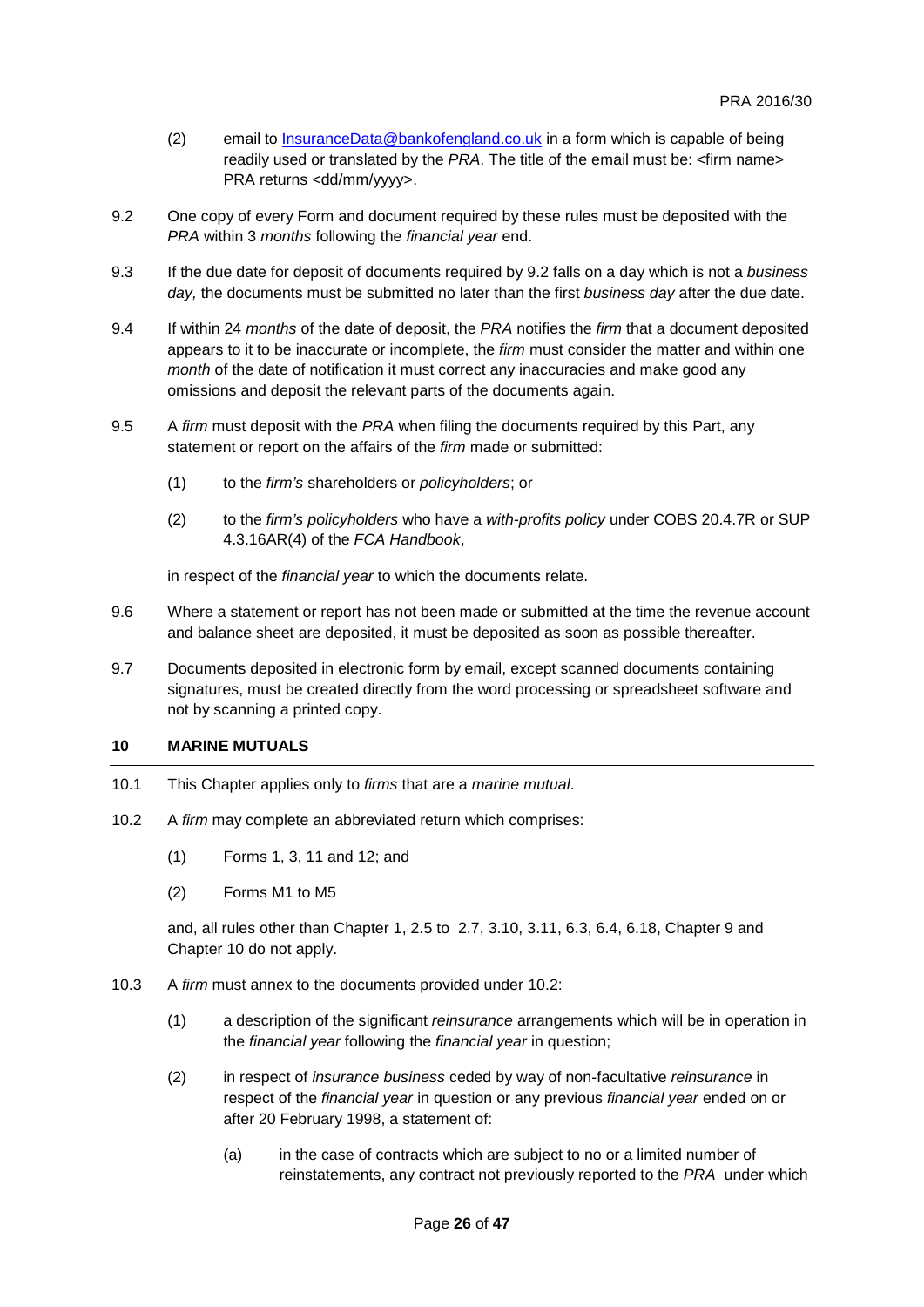(2) email to [InsuranceData@bankofengland.co.uk](mailto:InsuranceData@bankofengland.co.uk) in a form which is capable of being readily used or translated by the *PRA*. The title of the email must be: <firm name> PRA returns <dd/mm/yyyy>.

9.2 One copy of every Form and document required by these rules must be deposited with the *PRA* within 3 *months* following the *financial year* end.

9.3 If the due date for deposit of documents required by 9.2 falls on a day which is not a *business day,* the documents must be submitted no later than the first *business day* after the due date.

9.4 If within 24 *months* of the date of deposit, the *PRA* notifies the *firm* that a document deposited appears to it to be inaccurate or incomplete, the *firm* must consider the matter and within one *month* of the date of notification it must correct any inaccuracies and make good any omissions and deposit the relevant parts of the documents again.

9.5 A *firm* must deposit with the *PRA* when filing the documents required by this Part, any statement or report on the affairs of the *firm* made or submitted:

(1) to the *firm's* shareholders or *policyholders*; or

(2) to the *firm's policyholders* who have a *with-profits policy* under COBS 20.4.7R or SUP 4.3.16AR(4) of the *FCA Handbook*,

in respect of the *financial year* to which the documents relate.

9.6 Where a statement or report has not been made or submitted at the time the revenue account and balance sheet are deposited, it must be deposited as soon as possible thereafter.

9.7 Documents deposited in electronic form by email, except scanned documents containing signatures, must be created directly from the word processing or spreadsheet software and not by scanning a printed copy.

## 10 MARINE MUTUALS

10.1 This Chapter applies only to *firms* that are a *marine mutual*.

10.2 A *firm* may complete an abbreviated return which comprises:

(1) Forms 1, 3, 11 and 12; and

(2) Forms M1 to M5

and, all rules other than Chapter 1, 2.5 to 2.7, 3.10, 3.11, 6.3, 6.4, 6.18, Chapter 9 and Chapter 10 do not apply.

10.3 A *firm* must annex to the documents provided under 10.2:

(1) a description of the significant *reinsurance* arrangements which will be in operation in the *financial year* following the *financial year* in question;

(2) in respect of *insurance business* ceded by way of non-facultative *reinsurance* in respect of the *financial year* in question or any previous *financial year* ended on or after 20 February 1998, a statement of:

(a) in the case of contracts which are subject to no or a limited number of reinstatements, any contract not previously reported to the *PRA* under which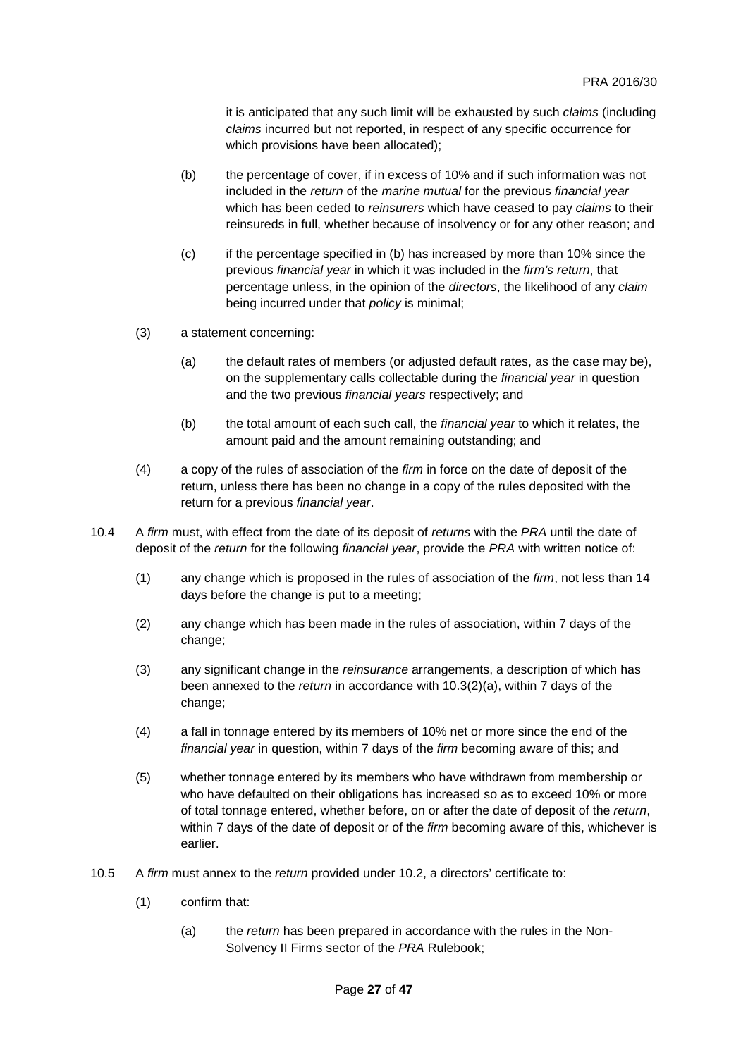it is anticipated that any such limit will be exhausted by such *claims* (including *claims* incurred but not reported, in respect of any specific occurrence for which provisions have been allocated);

(b) the percentage of cover, if in excess of 10% and if such information was not included in the *return* of the *marine mutual* for the previous *financial year* which has been ceded to *reinsurers* which have ceased to pay *claims* to their reinsureds in full, whether because of insolvency or for any other reason; and

(c) if the percentage specified in (b) has increased by more than 10% since the previous *financial year* in which it was included in the *firm's return*, that percentage unless, in the opinion of the *directors*, the likelihood of any *claim* being incurred under that *policy* is minimal;

(3) a statement concerning:

(a) the default rates of members (or adjusted default rates, as the case may be), on the supplementary calls collectable during the *financial year* in question and the two previous *financial years* respectively; and

(b) the total amount of each such call, the *financial year* to which it relates, the amount paid and the amount remaining outstanding; and

(4) a copy of the rules of association of the *firm* in force on the date of deposit of the return, unless there has been no change in a copy of the rules deposited with the return for a previous *financial year*.

10.4 A *firm* must, with effect from the date of its deposit of *returns* with the *PRA* until the date of deposit of the *return* for the following *financial year*, provide the *PRA* with written notice of:

(1) any change which is proposed in the rules of association of the *firm*, not less than 14 days before the change is put to a meeting;

(2) any change which has been made in the rules of association, within 7 days of the change;

(3) any significant change in the *reinsurance* arrangements, a description of which has been annexed to the *return* in accordance with 10.3(2)(a), within 7 days of the change;

(4) a fall in tonnage entered by its members of 10% net or more since the end of the *financial year* in question, within 7 days of the *firm* becoming aware of this; and

(5) whether tonnage entered by its members who have withdrawn from membership or who have defaulted on their obligations has increased so as to exceed 10% or more of total tonnage entered, whether before, on or after the date of deposit of the *return*, within 7 days of the date of deposit or of the *firm* becoming aware of this, whichever is earlier.

10.5 A *firm* must annex to the *return* provided under 10.2, a directors' certificate to:

(1) confirm that:

(a) the *return* has been prepared in accordance with the rules in the Non-Solvency II Firms sector of the *PRA* Rulebook;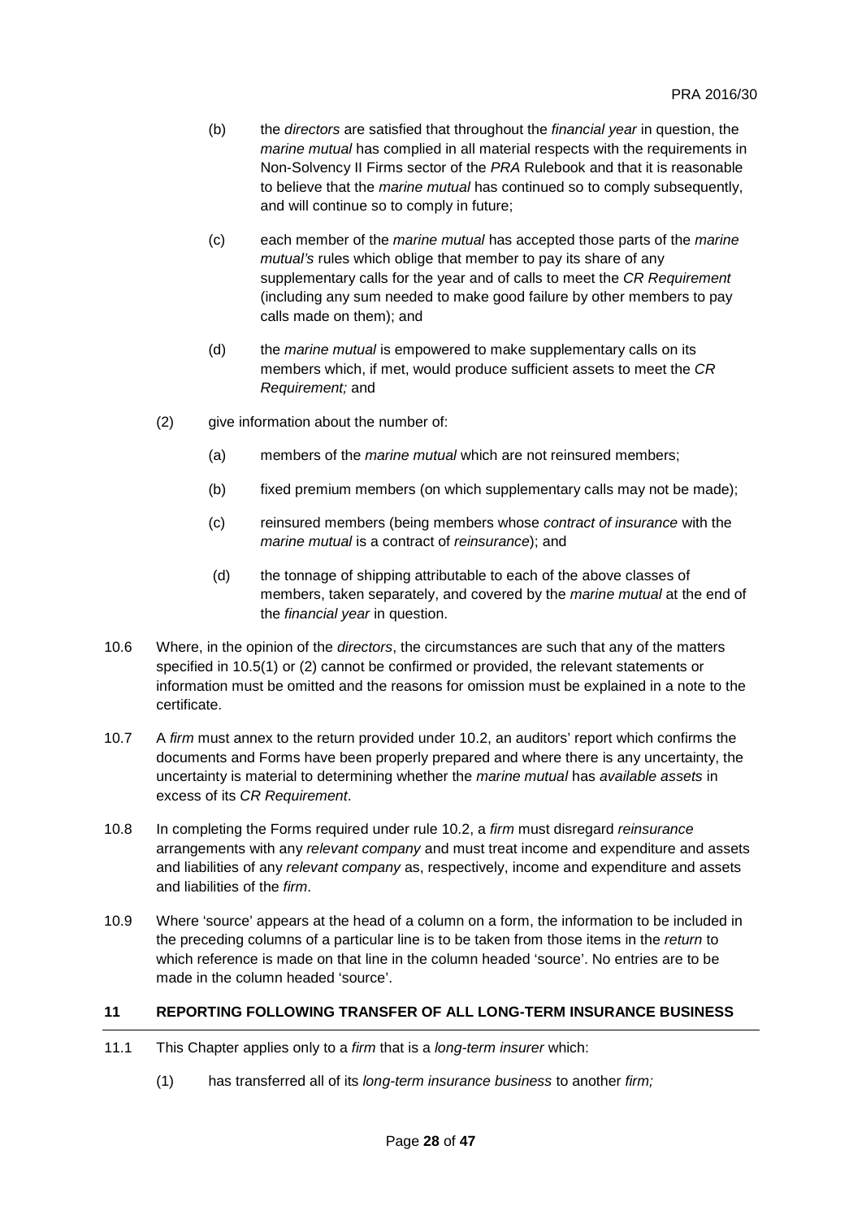(b) the *directors* are satisfied that throughout the *financial year* in question, the *marine mutual* has complied in all material respects with the requirements in Non-Solvency II Firms sector of the *PRA* Rulebook and that it is reasonable to believe that the *marine mutual* has continued so to comply subsequently, and will continue so to comply in future;

(c) each member of the *marine mutual* has accepted those parts of the *marine mutual's* rules which oblige that member to pay its share of any supplementary calls for the year and of calls to meet the *CR Requirement* (including any sum needed to make good failure by other members to pay calls made on them); and

(d) the *marine mutual* is empowered to make supplementary calls on its members which, if met, would produce sufficient assets to meet the *CR Requirement;* and

(2) give information about the number of:

(a) members of the *marine mutual* which are not reinsured members;

(b) fixed premium members (on which supplementary calls may not be made);

(c) reinsured members (being members whose *contract of insurance* with the *marine mutual* is a contract of *reinsurance*); and

(d) the tonnage of shipping attributable to each of the above classes of members, taken separately, and covered by the *marine mutual* at the end of the *financial year* in question.

10.6 Where, in the opinion of the *directors*, the circumstances are such that any of the matters specified in 10.5(1) or (2) cannot be confirmed or provided, the relevant statements or information must be omitted and the reasons for omission must be explained in a note to the certificate.

10.7 A *firm* must annex to the return provided under 10.2, an auditors' report which confirms the documents and Forms have been properly prepared and where there is any uncertainty, the uncertainty is material to determining whether the *marine mutual* has *available assets* in excess of its *CR Requirement*.

10.8 In completing the Forms required under rule 10.2, a *firm* must disregard *reinsurance* arrangements with any *relevant company* and must treat income and expenditure and assets and liabilities of any *relevant company* as, respectively, income and expenditure and assets and liabilities of the *firm*.

10.9 Where 'source' appears at the head of a column on a form, the information to be included in the preceding columns of a particular line is to be taken from those items in the *return* to which reference is made on that line in the column headed 'source'. No entries are to be made in the column headed 'source'.

## 11 REPORTING FOLLOWING TRANSFER OF ALL LONG-TERM INSURANCE BUSINESS

11.1 This Chapter applies only to a *firm* that is a *long-term insurer* which:

(1) has transferred all of its *long-term insurance business* to another *firm;*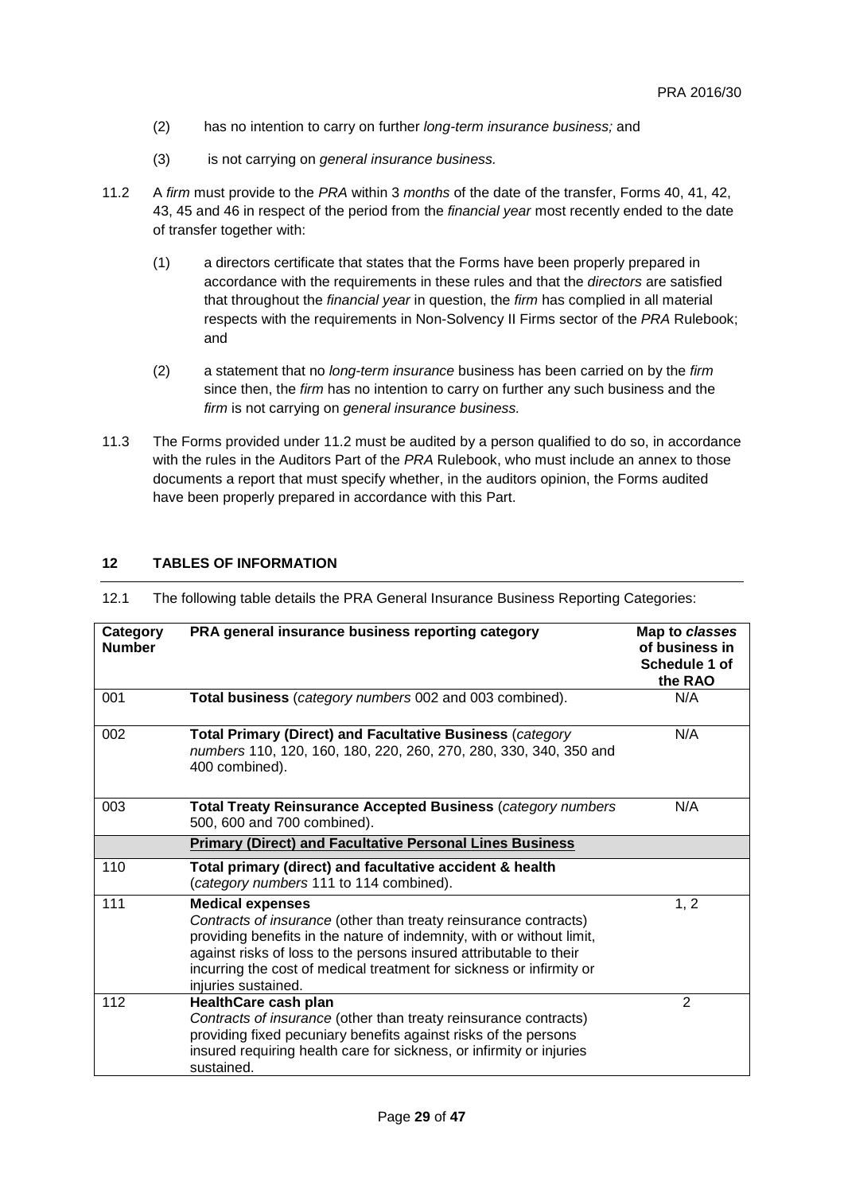(2) has no intention to carry on further *long-term insurance business;* and

(3) is not carrying on *general insurance business.*

11.2 A *firm* must provide to the *PRA* within 3 *months* of the date of the transfer, Forms 40, 41, 42, 43, 45 and 46 in respect of the period from the *financial year* most recently ended to the date of transfer together with:

(1) a directors certificate that states that the Forms have been properly prepared in accordance with the requirements in these rules and that the *directors* are satisfied that throughout the *financial year* in question, the *firm* has complied in all material respects with the requirements in Non-Solvency II Firms sector of the *PRA* Rulebook; and

(2) a statement that no *long-term insurance* business has been carried on by the *firm* since then, the *firm* has no intention to carry on further any such business and the *firm* is not carrying on *general insurance business.*

11.3 The Forms provided under 11.2 must be audited by a person qualified to do so, in accordance with the rules in the Auditors Part of the *PRA* Rulebook, who must include an annex to those documents a report that must specify whether, in the auditors opinion, the Forms audited have been properly prepared in accordance with this Part.

## 12 TABLES OF INFORMATION

12.1 The following table details the PRA General Insurance Business Reporting Categories:

| Category Number | PRA general insurance business reporting category | Map to *classes* of business in Schedule 1 of the RAO |
|---|---|---|
| 001 | **Total business** (*category numbers* 002 and 003 combined). | N/A |
| 002 | **Total Primary (Direct) and Facultative Business** (*category numbers* 110, 120, 160, 180, 220, 260, 270, 280, 330, 340, 350 and 400 combined). | N/A |
| 003 | **Total Treaty Reinsurance Accepted Business** (*category numbers* 500, 600 and 700 combined). | N/A |
| | **Primary (Direct) and Facultative Personal Lines Business** | |
| 110 | **Total primary (direct) and facultative accident & health** (*category numbers* 111 to 114 combined). | |
| 111 | **Medical expenses**<br>*Contracts of insurance* (other than treaty reinsurance contracts) providing benefits in the nature of indemnity, with or without limit, against risks of loss to the persons insured attributable to their incurring the cost of medical treatment for sickness or infirmity or injuries sustained. | 1, 2 |
| 112 | **HealthCare cash plan**<br>*Contracts of insurance* (other than treaty reinsurance contracts) providing fixed pecuniary benefits against risks of the persons insured requiring health care for sickness, or infirmity or injuries sustained. | 2 |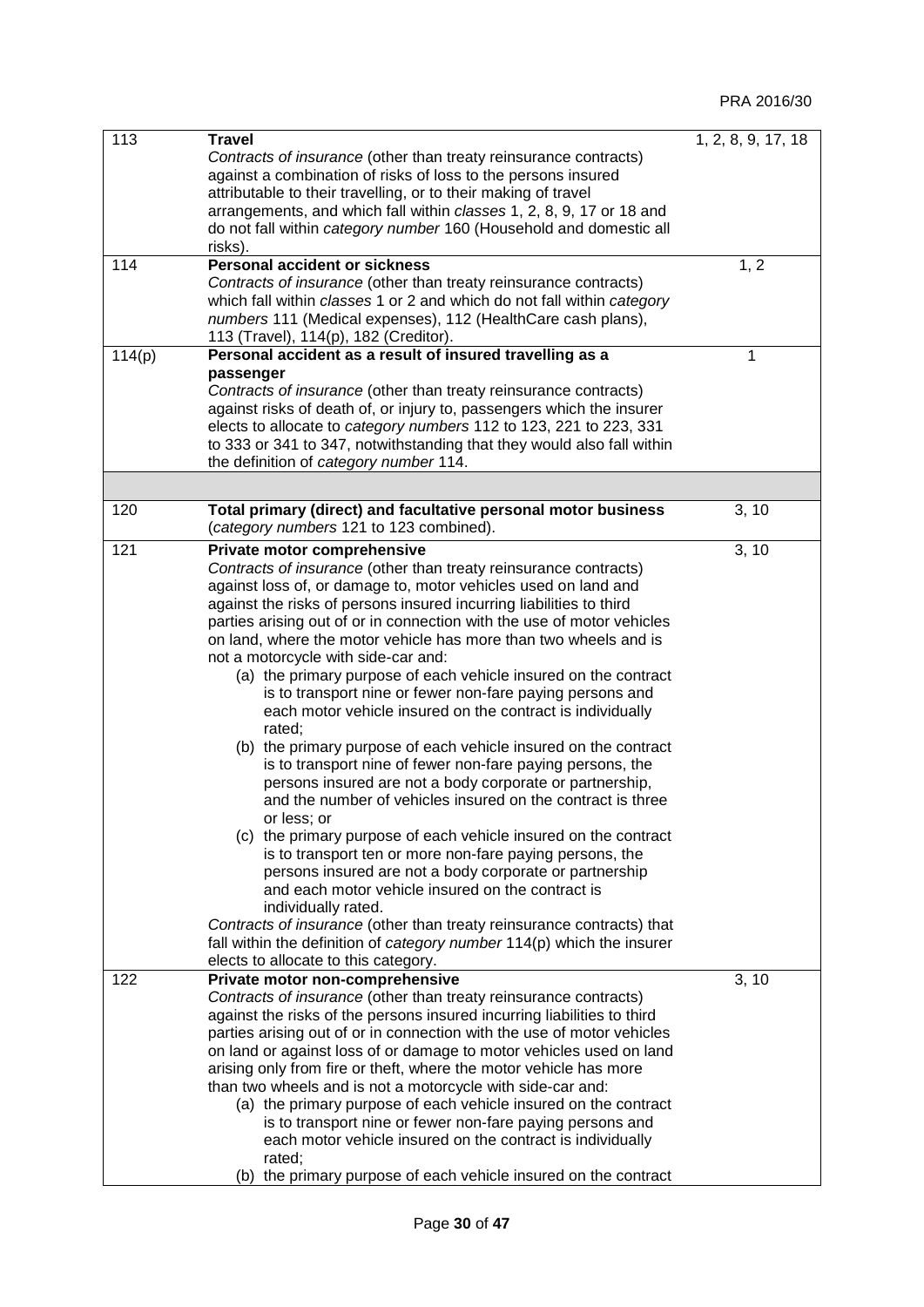| | | |
|---|---|---|
| 113 | **Travel**<br>*Contracts of insurance* (other than treaty reinsurance contracts) against a combination of risks of loss to the persons insured attributable to their travelling, or to their making of travel arrangements, and which fall within *classes* 1, 2, 8, 9, 17 or 18 and do not fall within *category number* 160 (Household and domestic all risks). | 1, 2, 8, 9, 17, 18 |
| 114 | **Personal accident or sickness**<br>*Contracts of insurance* (other than treaty reinsurance contracts) which fall within *classes* 1 or 2 and which do not fall within *category numbers* 111 (Medical expenses), 112 (HealthCare cash plans), 113 (Travel), 114(p), 182 (Creditor). | 1, 2 |
| 114(p) | **Personal accident as a result of insured travelling as a passenger**<br>*Contracts of insurance* (other than treaty reinsurance contracts) against risks of death of, or injury to, passengers which the insurer elects to allocate to *category numbers* 112 to 123, 221 to 223, 331 to 333 or 341 to 347, notwithstanding that they would also fall within the definition of *category number* 114. | 1 |
| | | |
| 120 | **Total primary (direct) and facultative personal motor business** (*category numbers* 121 to 123 combined). | 3, 10 |
| 121 | **Private motor comprehensive**<br>*Contracts of insurance* (other than treaty reinsurance contracts) against loss of, or damage to, motor vehicles used on land and against the risks of persons insured incurring liabilities to third parties arising out of or in connection with the use of motor vehicles on land, where the motor vehicle has more than two wheels and is not a motorcycle with side-car and:<br>(a) the primary purpose of each vehicle insured on the contract is to transport nine or fewer non-fare paying persons and each motor vehicle insured on the contract is individually rated;<br>(b) the primary purpose of each vehicle insured on the contract is to transport nine of fewer non-fare paying persons, the persons insured are not a body corporate or partnership, and the number of vehicles insured on the contract is three or less; or<br>(c) the primary purpose of each vehicle insured on the contract is to transport ten or more non-fare paying persons, the persons insured are not a body corporate or partnership and each motor vehicle insured on the contract is individually rated.<br>*Contracts of insurance* (other than treaty reinsurance contracts) that fall within the definition of *category number* 114(p) which the insurer elects to allocate to this category. | 3, 10 |
| 122 | **Private motor non-comprehensive**<br>*Contracts of insurance* (other than treaty reinsurance contracts) against the risks of the persons insured incurring liabilities to third parties arising out of or in connection with the use of motor vehicles on land or against loss of or damage to motor vehicles used on land arising only from fire or theft, where the motor vehicle has more than two wheels and is not a motorcycle with side-car and:<br>(a) the primary purpose of each vehicle insured on the contract is to transport nine or fewer non-fare paying persons and each motor vehicle insured on the contract is individually rated;<br>(b) the primary purpose of each vehicle insured on the contract | 3, 10 |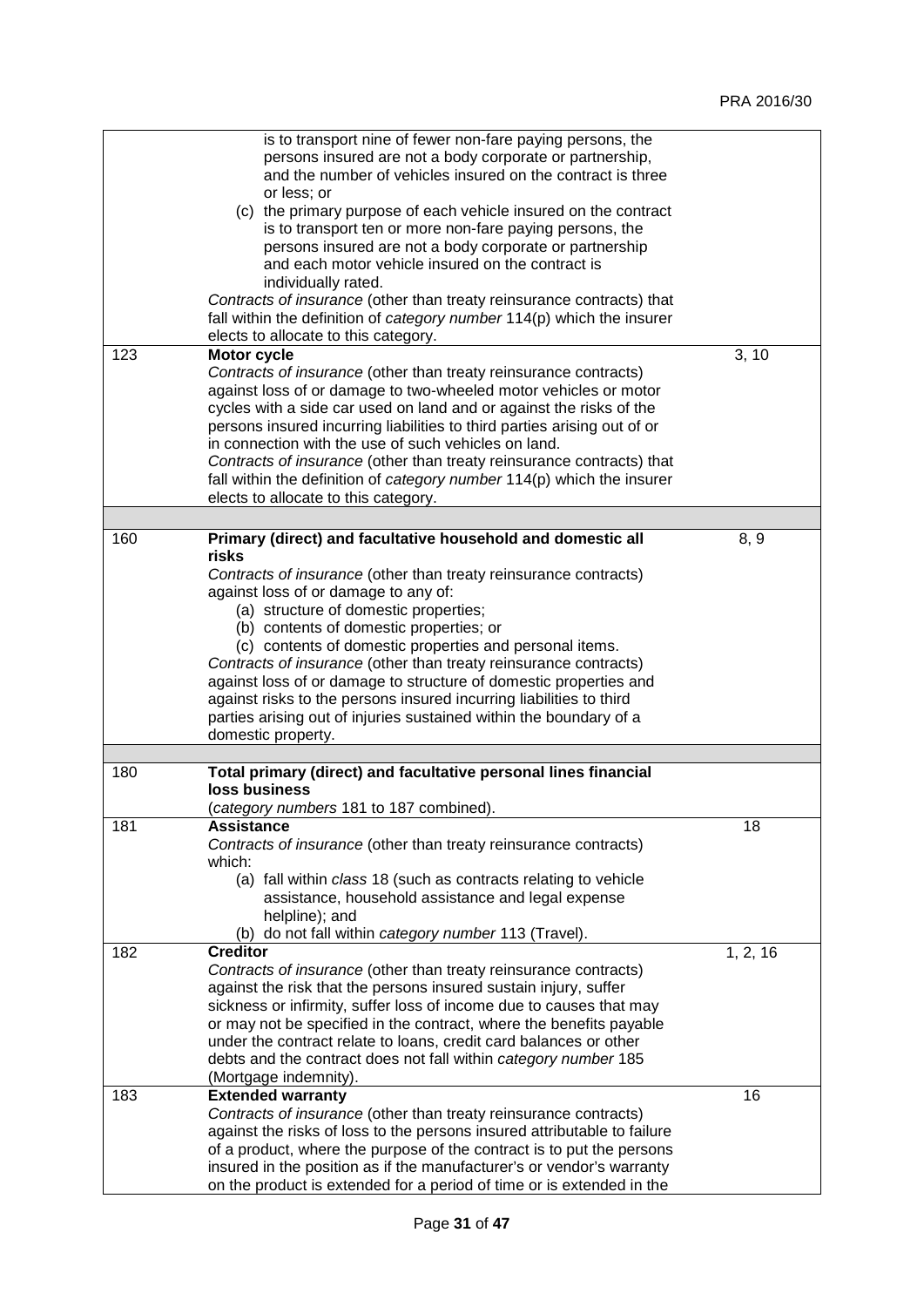| | | |
|---|---|---|
| | is to transport nine of fewer non-fare paying persons, the persons insured are not a body corporate or partnership, and the number of vehicles insured on the contract is three or less; or<br>(c) the primary purpose of each vehicle insured on the contract is to transport ten or more non-fare paying persons, the persons insured are not a body corporate or partnership and each motor vehicle insured on the contract is individually rated.<br>*Contracts of insurance* (other than treaty reinsurance contracts) that fall within the definition of *category number* 114(p) which the insurer elects to allocate to this category. | |
| 123 | **Motor cycle**<br>*Contracts of insurance* (other than treaty reinsurance contracts) against loss of or damage to two-wheeled motor vehicles or motor cycles with a side car used on land and or against the risks of the persons insured incurring liabilities to third parties arising out of or in connection with the use of such vehicles on land.<br>*Contracts of insurance* (other than treaty reinsurance contracts) that fall within the definition of *category number* 114(p) which the insurer elects to allocate to this category. | 3, 10 |
| | | |
| 160 | **Primary (direct) and facultative household and domestic all risks**<br>*Contracts of insurance* (other than treaty reinsurance contracts) against loss of or damage to any of:<br>(a) structure of domestic properties;<br>(b) contents of domestic properties; or<br>(c) contents of domestic properties and personal items.<br>*Contracts of insurance* (other than treaty reinsurance contracts) against loss of or damage to structure of domestic properties and against risks to the persons insured incurring liabilities to third parties arising out of injuries sustained within the boundary of a domestic property. | 8, 9 |
| | | |
| 180 | **Total primary (direct) and facultative personal lines financial loss business**<br>(*category numbers* 181 to 187 combined). | |
| 181 | **Assistance**<br>*Contracts of insurance* (other than treaty reinsurance contracts) which:<br>(a) fall within *class* 18 (such as contracts relating to vehicle assistance, household assistance and legal expense helpline); and<br>(b) do not fall within *category number* 113 (Travel). | 18 |
| 182 | **Creditor**<br>*Contracts of insurance* (other than treaty reinsurance contracts) against the risk that the persons insured sustain injury, suffer sickness or infirmity, suffer loss of income due to causes that may or may not be specified in the contract, where the benefits payable under the contract relate to loans, credit card balances or other debts and the contract does not fall within *category number* 185 (Mortgage indemnity). | 1, 2, 16 |
| 183 | **Extended warranty**<br>*Contracts of insurance* (other than treaty reinsurance contracts) against the risks of loss to the persons insured attributable to failure of a product, where the purpose of the contract is to put the persons insured in the position as if the manufacturer's or vendor's warranty on the product is extended for a period of time or is extended in the | 16 |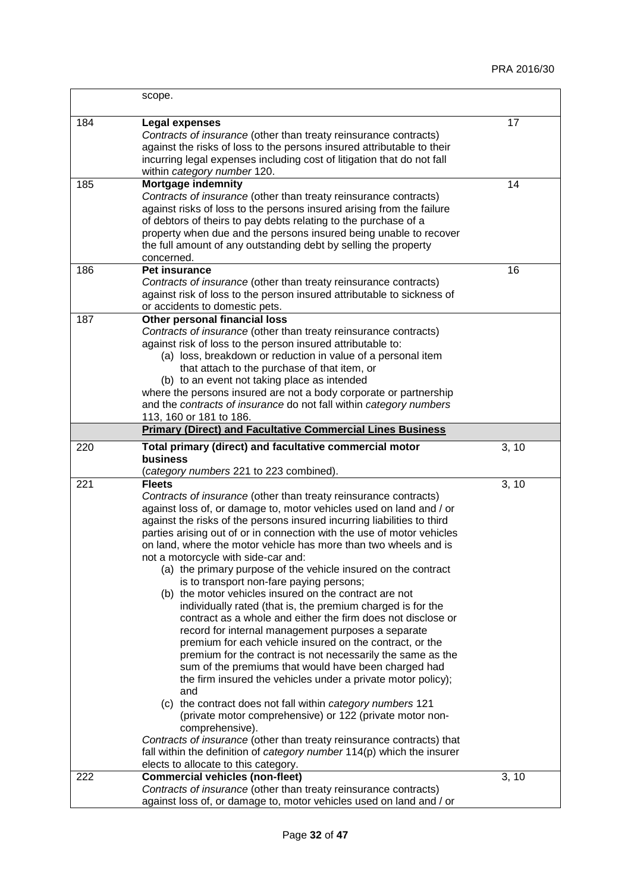| | | |
|---|---|---|
| | scope. | |
| 184 | **Legal expenses**<br>*Contracts of insurance* (other than treaty reinsurance contracts) against the risks of loss to the persons insured attributable to their incurring legal expenses including cost of litigation that do not fall within *category number* 120. | 17 |
| 185 | **Mortgage indemnity**<br>*Contracts of insurance* (other than treaty reinsurance contracts) against risks of loss to the persons insured arising from the failure of debtors of theirs to pay debts relating to the purchase of a property when due and the persons insured being unable to recover the full amount of any outstanding debt by selling the property concerned. | 14 |
| 186 | **Pet insurance**<br>*Contracts of insurance* (other than treaty reinsurance contracts) against risk of loss to the person insured attributable to sickness of or accidents to domestic pets. | 16 |
| 187 | **Other personal financial loss**<br>*Contracts of insurance* (other than treaty reinsurance contracts) against risk of loss to the person insured attributable to:<br>(a) loss, breakdown or reduction in value of a personal item that attach to the purchase of that item, or<br>(b) to an event not taking place as intended<br>where the persons insured are not a body corporate or partnership and the *contracts of insurance* do not fall within *category numbers* 113, 160 or 181 to 186. | |
| | **Primary (Direct) and Facultative Commercial Lines Business** | |
| 220 | **Total primary (direct) and facultative commercial motor business**<br>(*category numbers* 221 to 223 combined). | 3, 10 |
| 221 | **Fleets**<br>*Contracts of insurance* (other than treaty reinsurance contracts) against loss of, or damage to, motor vehicles used on land and / or against the risks of the persons insured incurring liabilities to third parties arising out of or in connection with the use of motor vehicles on land, where the motor vehicle has more than two wheels and is not a motorcycle with side-car and:<br>(a) the primary purpose of the vehicle insured on the contract is to transport non-fare paying persons;<br>(b) the motor vehicles insured on the contract are not individually rated (that is, the premium charged is for the contract as a whole and either the firm does not disclose or record for internal management purposes a separate premium for each vehicle insured on the contract, or the premium for the contract is not necessarily the same as the sum of the premiums that would have been charged had the firm insured the vehicles under a private motor policy); and<br>(c) the contract does not fall within *category numbers* 121 (private motor comprehensive) or 122 (private motor non-comprehensive).<br>*Contracts of insurance* (other than treaty reinsurance contracts) that fall within the definition of *category number* 114(p) which the insurer elects to allocate to this category. | 3, 10 |
| 222 | **Commercial vehicles (non-fleet)**<br>*Contracts of insurance* (other than treaty reinsurance contracts) against loss of, or damage to, motor vehicles used on land and / or | 3, 10 |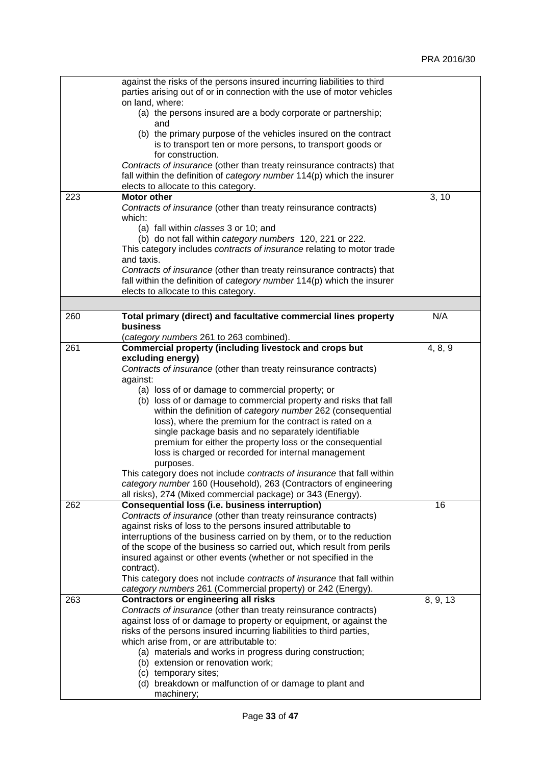| | | |
|---|---|---|
| | against the risks of the persons insured incurring liabilities to third parties arising out of or in connection with the use of motor vehicles on land, where:<br>(a) the persons insured are a body corporate or partnership; and<br>(b) the primary purpose of the vehicles insured on the contract is to transport ten or more persons, to transport goods or for construction.<br>*Contracts of insurance* (other than treaty reinsurance contracts) that fall within the definition of *category number* 114(p) which the insurer elects to allocate to this category. | |
| 223 | **Motor other**<br>*Contracts of insurance* (other than treaty reinsurance contracts) which:<br>(a) fall within *classes* 3 or 10; and<br>(b) do not fall within *category numbers* 120, 221 or 222.<br>This category includes *contracts of insurance* relating to motor trade and taxis.<br>*Contracts of insurance* (other than treaty reinsurance contracts) that fall within the definition of *category number* 114(p) which the insurer elects to allocate to this category. | 3, 10 |
| | | |
| 260 | **Total primary (direct) and facultative commercial lines property business**<br>(*category numbers* 261 to 263 combined). | N/A |
| 261 | **Commercial property (including livestock and crops but excluding energy)**<br>*Contracts of insurance* (other than treaty reinsurance contracts) against:<br>(a) loss of or damage to commercial property; or<br>(b) loss of or damage to commercial property and risks that fall within the definition of *category number* 262 (consequential loss), where the premium for the contract is rated on a single package basis and no separately identifiable premium for either the property loss or the consequential loss is charged or recorded for internal management purposes.<br>This category does not include *contracts of insurance* that fall within *category number* 160 (Household), 263 (Contractors of engineering all risks), 274 (Mixed commercial package) or 343 (Energy). | 4, 8, 9 |
| 262 | **Consequential loss (i.e. business interruption)**<br>*Contracts of insurance* (other than treaty reinsurance contracts) against risks of loss to the persons insured attributable to interruptions of the business carried on by them, or to the reduction of the scope of the business so carried out, which result from perils insured against or other events (whether or not specified in the contract).<br>This category does not include *contracts of insurance* that fall within *category numbers* 261 (Commercial property) or 242 (Energy). | 16 |
| 263 | **Contractors or engineering all risks**<br>*Contracts of insurance* (other than treaty reinsurance contracts) against loss of or damage to property or equipment, or against the risks of the persons insured incurring liabilities to third parties, which arise from, or are attributable to:<br>(a) materials and works in progress during construction;<br>(b) extension or renovation work;<br>(c) temporary sites;<br>(d) breakdown or malfunction of or damage to plant and machinery; | 8, 9, 13 |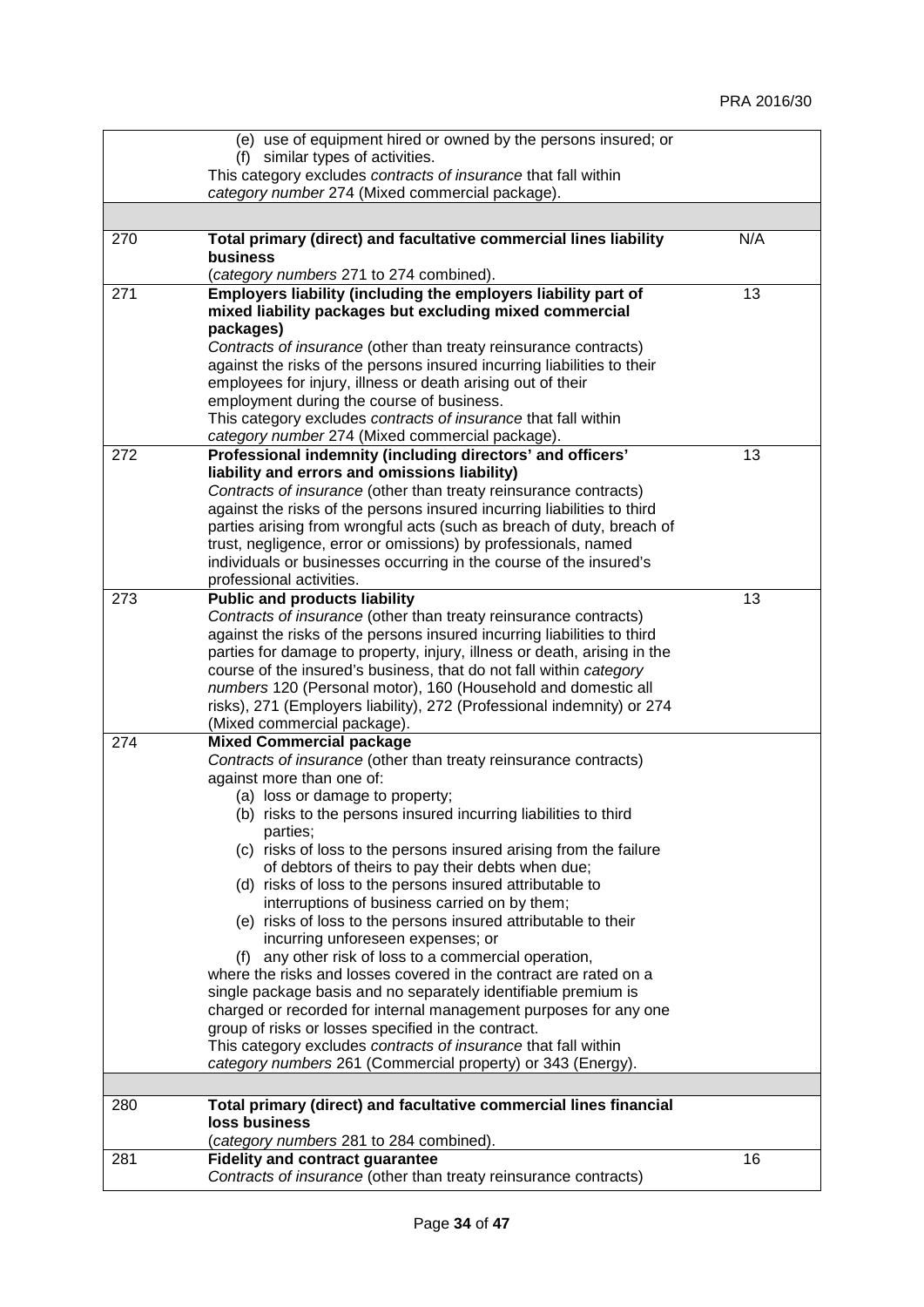| | | |
|---|---|---|
| | (e) use of equipment hired or owned by the persons insured; or<br>(f) similar types of activities.<br>This category excludes *contracts of insurance* that fall within *category number* 274 (Mixed commercial package). | |
| | | |
| 270 | **Total primary (direct) and facultative commercial lines liability business**<br>(*category numbers* 271 to 274 combined). | N/A |
| 271 | **Employers liability (including the employers liability part of mixed liability packages but excluding mixed commercial packages)**<br>*Contracts of insurance* (other than treaty reinsurance contracts) against the risks of the persons insured incurring liabilities to their employees for injury, illness or death arising out of their employment during the course of business.<br>This category excludes *contracts of insurance* that fall within *category number* 274 (Mixed commercial package). | 13 |
| 272 | **Professional indemnity (including directors' and officers' liability and errors and omissions liability)**<br>*Contracts of insurance* (other than treaty reinsurance contracts) against the risks of the persons insured incurring liabilities to third parties arising from wrongful acts (such as breach of duty, breach of trust, negligence, error or omissions) by professionals, named individuals or businesses occurring in the course of the insured's professional activities. | 13 |
| 273 | **Public and products liability**<br>*Contracts of insurance* (other than treaty reinsurance contracts) against the risks of the persons insured incurring liabilities to third parties for damage to property, injury, illness or death, arising in the course of the insured's business, that do not fall within *category numbers* 120 (Personal motor), 160 (Household and domestic all risks), 271 (Employers liability), 272 (Professional indemnity) or 274 (Mixed commercial package). | 13 |
| 274 | **Mixed Commercial package**<br>*Contracts of insurance* (other than treaty reinsurance contracts) against more than one of:<br>(a) loss or damage to property;<br>(b) risks to the persons insured incurring liabilities to third parties;<br>(c) risks of loss to the persons insured arising from the failure of debtors of theirs to pay their debts when due;<br>(d) risks of loss to the persons insured attributable to interruptions of business carried on by them;<br>(e) risks of loss to the persons insured attributable to their incurring unforeseen expenses; or<br>(f) any other risk of loss to a commercial operation,<br>where the risks and losses covered in the contract are rated on a single package basis and no separately identifiable premium is charged or recorded for internal management purposes for any one group of risks or losses specified in the contract.<br>This category excludes *contracts of insurance* that fall within *category numbers* 261 (Commercial property) or 343 (Energy). | |
| | | |
| 280 | **Total primary (direct) and facultative commercial lines financial loss business**<br>(*category numbers* 281 to 284 combined). | |
| 281 | **Fidelity and contract guarantee**<br>*Contracts of insurance* (other than treaty reinsurance contracts) | 16 |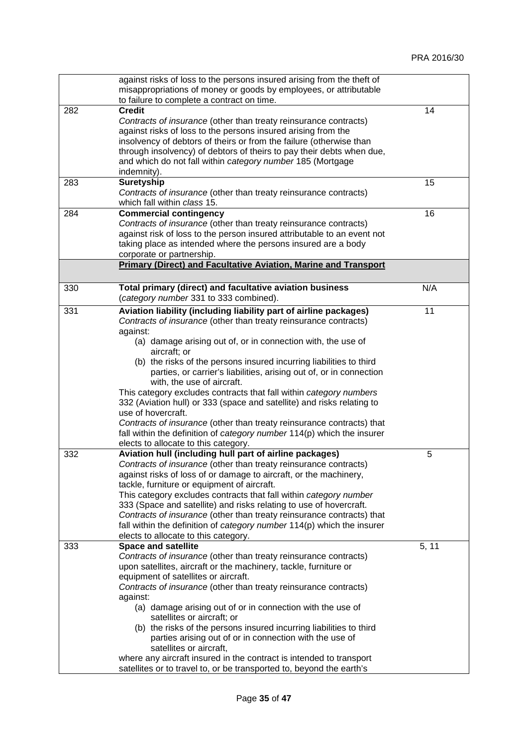| | | |
|---|---|---|
| | against risks of loss to the persons insured arising from the theft of misappropriations of money or goods by employees, or attributable to failure to complete a contract on time. | |
| 282 | **Credit**<br>*Contracts of insurance* (other than treaty reinsurance contracts) against risks of loss to the persons insured arising from the insolvency of debtors of theirs or from the failure (otherwise than through insolvency) of debtors of theirs to pay their debts when due, and which do not fall within *category number* 185 (Mortgage indemnity). | 14 |
| 283 | **Suretyship**<br>*Contracts of insurance* (other than treaty reinsurance contracts) which fall within *class* 15. | 15 |
| 284 | **Commercial contingency**<br>*Contracts of insurance* (other than treaty reinsurance contracts) against risk of loss to the person insured attributable to an event not taking place as intended where the persons insured are a body corporate or partnership. | 16 |
| | **Primary (Direct) and Facultative Aviation, Marine and Transport** | |
| 330 | **Total primary (direct) and facultative aviation business** (*category number* 331 to 333 combined). | N/A |
| 331 | **Aviation liability (including liability part of airline packages)**<br>*Contracts of insurance* (other than treaty reinsurance contracts) against:<br>(a) damage arising out of, or in connection with, the use of aircraft; or<br>(b) the risks of the persons insured incurring liabilities to third parties, or carrier's liabilities, arising out of, or in connection with, the use of aircraft.<br>This category excludes contracts that fall within *category numbers* 332 (Aviation hull) or 333 (space and satellite) and risks relating to use of hovercraft.<br>*Contracts of insurance* (other than treaty reinsurance contracts) that fall within the definition of *category number* 114(p) which the insurer elects to allocate to this category. | 11 |
| 332 | **Aviation hull (including hull part of airline packages)**<br>*Contracts of insurance* (other than treaty reinsurance contracts) against risks of loss of or damage to aircraft, or the machinery, tackle, furniture or equipment of aircraft.<br>This category excludes contracts that fall within *category number* 333 (Space and satellite) and risks relating to use of hovercraft.<br>*Contracts of insurance* (other than treaty reinsurance contracts) that fall within the definition of *category number* 114(p) which the insurer elects to allocate to this category. | 5 |
| 333 | **Space and satellite**<br>*Contracts of insurance* (other than treaty reinsurance contracts) upon satellites, aircraft or the machinery, tackle, furniture or equipment of satellites or aircraft.<br>*Contracts of insurance* (other than treaty reinsurance contracts) against:<br>(a) damage arising out of or in connection with the use of satellites or aircraft; or<br>(b) the risks of the persons insured incurring liabilities to third parties arising out of or in connection with the use of satellites or aircraft,<br>where any aircraft insured in the contract is intended to transport satellites or to travel to, or be transported to, beyond the earth's | 5, 11 |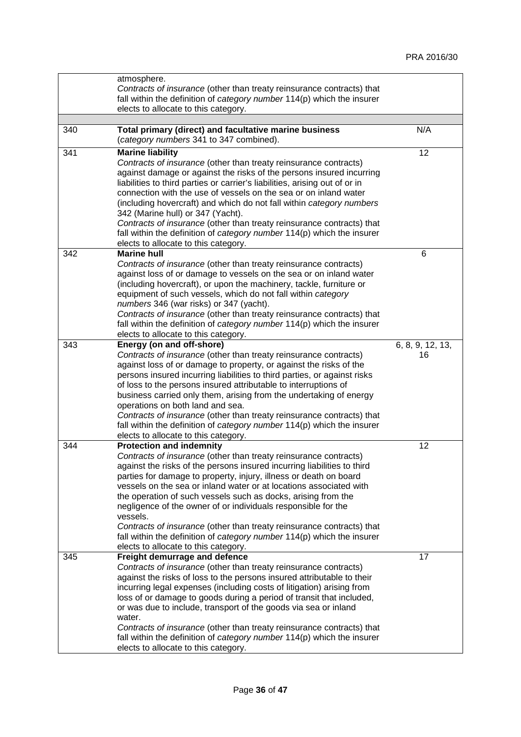| | | |
|---|---|---|
| | atmosphere.<br>*Contracts of insurance* (other than treaty reinsurance contracts) that fall within the definition of *category number* 114(p) which the insurer elects to allocate to this category. | |
| | | |
| 340 | **Total primary (direct) and facultative marine business** (*category numbers* 341 to 347 combined). | N/A |
| 341 | **Marine liability**<br>*Contracts of insurance* (other than treaty reinsurance contracts) against damage or against the risks of the persons insured incurring liabilities to third parties or carrier's liabilities, arising out of or in connection with the use of vessels on the sea or on inland water (including hovercraft) and which do not fall within *category numbers* 342 (Marine hull) or 347 (Yacht).<br>*Contracts of insurance* (other than treaty reinsurance contracts) that fall within the definition of *category number* 114(p) which the insurer elects to allocate to this category. | 12 |
| 342 | **Marine hull**<br>*Contracts of insurance* (other than treaty reinsurance contracts) against loss of or damage to vessels on the sea or on inland water (including hovercraft), or upon the machinery, tackle, furniture or equipment of such vessels, which do not fall within *category numbers* 346 (war risks) or 347 (yacht).<br>*Contracts of insurance* (other than treaty reinsurance contracts) that fall within the definition of *category number* 114(p) which the insurer elects to allocate to this category. | 6 |
| 343 | **Energy (on and off-shore)**<br>*Contracts of insurance* (other than treaty reinsurance contracts) against loss of or damage to property, or against the risks of the persons insured incurring liabilities to third parties, or against risks of loss to the persons insured attributable to interruptions of business carried only them, arising from the undertaking of energy operations on both land and sea.<br>*Contracts of insurance* (other than treaty reinsurance contracts) that fall within the definition of *category number* 114(p) which the insurer elects to allocate to this category. | 6, 8, 9, 12, 13, 16 |
| 344 | **Protection and indemnity**<br>*Contracts of insurance* (other than treaty reinsurance contracts) against the risks of the persons insured incurring liabilities to third parties for damage to property, injury, illness or death on board vessels on the sea or inland water or at locations associated with the operation of such vessels such as docks, arising from the negligence of the owner of or individuals responsible for the vessels.<br>*Contracts of insurance* (other than treaty reinsurance contracts) that fall within the definition of *category number* 114(p) which the insurer elects to allocate to this category. | 12 |
| 345 | **Freight demurrage and defence**<br>*Contracts of insurance* (other than treaty reinsurance contracts) against the risks of loss to the persons insured attributable to their incurring legal expenses (including costs of litigation) arising from loss of or damage to goods during a period of transit that included, or was due to include, transport of the goods via sea or inland water.<br>*Contracts of insurance* (other than treaty reinsurance contracts) that fall within the definition of *category number* 114(p) which the insurer elects to allocate to this category. | 17 |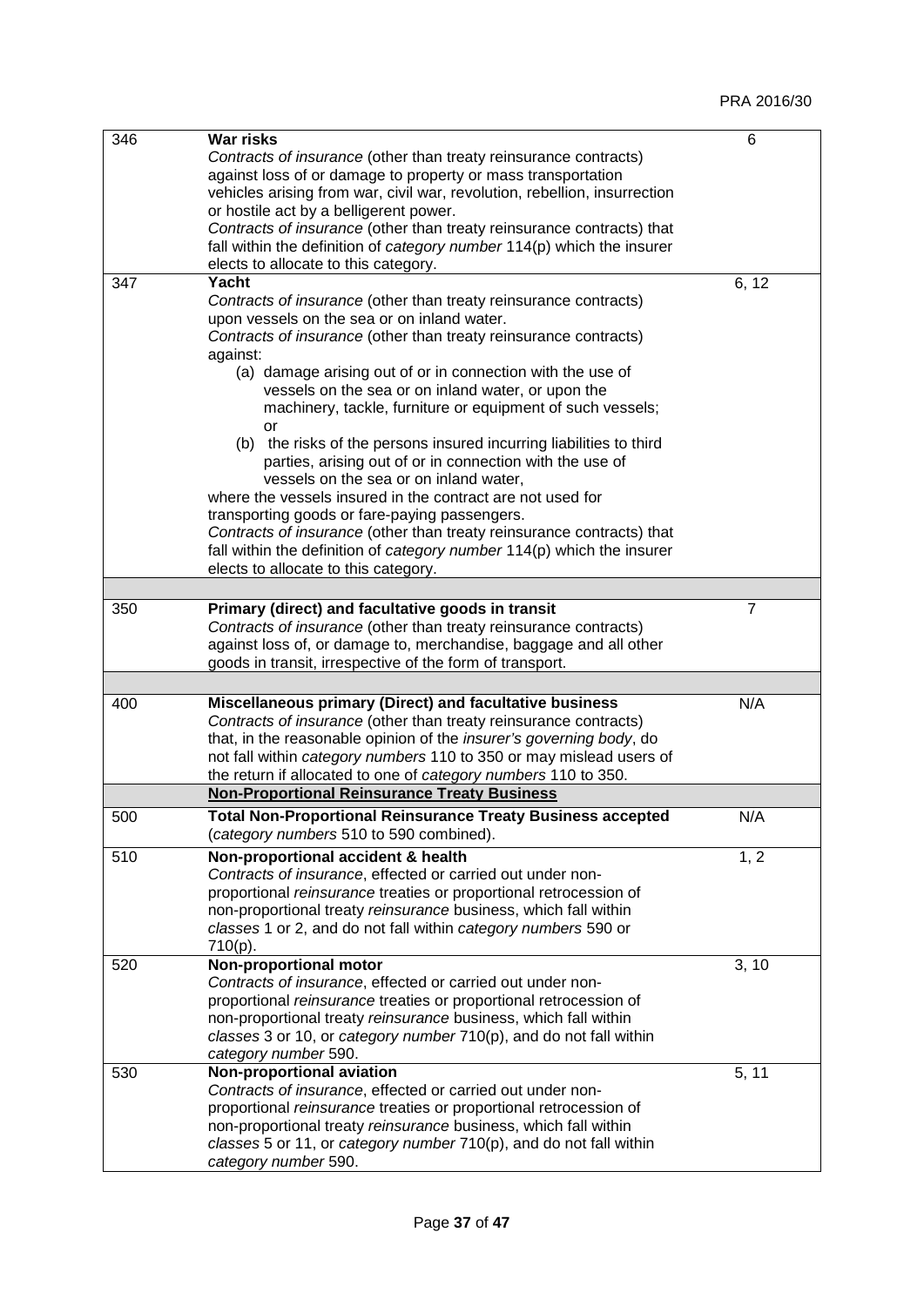| | | |
|---|---|---|
| 346 | **War risks**<br>*Contracts of insurance* (other than treaty reinsurance contracts) against loss of or damage to property or mass transportation vehicles arising from war, civil war, revolution, rebellion, insurrection or hostile act by a belligerent power.<br>*Contracts of insurance* (other than treaty reinsurance contracts) that fall within the definition of *category number* 114(p) which the insurer elects to allocate to this category. | 6 |
| 347 | **Yacht**<br>*Contracts of insurance* (other than treaty reinsurance contracts) upon vessels on the sea or on inland water.<br>*Contracts of insurance* (other than treaty reinsurance contracts) against:<br>(a) damage arising out of or in connection with the use of vessels on the sea or on inland water, or upon the machinery, tackle, furniture or equipment of such vessels; or<br>(b) the risks of the persons insured incurring liabilities to third parties, arising out of or in connection with the use of vessels on the sea or on inland water,<br>where the vessels insured in the contract are not used for transporting goods or fare-paying passengers.<br>*Contracts of insurance* (other than treaty reinsurance contracts) that fall within the definition of *category number* 114(p) which the insurer elects to allocate to this category. | 6, 12 |
| | | |
| 350 | **Primary (direct) and facultative goods in transit**<br>*Contracts of insurance* (other than treaty reinsurance contracts) against loss of, or damage to, merchandise, baggage and all other goods in transit, irrespective of the form of transport. | 7 |
| | | |
| 400 | **Miscellaneous primary (Direct) and facultative business**<br>*Contracts of insurance* (other than treaty reinsurance contracts) that, in the reasonable opinion of the *insurer's governing body*, do not fall within *category numbers* 110 to 350 or may mislead users of the return if allocated to one of *category numbers* 110 to 350. | N/A |
| | **Non-Proportional Reinsurance Treaty Business** | |
| 500 | **Total Non-Proportional Reinsurance Treaty Business accepted**<br>(*category numbers* 510 to 590 combined). | N/A |
| 510 | **Non-proportional accident & health**<br>*Contracts of insurance*, effected or carried out under non-proportional *reinsurance* treaties or proportional retrocession of non-proportional treaty *reinsurance* business, which fall within *classes* 1 or 2, and do not fall within *category numbers* 590 or 710(p). | 1, 2 |
| 520 | **Non-proportional motor**<br>*Contracts of insurance*, effected or carried out under non-proportional *reinsurance* treaties or proportional retrocession of non-proportional treaty *reinsurance* business, which fall within *classes* 3 or 10, or *category number* 710(p), and do not fall within *category number* 590. | 3, 10 |
| 530 | **Non-proportional aviation**<br>*Contracts of insurance*, effected or carried out under non-proportional *reinsurance* treaties or proportional retrocession of non-proportional treaty *reinsurance* business, which fall within *classes* 5 or 11, or *category number* 710(p), and do not fall within *category number* 590. | 5, 11 |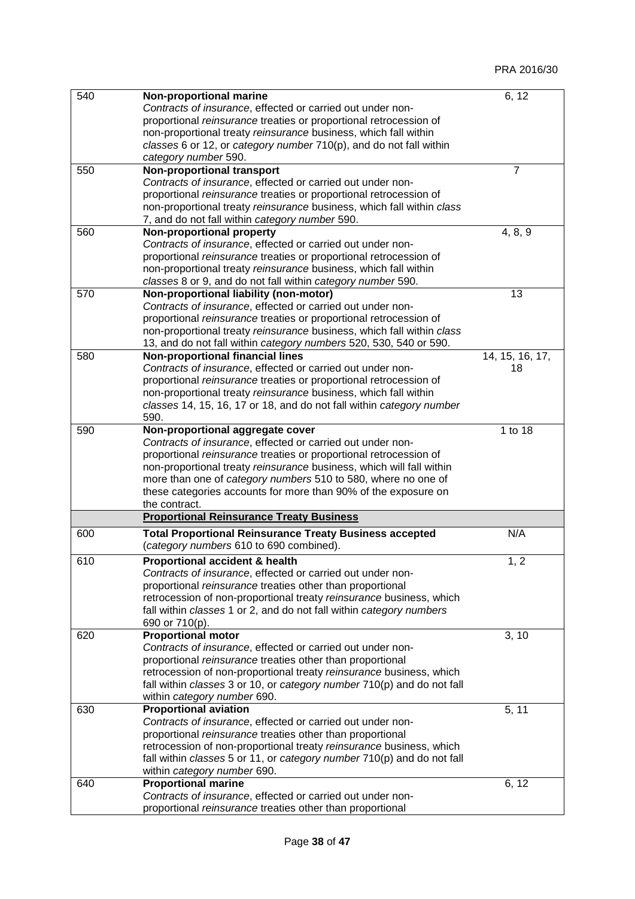| | | |
|---|---|---|
| 540 | **Non-proportional marine**<br>*Contracts of insurance*, effected or carried out under non-proportional *reinsurance* treaties or proportional retrocession of non-proportional treaty *reinsurance* business, which fall within *classes* 6 or 12, or *category number* 710(p), and do not fall within *category number* 590. | 6, 12 |
| 550 | **Non-proportional transport**<br>*Contracts of insurance*, effected or carried out under non-proportional *reinsurance* treaties or proportional retrocession of non-proportional treaty *reinsurance* business, which fall within *class* 7, and do not fall within *category number* 590. | 7 |
| 560 | **Non-proportional property**<br>*Contracts of insurance*, effected or carried out under non-proportional *reinsurance* treaties or proportional retrocession of non-proportional treaty *reinsurance* business, which fall within *classes* 8 or 9, and do not fall within *category number* 590. | 4, 8, 9 |
| 570 | **Non-proportional liability (non-motor)**<br>*Contracts of insurance*, effected or carried out under non-proportional *reinsurance* treaties or proportional retrocession of non-proportional treaty *reinsurance* business, which fall within *class* 13, and do not fall within *category numbers* 520, 530, 540 or 590. | 13 |
| 580 | **Non-proportional financial lines**<br>*Contracts of insurance*, effected or carried out under non-proportional *reinsurance* treaties or proportional retrocession of non-proportional treaty *reinsurance* business, which fall within *classes* 14, 15, 16, 17 or 18, and do not fall within *category number* 590. | 14, 15, 16, 17, 18 |
| 590 | **Non-proportional aggregate cover**<br>*Contracts of insurance*, effected or carried out under non-proportional *reinsurance* treaties or proportional retrocession of non-proportional treaty *reinsurance* business, which will fall within more than one of *category numbers* 510 to 580, where no one of these categories accounts for more than 90% of the exposure on the contract. | 1 to 18 |
| | **<u>Proportional Reinsurance Treaty Business</u>** | |
| 600 | **Total Proportional Reinsurance Treaty Business accepted** (*category numbers* 610 to 690 combined). | N/A |
| 610 | **Proportional accident & health**<br>*Contracts of insurance*, effected or carried out under non-proportional *reinsurance* treaties other than proportional retrocession of non-proportional treaty *reinsurance* business, which fall within *classes* 1 or 2, and do not fall within *category numbers* 690 or 710(p). | 1, 2 |
| 620 | **Proportional motor**<br>*Contracts of insurance*, effected or carried out under non-proportional *reinsurance* treaties other than proportional retrocession of non-proportional treaty *reinsurance* business, which fall within *classes* 3 or 10, or *category number* 710(p) and do not fall within *category number* 690. | 3, 10 |
| 630 | **Proportional aviation**<br>*Contracts of insurance*, effected or carried out under non-proportional *reinsurance* treaties other than proportional retrocession of non-proportional treaty *reinsurance* business, which fall within *classes* 5 or 11, or *category number* 710(p) and do not fall within *category number* 690. | 5, 11 |
| 640 | **Proportional marine**<br>*Contracts of insurance*, effected or carried out under non-proportional *reinsurance* treaties other than proportional | 6, 12 |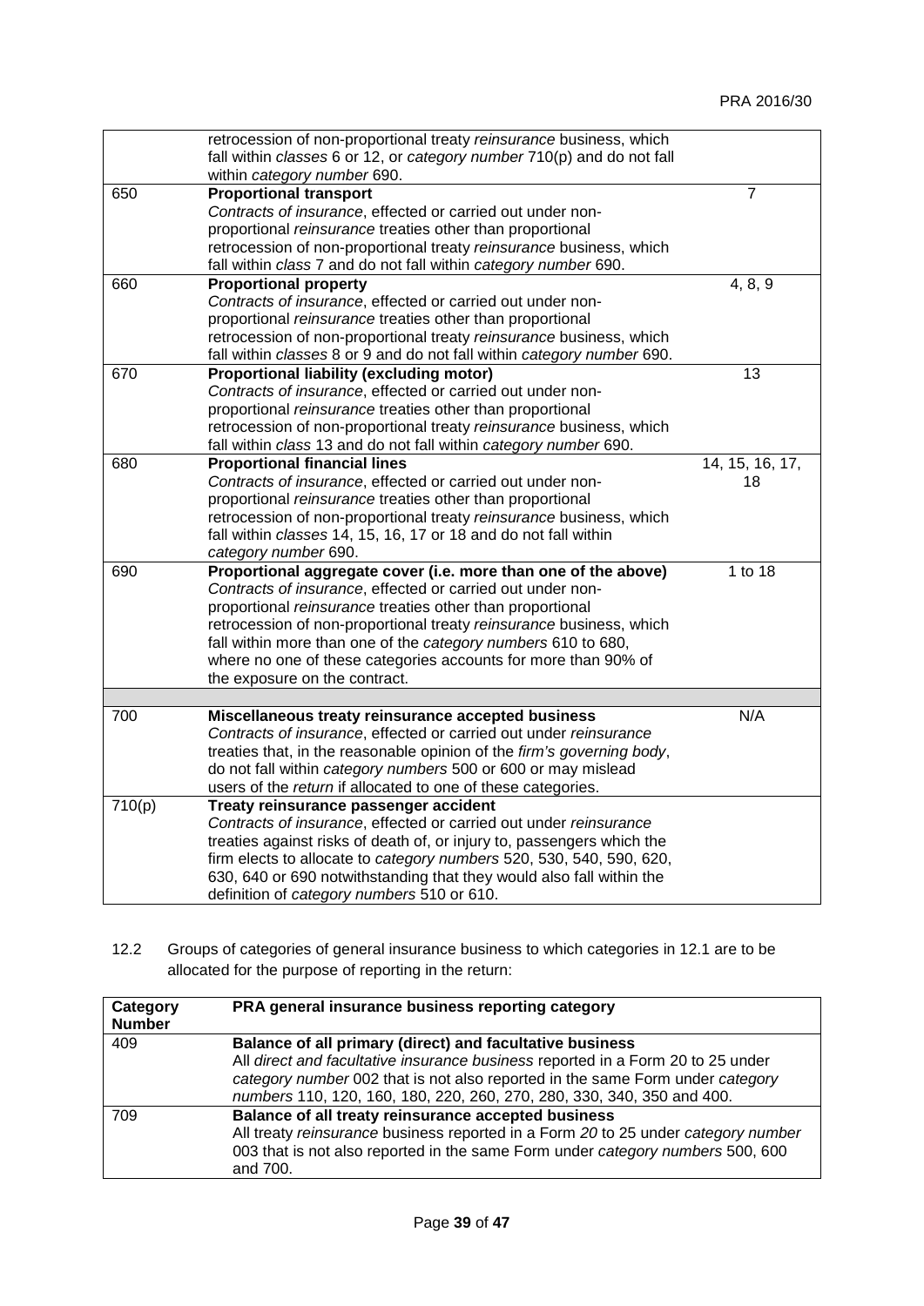| | | |
|---|---|---|
| | retrocession of non-proportional treaty *reinsurance* business, which fall within *classes* 6 or 12, or *category number* 710(p) and do not fall within *category number* 690. | |
| 650 | **Proportional transport**<br>*Contracts of insurance*, effected or carried out under non-proportional *reinsurance* treaties other than proportional retrocession of non-proportional treaty *reinsurance* business, which fall within *class* 7 and do not fall within *category number* 690. | 7 |
| 660 | **Proportional property**<br>*Contracts of insurance*, effected or carried out under non-proportional *reinsurance* treaties other than proportional retrocession of non-proportional treaty *reinsurance* business, which fall within *classes* 8 or 9 and do not fall within *category number* 690. | 4, 8, 9 |
| 670 | **Proportional liability (excluding motor)**<br>*Contracts of insurance*, effected or carried out under non-proportional *reinsurance* treaties other than proportional retrocession of non-proportional treaty *reinsurance* business, which fall within *class* 13 and do not fall within *category number* 690. | 13 |
| 680 | **Proportional financial lines**<br>*Contracts of insurance*, effected or carried out under non-proportional *reinsurance* treaties other than proportional retrocession of non-proportional treaty *reinsurance* business, which fall within *classes* 14, 15, 16, 17 or 18 and do not fall within *category number* 690. | 14, 15, 16, 17, 18 |
| 690 | **Proportional aggregate cover (i.e. more than one of the above)**<br>*Contracts of insurance*, effected or carried out under non-proportional *reinsurance* treaties other than proportional retrocession of non-proportional treaty *reinsurance* business, which fall within more than one of the *category numbers* 610 to 680, where no one of these categories accounts for more than 90% of the exposure on the contract. | 1 to 18 |
| | | |
| 700 | **Miscellaneous treaty reinsurance accepted business**<br>*Contracts of insurance*, effected or carried out under *reinsurance* treaties that, in the reasonable opinion of the *firm's governing body*, do not fall within *category numbers* 500 or 600 or may mislead users of the *return* if allocated to one of these categories. | N/A |
| 710(p) | **Treaty reinsurance passenger accident**<br>*Contracts of insurance*, effected or carried out under *reinsurance* treaties against risks of death of, or injury to, passengers which the firm elects to allocate to *category numbers* 520, 530, 540, 590, 620, 630, 640 or 690 notwithstanding that they would also fall within the definition of *category numbers* 510 or 610. | |

12.2 Groups of categories of general insurance business to which categories in 12.1 are to be allocated for the purpose of reporting in the return:

| Category Number | PRA general insurance business reporting category |
|---|---|
| 409 | **Balance of all primary (direct) and facultative business**<br>All *direct and facultative insurance business* reported in a Form 20 to 25 under *category number* 002 that is not also reported in the same Form under *category numbers* 110, 120, 160, 180, 220, 260, 270, 280, 330, 340, 350 and 400. |
| 709 | **Balance of all treaty reinsurance accepted business**<br>All treaty *reinsurance* business reported in a Form *20* to 25 under *category number* 003 that is not also reported in the same Form under *category numbers* 500, 600 and 700. |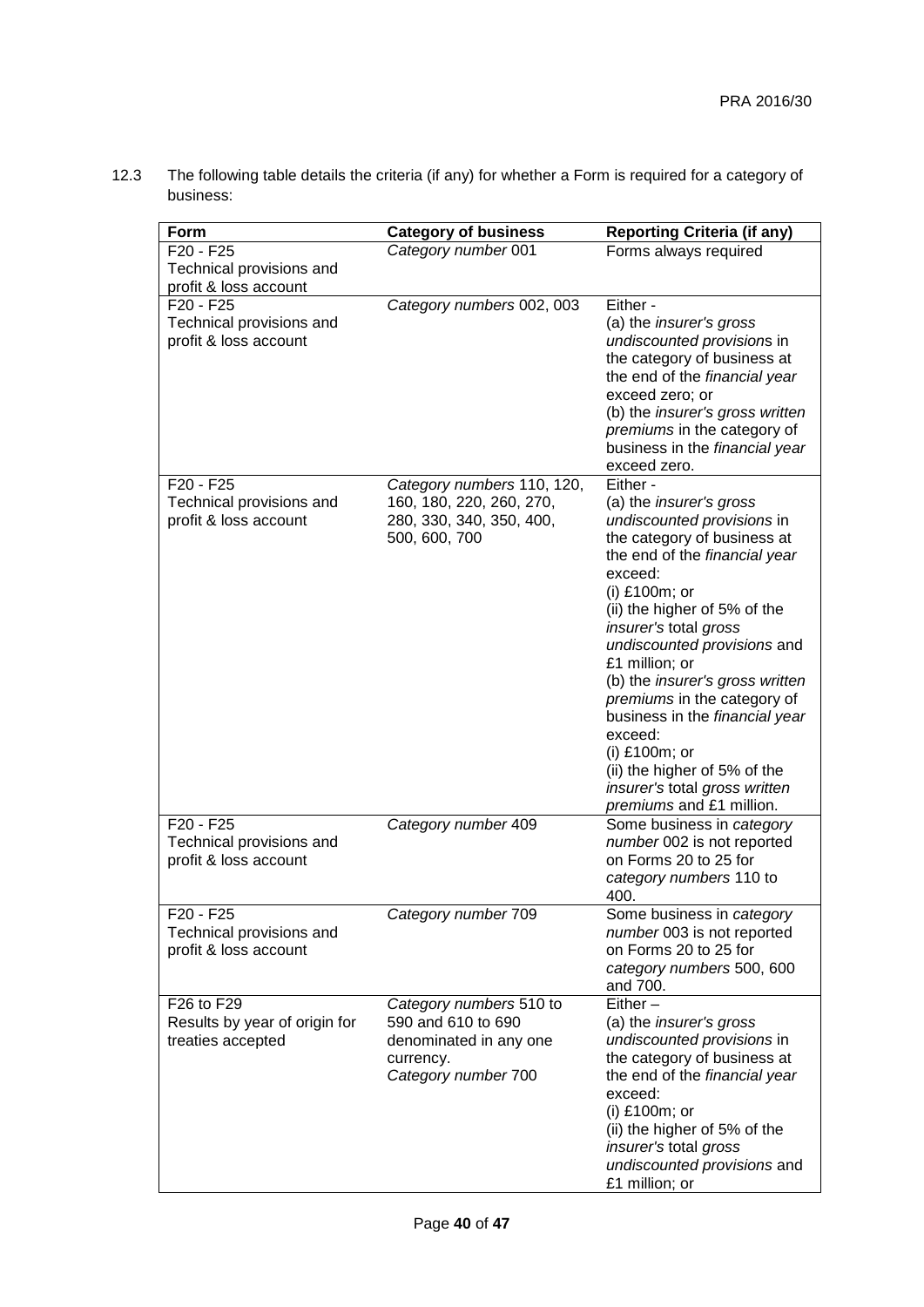12.3 The following table details the criteria (if any) for whether a Form is required for a category of business:

| Form | Category of business | Reporting Criteria (if any) |
|---|---|---|
| F20 - F25 Technical provisions and profit & loss account | *Category number* 001 | Forms always required |
| F20 - F25 Technical provisions and profit & loss account | *Category numbers* 002, 003 | Either - (a) the *insurer's gross undiscounted provisions* in the category of business at the end of the *financial year* exceed zero; or (b) the *insurer's gross written premiums* in the category of business in the *financial year* exceed zero. |
| F20 - F25 Technical provisions and profit & loss account | *Category numbers* 110, 120, 160, 180, 220, 260, 270, 280, 330, 340, 350, 400, 500, 600, 700 | Either - (a) the *insurer's gross undiscounted provisions* in the category of business at the end of the *financial year* exceed: (i) £100m; or (ii) the higher of 5% of the *insurer's* total *gross undiscounted provisions* and £1 million; or (b) the *insurer's gross written premiums* in the category of business in the *financial year* exceed: (i) £100m; or (ii) the higher of 5% of the *insurer's* total *gross written premiums* and £1 million. |
| F20 - F25 Technical provisions and profit & loss account | *Category number* 409 | Some business in *category number* 002 is not reported on Forms 20 to 25 for *category numbers* 110 to 400. |
| F20 - F25 Technical provisions and profit & loss account | *Category number* 709 | Some business in *category number* 003 is not reported on Forms 20 to 25 for *category numbers* 500, 600 and 700. |
| F26 to F29 Results by year of origin for treaties accepted | *Category numbers* 510 to 590 and 610 to 690 denominated in any one currency. *Category number* 700 | Either – (a) the *insurer's gross undiscounted provisions* in the category of business at the end of the *financial year* exceed: (i) £100m; or (ii) the higher of 5% of the *insurer's* total *gross undiscounted provisions* and £1 million; or |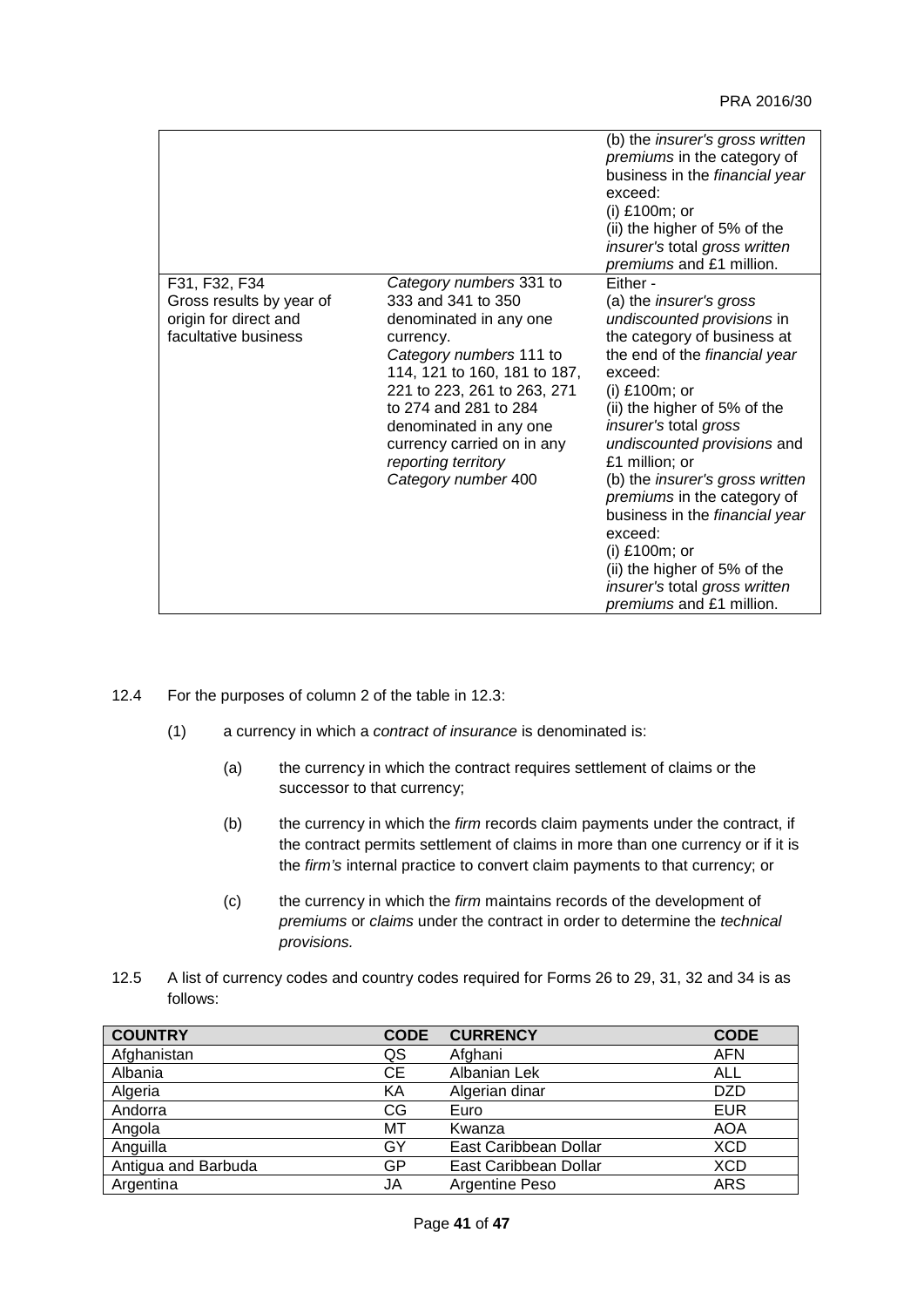| | | |
|---|---|---|
| | | (b) the *insurer's gross written premiums* in the category of business in the *financial year* exceed:<br>(i) £100m; or<br>(ii) the higher of 5% of the *insurer's* total *gross written premiums* and £1 million. |
| F31, F32, F34<br>Gross results by year of origin for direct and facultative business | *Category numbers* 331 to 333 and 341 to 350 denominated in any one currency.<br>*Category numbers* 111 to 114, 121 to 160, 181 to 187, 221 to 223, 261 to 263, 271 to 274 and 281 to 284 denominated in any one currency carried on in any *reporting territory*<br>*Category number* 400 | Either -<br>(a) the *insurer's gross undiscounted provisions* in the category of business at the end of the *financial year* exceed:<br>(i) £100m; or<br>(ii) the higher of 5% of the *insurer's* total *gross undiscounted provisions* and £1 million; or<br>(b) the *insurer's gross written premiums* in the category of business in the *financial year* exceed:<br>(i) £100m; or<br>(ii) the higher of 5% of the *insurer's* total *gross written premiums* and £1 million. |

12.4 For the purposes of column 2 of the table in 12.3:

(1) a currency in which a *contract of insurance* is denominated is:

(a) the currency in which the contract requires settlement of claims or the successor to that currency;

(b) the currency in which the *firm* records claim payments under the contract, if the contract permits settlement of claims in more than one currency or if it is the *firm's* internal practice to convert claim payments to that currency; or

(c) the currency in which the *firm* maintains records of the development of *premiums* or *claims* under the contract in order to determine the *technical provisions.*

12.5 A list of currency codes and country codes required for Forms 26 to 29, 31, 32 and 34 is as follows:

| COUNTRY | CODE | CURRENCY | CODE |
|---|---|---|---|
| Afghanistan | QS | Afghani | AFN |
| Albania | CE | Albanian Lek | ALL |
| Algeria | KA | Algerian dinar | DZD |
| Andorra | CG | Euro | EUR |
| Angola | MT | Kwanza | AOA |
| Anguilla | GY | East Caribbean Dollar | XCD |
| Antigua and Barbuda | GP | East Caribbean Dollar | XCD |
| Argentina | JA | Argentine Peso | ARS |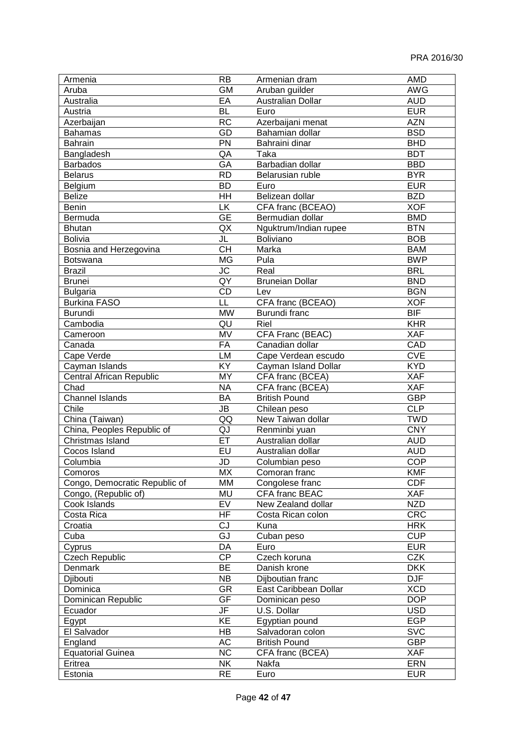| | | | |
|---|---|---|---|
| Armenia | RB | Armenian dram | AMD |
| Aruba | GM | Aruban guilder | AWG |
| Australia | EA | Australian Dollar | AUD |
| Austria | BL | Euro | EUR |
| Azerbaijan | RC | Azerbaijani menat | AZN |
| Bahamas | GD | Bahamian dollar | BSD |
| Bahrain | PN | Bahraini dinar | BHD |
| Bangladesh | QA | Taka | BDT |
| Barbados | GA | Barbadian dollar | BBD |
| Belarus | RD | Belarusian ruble | BYR |
| Belgium | BD | Euro | EUR |
| Belize | HH | Belizean dollar | BZD |
| Benin | LK | CFA franc (BCEAO) | XOF |
| Bermuda | GE | Bermudian dollar | BMD |
| Bhutan | QX | Nguktrum/Indian rupee | BTN |
| Bolivia | JL | Boliviano | BOB |
| Bosnia and Herzegovina | CH | Marka | BAM |
| Botswana | MG | Pula | BWP |
| Brazil | JC | Real | BRL |
| Brunei | QY | Bruneian Dollar | BND |
| Bulgaria | CD | Lev | BGN |
| Burkina FASO | LL | CFA franc (BCEAO) | XOF |
| Burundi | MW | Burundi franc | BIF |
| Cambodia | QU | Riel | KHR |
| Cameroon | MV | CFA Franc (BEAC) | XAF |
| Canada | FA | Canadian dollar | CAD |
| Cape Verde | LM | Cape Verdean escudo | CVE |
| Cayman Islands | KY | Cayman Island Dollar | KYD |
| Central African Republic | MY | CFA franc (BCEA) | XAF |
| Chad | NA | CFA franc (BCEA) | XAF |
| Channel Islands | BA | British Pound | GBP |
| Chile | JB | Chilean peso | CLP |
| China (Taiwan) | QQ | New Taiwan dollar | TWD |
| China, Peoples Republic of | QJ | Renminbi yuan | CNY |
| Christmas Island | ET | Australian dollar | AUD |
| Cocos Island | EU | Australian dollar | AUD |
| Columbia | JD | Columbian peso | COP |
| Comoros | MX | Comoran franc | KMF |
| Congo, Democratic Republic of | MM | Congolese franc | CDF |
| Congo, (Republic of) | MU | CFA franc BEAC | XAF |
| Cook Islands | EV | New Zealand dollar | NZD |
| Costa Rica | HF | Costa Rican colon | CRC |
| Croatia | CJ | Kuna | HRK |
| Cuba | GJ | Cuban peso | CUP |
| Cyprus | DA | Euro | EUR |
| Czech Republic | CP | Czech koruna | CZK |
| Denmark | BE | Danish krone | DKK |
| Djibouti | NB | Dijboutian franc | DJF |
| Dominica | GR | East Caribbean Dollar | XCD |
| Dominican Republic | GF | Dominican peso | DOP |
| Ecuador | JF | U.S. Dollar | USD |
| Egypt | KE | Egyptian pound | EGP |
| El Salvador | HB | Salvadoran colon | SVC |
| England | AC | British Pound | GBP |
| Equatorial Guinea | NC | CFA franc (BCEA) | XAF |
| Eritrea | NK | Nakfa | ERN |
| Estonia | RE | Euro | EUR |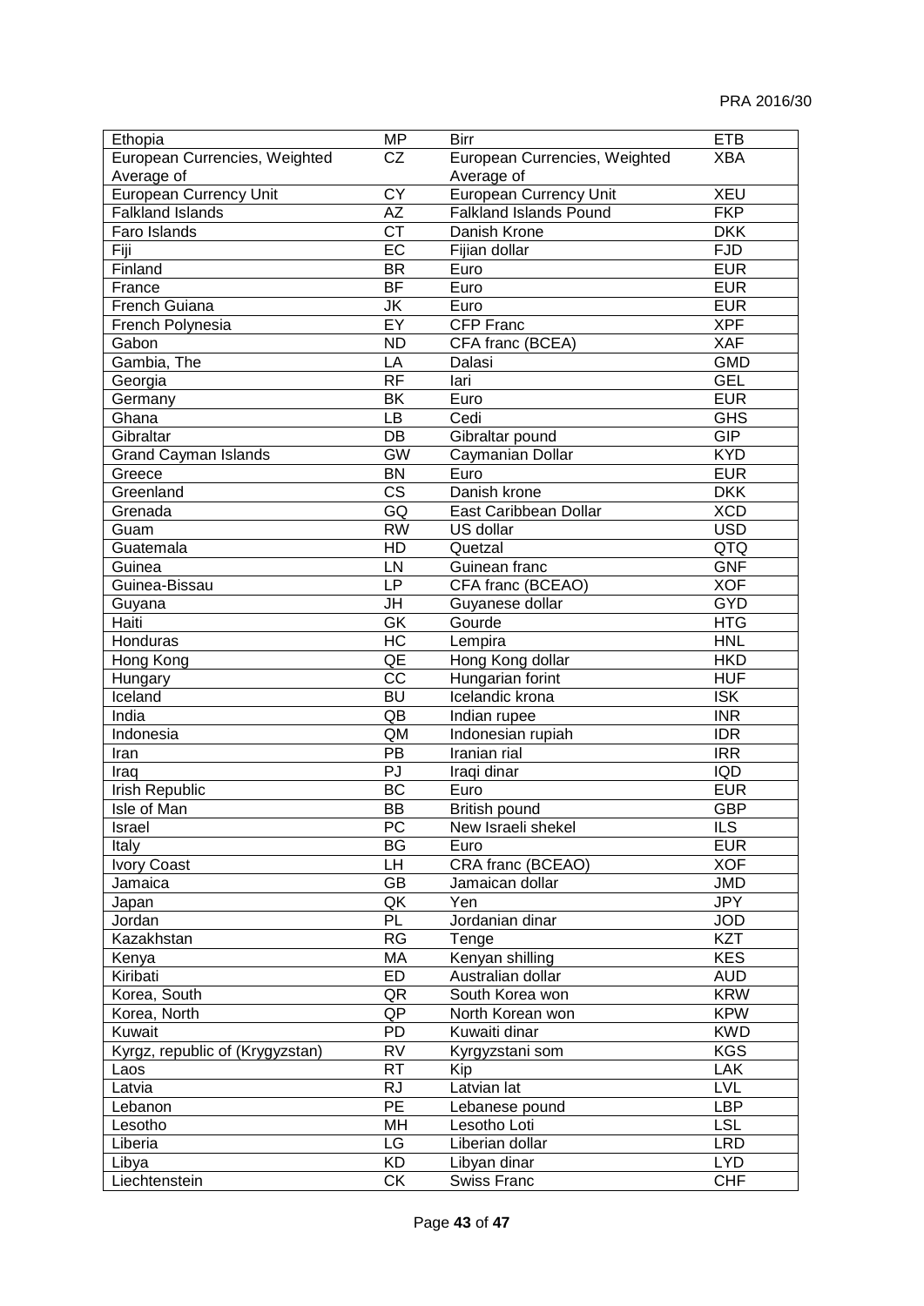| | | | |
|---|---|---|---|
| Ethopia | MP | Birr | ETB |
| European Currencies, Weighted Average of | CZ | European Currencies, Weighted Average of | XBA |
| European Currency Unit | CY | European Currency Unit | XEU |
| Falkland Islands | AZ | Falkland Islands Pound | FKP |
| Faro Islands | CT | Danish Krone | DKK |
| Fiji | EC | Fijian dollar | FJD |
| Finland | BR | Euro | EUR |
| France | BF | Euro | EUR |
| French Guiana | JK | Euro | EUR |
| French Polynesia | EY | CFP Franc | XPF |
| Gabon | ND | CFA franc (BCEA) | XAF |
| Gambia, The | LA | Dalasi | GMD |
| Georgia | RF | lari | GEL |
| Germany | BK | Euro | EUR |
| Ghana | LB | Cedi | GHS |
| Gibraltar | DB | Gibraltar pound | GIP |
| Grand Cayman Islands | GW | Caymanian Dollar | KYD |
| Greece | BN | Euro | EUR |
| Greenland | CS | Danish krone | DKK |
| Grenada | GQ | East Caribbean Dollar | XCD |
| Guam | RW | US dollar | USD |
| Guatemala | HD | Quetzal | QTQ |
| Guinea | LN | Guinean franc | GNF |
| Guinea-Bissau | LP | CFA franc (BCEAO) | XOF |
| Guyana | JH | Guyanese dollar | GYD |
| Haiti | GK | Gourde | HTG |
| Honduras | HC | Lempira | HNL |
| Hong Kong | QE | Hong Kong dollar | HKD |
| Hungary | CC | Hungarian forint | HUF |
| Iceland | BU | Icelandic krona | ISK |
| India | QB | Indian rupee | INR |
| Indonesia | QM | Indonesian rupiah | IDR |
| Iran | PB | Iranian rial | IRR |
| Iraq | PJ | Iraqi dinar | IQD |
| Irish Republic | BC | Euro | EUR |
| Isle of Man | BB | British pound | GBP |
| Israel | PC | New Israeli shekel | ILS |
| Italy | BG | Euro | EUR |
| Ivory Coast | LH | CRA franc (BCEAO) | XOF |
| Jamaica | GB | Jamaican dollar | JMD |
| Japan | QK | Yen | JPY |
| Jordan | PL | Jordanian dinar | JOD |
| Kazakhstan | RG | Tenge | KZT |
| Kenya | MA | Kenyan shilling | KES |
| Kiribati | ED | Australian dollar | AUD |
| Korea, South | QR | South Korea won | KRW |
| Korea, North | QP | North Korean won | KPW |
| Kuwait | PD | Kuwaiti dinar | KWD |
| Kyrgz, republic of (Krygyzstan) | RV | Kyrgyzstani som | KGS |
| Laos | RT | Kip | LAK |
| Latvia | RJ | Latvian lat | LVL |
| Lebanon | PE | Lebanese pound | LBP |
| Lesotho | MH | Lesotho Loti | LSL |
| Liberia | LG | Liberian dollar | LRD |
| Libya | KD | Libyan dinar | LYD |
| Liechtenstein | CK | Swiss Franc | CHF |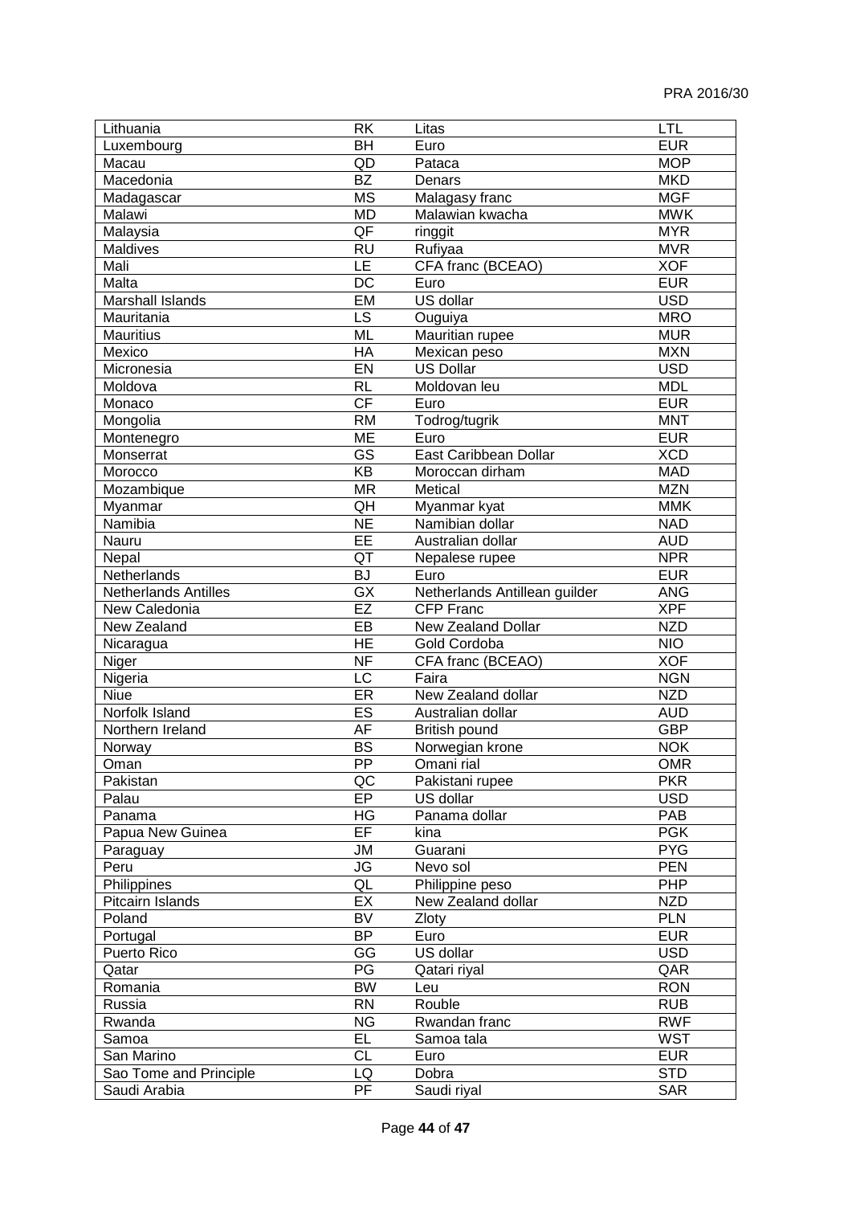| | | | |
|---|---|---|---|
| Lithuania | RK | Litas | LTL |
| Luxembourg | BH | Euro | EUR |
| Macau | QD | Pataca | MOP |
| Macedonia | BZ | Denars | MKD |
| Madagascar | MS | Malagasy franc | MGF |
| Malawi | MD | Malawian kwacha | MWK |
| Malaysia | QF | ringgit | MYR |
| Maldives | RU | Rufiyaa | MVR |
| Mali | LE | CFA franc (BCEAO) | XOF |
| Malta | DC | Euro | EUR |
| Marshall Islands | EM | US dollar | USD |
| Mauritania | LS | Ouguiya | MRO |
| Mauritius | ML | Mauritian rupee | MUR |
| Mexico | HA | Mexican peso | MXN |
| Micronesia | EN | US Dollar | USD |
| Moldova | RL | Moldovan leu | MDL |
| Monaco | CF | Euro | EUR |
| Mongolia | RM | Todrog/tugrik | MNT |
| Montenegro | ME | Euro | EUR |
| Monserrat | GS | East Caribbean Dollar | XCD |
| Morocco | KB | Moroccan dirham | MAD |
| Mozambique | MR | Metical | MZN |
| Myanmar | QH | Myanmar kyat | MMK |
| Namibia | NE | Namibian dollar | NAD |
| Nauru | EE | Australian dollar | AUD |
| Nepal | QT | Nepalese rupee | NPR |
| Netherlands | BJ | Euro | EUR |
| Netherlands Antilles | GX | Netherlands Antillean guilder | ANG |
| New Caledonia | EZ | CFP Franc | XPF |
| New Zealand | EB | New Zealand Dollar | NZD |
| Nicaragua | HE | Gold Cordoba | NIO |
| Niger | NF | CFA franc (BCEAO) | XOF |
| Nigeria | LC | Faira | NGN |
| Niue | ER | New Zealand dollar | NZD |
| Norfolk Island | ES | Australian dollar | AUD |
| Northern Ireland | AF | British pound | GBP |
| Norway | BS | Norwegian krone | NOK |
| Oman | PP | Omani rial | OMR |
| Pakistan | QC | Pakistani rupee | PKR |
| Palau | EP | US dollar | USD |
| Panama | HG | Panama dollar | PAB |
| Papua New Guinea | EF | kina | PGK |
| Paraguay | JM | Guarani | PYG |
| Peru | JG | Nevo sol | PEN |
| Philippines | QL | Philippine peso | PHP |
| Pitcairn Islands | EX | New Zealand dollar | NZD |
| Poland | BV | Zloty | PLN |
| Portugal | BP | Euro | EUR |
| Puerto Rico | GG | US dollar | USD |
| Qatar | PG | Qatari riyal | QAR |
| Romania | BW | Leu | RON |
| Russia | RN | Rouble | RUB |
| Rwanda | NG | Rwandan franc | RWF |
| Samoa | EL | Samoa tala | WST |
| San Marino | CL | Euro | EUR |
| Sao Tome and Principle | LQ | Dobra | STD |
| Saudi Arabia | PF | Saudi riyal | SAR |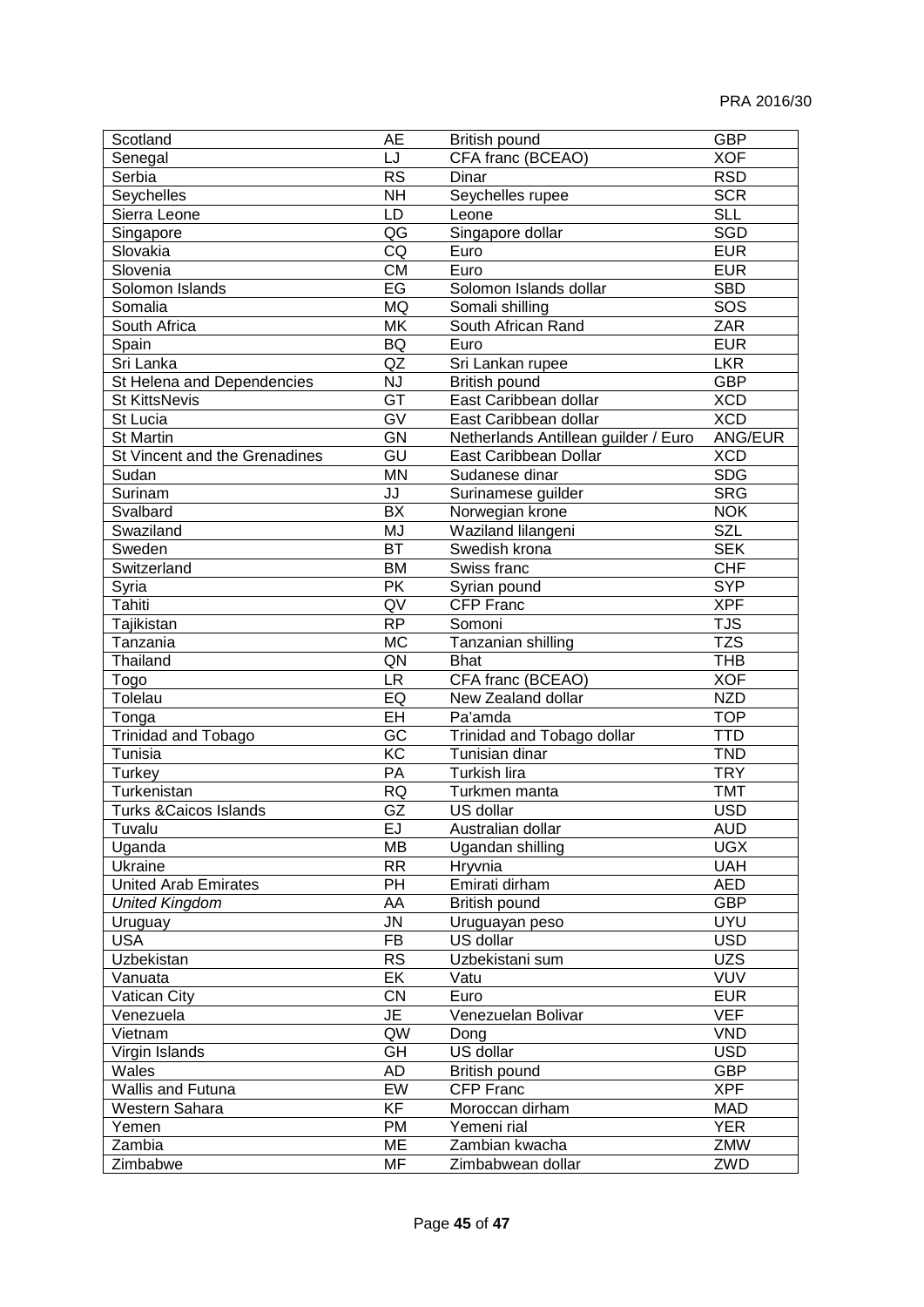| | | | |
|---|---|---|---|
| Scotland | AE | British pound | GBP |
| Senegal | LJ | CFA franc (BCEAO) | XOF |
| Serbia | RS | Dinar | RSD |
| Seychelles | NH | Seychelles rupee | SCR |
| Sierra Leone | LD | Leone | SLL |
| Singapore | QG | Singapore dollar | SGD |
| Slovakia | CQ | Euro | EUR |
| Slovenia | CM | Euro | EUR |
| Solomon Islands | EG | Solomon Islands dollar | SBD |
| Somalia | MQ | Somali shilling | SOS |
| South Africa | MK | South African Rand | ZAR |
| Spain | BQ | Euro | EUR |
| Sri Lanka | QZ | Sri Lankan rupee | LKR |
| St Helena and Dependencies | NJ | British pound | GBP |
| St KittsNevis | GT | East Caribbean dollar | XCD |
| St Lucia | GV | East Caribbean dollar | XCD |
| St Martin | GN | Netherlands Antillean guilder / Euro | ANG/EUR |
| St Vincent and the Grenadines | GU | East Caribbean Dollar | XCD |
| Sudan | MN | Sudanese dinar | SDG |
| Surinam | JJ | Surinamese guilder | SRG |
| Svalbard | BX | Norwegian krone | NOK |
| Swaziland | MJ | Waziland lilangeni | SZL |
| Sweden | BT | Swedish krona | SEK |
| Switzerland | BM | Swiss franc | CHF |
| Syria | PK | Syrian pound | SYP |
| Tahiti | QV | CFP Franc | XPF |
| Tajikistan | RP | Somoni | TJS |
| Tanzania | MC | Tanzanian shilling | TZS |
| Thailand | QN | Bhat | THB |
| Togo | LR | CFA franc (BCEAO) | XOF |
| Tolelau | EQ | New Zealand dollar | NZD |
| Tonga | EH | Pa'amda | TOP |
| Trinidad and Tobago | GC | Trinidad and Tobago dollar | TTD |
| Tunisia | KC | Tunisian dinar | TND |
| Turkey | PA | Turkish lira | TRY |
| Turkenistan | RQ | Turkmen manta | TMT |
| Turks &Caicos Islands | GZ | US dollar | USD |
| Tuvalu | EJ | Australian dollar | AUD |
| Uganda | MB | Ugandan shilling | UGX |
| Ukraine | RR | Hryvnia | UAH |
| United Arab Emirates | PH | Emirati dirham | AED |
| *United Kingdom* | AA | British pound | GBP |
| Uruguay | JN | Uruguayan peso | UYU |
| USA | FB | US dollar | USD |
| Uzbekistan | RS | Uzbekistani sum | UZS |
| Vanuata | EK | Vatu | VUV |
| Vatican City | CN | Euro | EUR |
| Venezuela | JE | Venezuelan Bolivar | VEF |
| Vietnam | QW | Dong | VND |
| Virgin Islands | GH | US dollar | USD |
| Wales | AD | British pound | GBP |
| Wallis and Futuna | EW | CFP Franc | XPF |
| Western Sahara | KF | Moroccan dirham | MAD |
| Yemen | PM | Yemeni rial | YER |
| Zambia | ME | Zambian kwacha | ZMW |
| Zimbabwe | MF | Zimbabwean dollar | ZWD |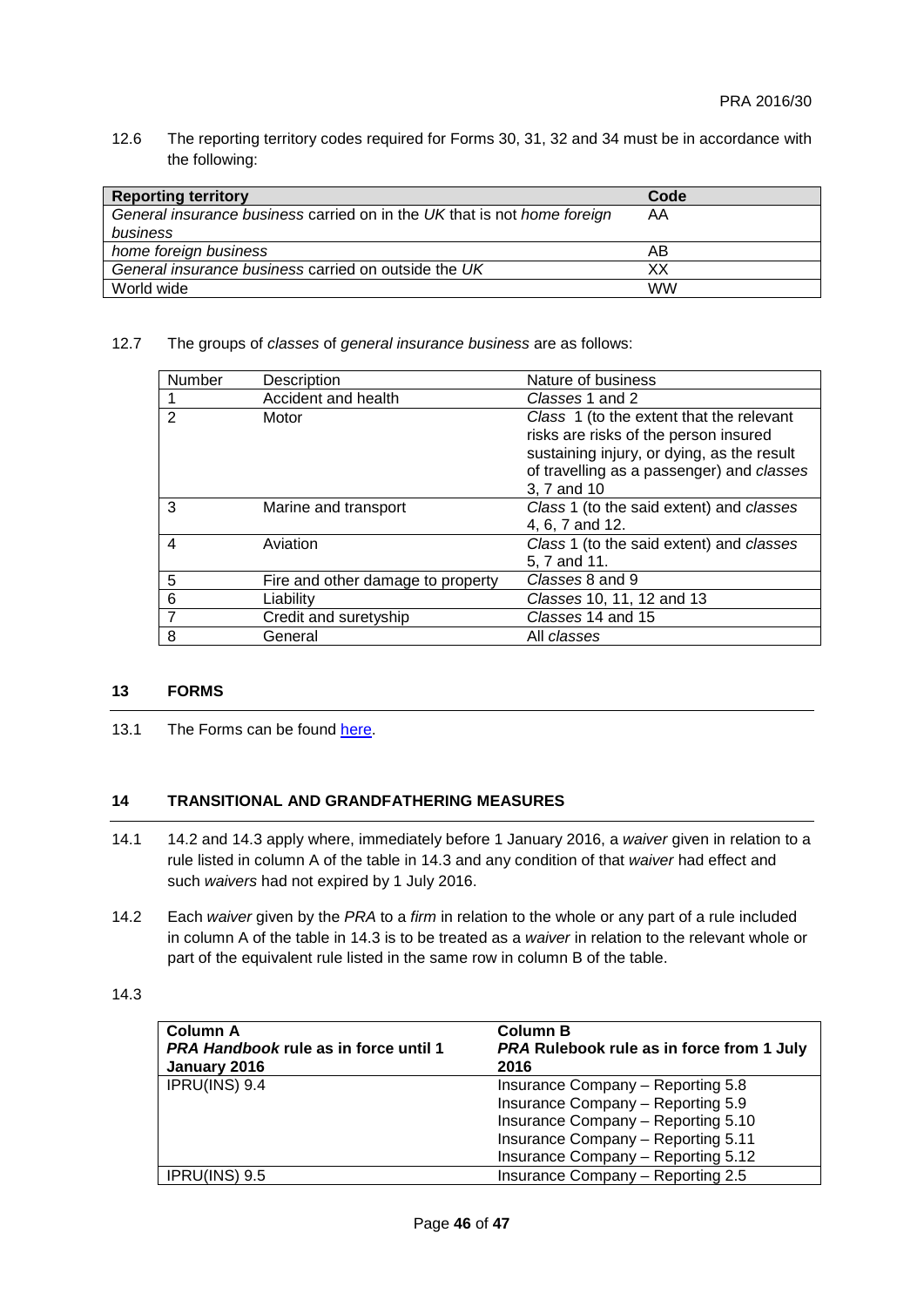12.6 The reporting territory codes required for Forms 30, 31, 32 and 34 must be in accordance with the following:

| Reporting territory | Code |
|---|---|
| *General insurance business* carried on in the *UK* that is not *home foreign business* | AA |
| *home foreign business* | AB |
| *General insurance business* carried on outside the *UK* | XX |
| World wide | WW |

12.7 The groups of *classes* of *general insurance business* are as follows:

| Number | Description | Nature of business |
|---|---|---|
| 1 | Accident and health | *Classes* 1 and 2 |
| 2 | Motor | *Class* 1 (to the extent that the relevant risks are risks of the person insured sustaining injury, or dying, as the result of travelling as a passenger) and *classes* 3, 7 and 10 |
| 3 | Marine and transport | *Class* 1 (to the said extent) and *classes* 4, 6, 7 and 12. |
| 4 | Aviation | *Class* 1 (to the said extent) and *classes* 5, 7 and 11. |
| 5 | Fire and other damage to property | *Classes* 8 and 9 |
| 6 | Liability | *Classes* 10, 11, 12 and 13 |
| 7 | Credit and suretyship | *Classes* 14 and 15 |
| 8 | General | All *classes* |

## 13 FORMS

13.1 The Forms can be found here.

## 14 TRANSITIONAL AND GRANDFATHERING MEASURES

14.1 14.2 and 14.3 apply where, immediately before 1 January 2016, a *waiver* given in relation to a rule listed in column A of the table in 14.3 and any condition of that *waiver* had effect and such *waivers* had not expired by 1 July 2016.

14.2 Each *waiver* given by the *PRA* to a *firm* in relation to the whole or any part of a rule included in column A of the table in 14.3 is to be treated as a *waiver* in relation to the relevant whole or part of the equivalent rule listed in the same row in column B of the table.

14.3

| **Column A** *PRA Handbook* **rule as in force until 1 January 2016** | **Column B** *PRA* **Rulebook rule as in force from 1 July 2016** |
|---|---|
| IPRU(INS) 9.4 | Insurance Company – Reporting 5.8<br>Insurance Company – Reporting 5.9<br>Insurance Company – Reporting 5.10<br>Insurance Company – Reporting 5.11<br>Insurance Company – Reporting 5.12 |
| IPRU(INS) 9.5 | Insurance Company – Reporting 2.5 |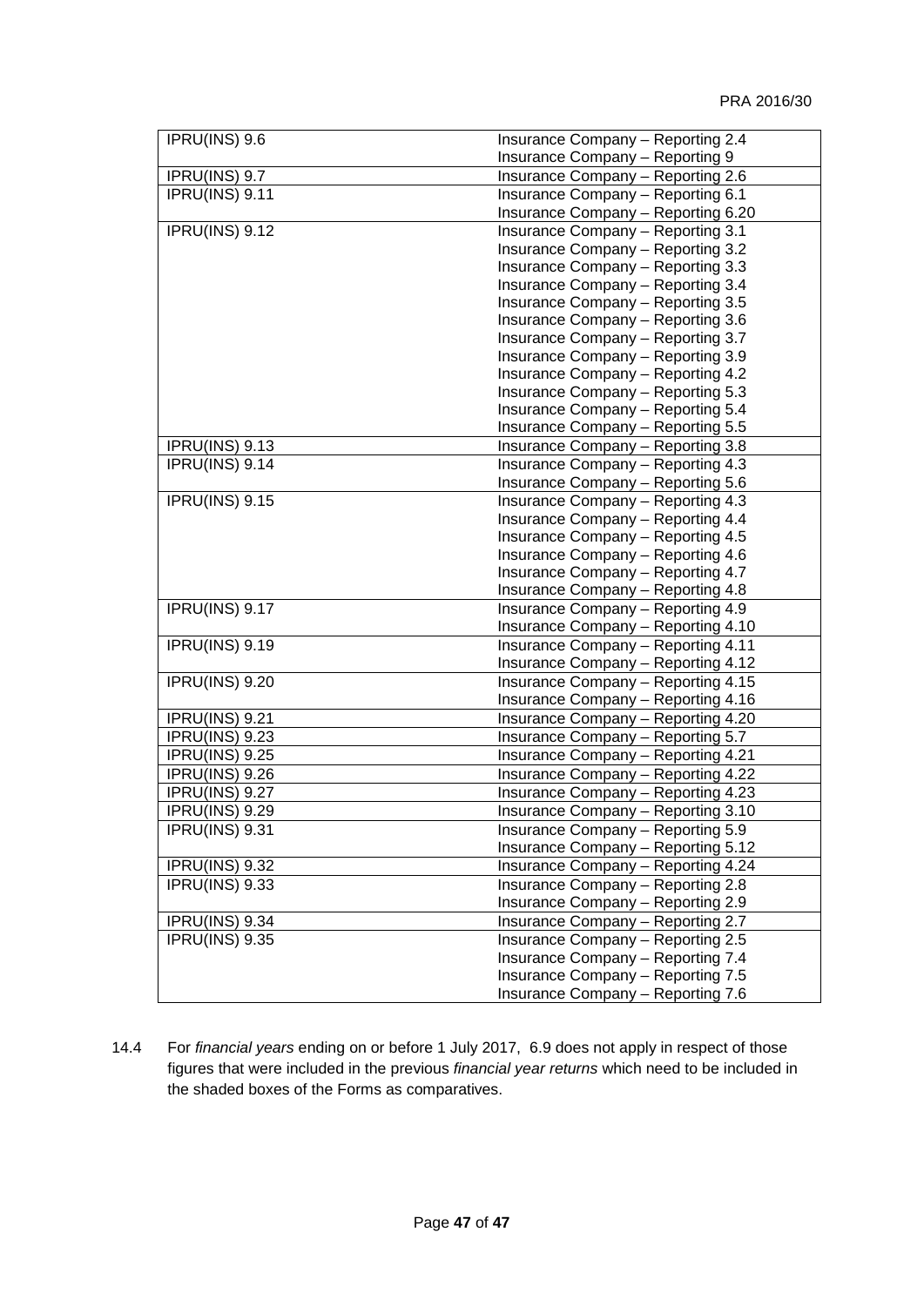| | |
|---|---|
| IPRU(INS) 9.6 | Insurance Company – Reporting 2.4<br>Insurance Company – Reporting 9 |
| IPRU(INS) 9.7 | Insurance Company – Reporting 2.6 |
| IPRU(INS) 9.11 | Insurance Company – Reporting 6.1<br>Insurance Company – Reporting 6.20 |
| IPRU(INS) 9.12 | Insurance Company – Reporting 3.1<br>Insurance Company – Reporting 3.2<br>Insurance Company – Reporting 3.3<br>Insurance Company – Reporting 3.4<br>Insurance Company – Reporting 3.5<br>Insurance Company – Reporting 3.6<br>Insurance Company – Reporting 3.7<br>Insurance Company – Reporting 3.9<br>Insurance Company – Reporting 4.2<br>Insurance Company – Reporting 5.3<br>Insurance Company – Reporting 5.4<br>Insurance Company – Reporting 5.5 |
| IPRU(INS) 9.13 | Insurance Company – Reporting 3.8 |
| IPRU(INS) 9.14 | Insurance Company – Reporting 4.3<br>Insurance Company – Reporting 5.6 |
| IPRU(INS) 9.15 | Insurance Company – Reporting 4.3<br>Insurance Company – Reporting 4.4<br>Insurance Company – Reporting 4.5<br>Insurance Company – Reporting 4.6<br>Insurance Company – Reporting 4.7<br>Insurance Company – Reporting 4.8 |
| IPRU(INS) 9.17 | Insurance Company – Reporting 4.9<br>Insurance Company – Reporting 4.10 |
| IPRU(INS) 9.19 | Insurance Company – Reporting 4.11<br>Insurance Company – Reporting 4.12 |
| IPRU(INS) 9.20 | Insurance Company – Reporting 4.15<br>Insurance Company – Reporting 4.16 |
| IPRU(INS) 9.21 | Insurance Company – Reporting 4.20 |
| IPRU(INS) 9.23 | Insurance Company – Reporting 5.7 |
| IPRU(INS) 9.25 | Insurance Company – Reporting 4.21 |
| IPRU(INS) 9.26 | Insurance Company – Reporting 4.22 |
| IPRU(INS) 9.27 | Insurance Company – Reporting 4.23 |
| IPRU(INS) 9.29 | Insurance Company – Reporting 3.10 |
| IPRU(INS) 9.31 | Insurance Company – Reporting 5.9<br>Insurance Company – Reporting 5.12 |
| IPRU(INS) 9.32 | Insurance Company – Reporting 4.24 |
| IPRU(INS) 9.33 | Insurance Company – Reporting 2.8<br>Insurance Company – Reporting 2.9 |
| IPRU(INS) 9.34 | Insurance Company – Reporting 2.7 |
| IPRU(INS) 9.35 | Insurance Company – Reporting 2.5<br>Insurance Company – Reporting 7.4<br>Insurance Company – Reporting 7.5<br>Insurance Company – Reporting 7.6 |

14.4 For *financial years* ending on or before 1 July 2017, 6.9 does not apply in respect of those figures that were included in the previous *financial year returns* which need to be included in the shaded boxes of the Forms as comparatives.